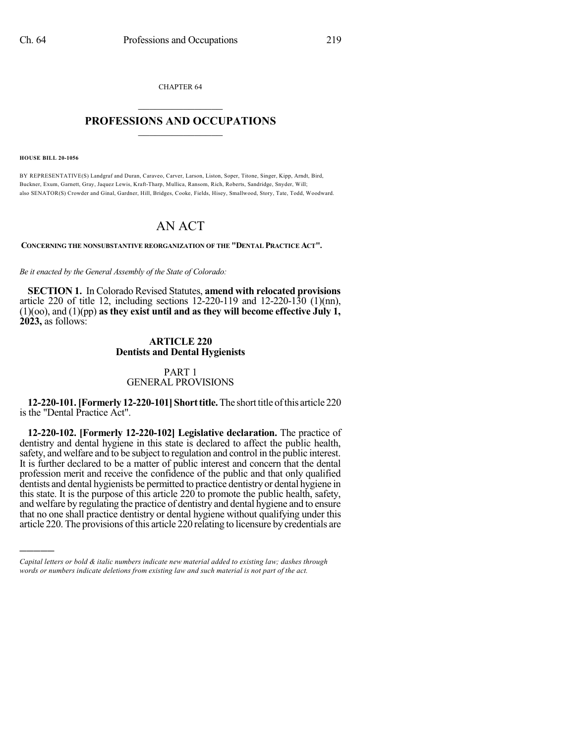CHAPTER 64

# PROFESSIONS AND OCCUPATIONS

**HOUSE BILL 20-1056**

BY REPRESENTATIVE(S) Landgraf and Duran, Caraveo, Carver, Larson, Liston, Soper, Titone, Singer, Kipp, Arndt, Bird, Buckner, Exum, Garnett, Gray, Jaquez Lewis, Kraft-Tharp, Mullica, Ransom, Rich, Roberts, Sandridge, Snyder, Will; also SENATOR(S) Crowder and Ginal, Gardner, Hill, Bridges, Cooke, Fields, Hisey, Smallwood, Story, Tate, Todd, Woodward.

# AN ACT

**CONCERNING THE NONSUBSTANTIVE REORGANIZATION OF THE "DENTAL PRACTICE ACT".**

*Be it enacted by the General Assembly of the State of Colorado:*

**SECTION 1.** In Colorado Revised Statutes, **amend with relocated provisions** article 220 of title 12, including sections 12-220-119 and 12-220-130 (1)(nn), (1)(oo), and (1)(pp) **as they exist until and as they will become effective July 1, 2023,** as follows:

## ARTICLE 220
## Dentists and Dental Hygienists

### PART 1
### GENERAL PROVISIONS

**12-220-101. [Formerly 12-220-101] Short title.** The short title of this article 220 is the "Dental Practice Act".

**12-220-102. [Formerly 12-220-102] Legislative declaration.** The practice of dentistry and dental hygiene in this state is declared to affect the public health, safety, and welfare and to be subject to regulation and control in the public interest. It is further declared to be a matter of public interest and concern that the dental profession merit and receive the confidence of the public and that only qualified dentists and dental hygienists be permitted to practice dentistry or dental hygiene in this state. It is the purpose of this article 220 to promote the public health, safety, and welfare by regulating the practice of dentistry and dental hygiene and to ensure that no one shall practice dentistry or dental hygiene without qualifying under this article 220. The provisions of this article 220 relating to licensure by credentials are

---

*Capital letters or bold & italic numbers indicate new material added to existing law; dashes through words or numbers indicate deletions from existing law and such material is not part of the act.*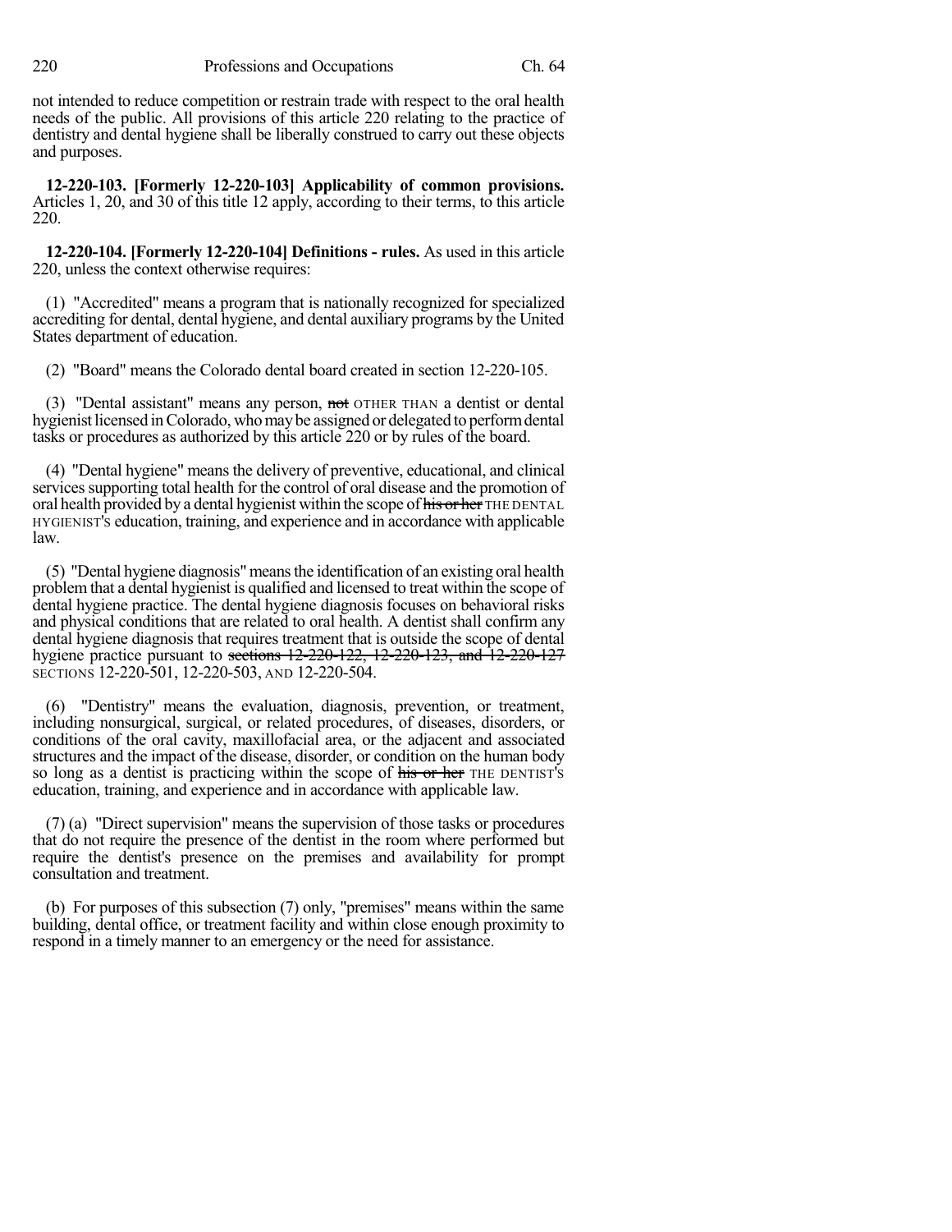not intended to reduce competition or restrain trade with respect to the oral health needs of the public. All provisions of this article 220 relating to the practice of dentistry and dental hygiene shall be liberally construed to carry out these objects and purposes.

**12-220-103. [Formerly 12-220-103] Applicability of common provisions.** Articles 1, 20, and 30 of this title 12 apply, according to their terms, to this article 220.

**12-220-104. [Formerly 12-220-104] Definitions - rules.** As used in this article 220, unless the context otherwise requires:

(1) "Accredited" means a program that is nationally recognized for specialized accrediting for dental, dental hygiene, and dental auxiliary programs by the United States department of education.

(2) "Board" means the Colorado dental board created in section 12-220-105.

(3) "Dental assistant" means any person, ~~not~~ OTHER THAN a dentist or dental hygienist licensed in Colorado, who may be assigned or delegated to perform dental tasks or procedures as authorized by this article 220 or by rules of the board.

(4) "Dental hygiene" means the delivery of preventive, educational, and clinical services supporting total health for the control of oral disease and the promotion of oral health provided by a dental hygienist within the scope of ~~his or her~~ THE DENTAL HYGIENIST'S education, training, and experience and in accordance with applicable law.

(5) "Dental hygiene diagnosis" means the identification of an existing oral health problem that a dental hygienist is qualified and licensed to treat within the scope of dental hygiene practice. The dental hygiene diagnosis focuses on behavioral risks and physical conditions that are related to oral health. A dentist shall confirm any dental hygiene diagnosis that requires treatment that is outside the scope of dental hygiene practice pursuant to ~~sections 12-220-122, 12-220-123, and 12-220-127~~ SECTIONS 12-220-501, 12-220-503, AND 12-220-504.

(6) "Dentistry" means the evaluation, diagnosis, prevention, or treatment, including nonsurgical, surgical, or related procedures, of diseases, disorders, or conditions of the oral cavity, maxillofacial area, or the adjacent and associated structures and the impact of the disease, disorder, or condition on the human body so long as a dentist is practicing within the scope of ~~his or her~~ THE DENTIST'S education, training, and experience and in accordance with applicable law.

(7) (a) "Direct supervision" means the supervision of those tasks or procedures that do not require the presence of the dentist in the room where performed but require the dentist's presence on the premises and availability for prompt consultation and treatment.

(b) For purposes of this subsection (7) only, "premises" means within the same building, dental office, or treatment facility and within close enough proximity to respond in a timely manner to an emergency or the need for assistance.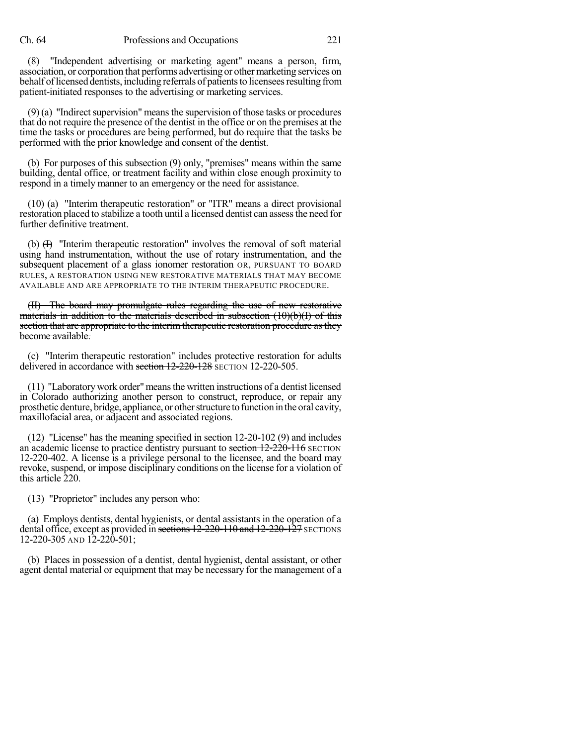(8) "Independent advertising or marketing agent" means a person, firm, association, or corporation that performs advertising or other marketing services on behalf of licensed dentists, including referrals of patients to licensees resulting from patient-initiated responses to the advertising or marketing services.

(9) (a) "Indirect supervision" means the supervision of those tasks or procedures that do not require the presence of the dentist in the office or on the premises at the time the tasks or procedures are being performed, but do require that the tasks be performed with the prior knowledge and consent of the dentist.

(b) For purposes of this subsection (9) only, "premises" means within the same building, dental office, or treatment facility and within close enough proximity to respond in a timely manner to an emergency or the need for assistance.

(10) (a) "Interim therapeutic restoration" or "ITR" means a direct provisional restoration placed to stabilize a tooth until a licensed dentist can assess the need for further definitive treatment.

(b) ~~(I)~~ "Interim therapeutic restoration" involves the removal of soft material using hand instrumentation, without the use of rotary instrumentation, and the subsequent placement of a glass ionomer restoration OR, PURSUANT TO BOARD RULES, A RESTORATION USING NEW RESTORATIVE MATERIALS THAT MAY BECOME AVAILABLE AND ARE APPROPRIATE TO THE INTERIM THERAPEUTIC PROCEDURE.

~~(II) The board may promulgate rules regarding the use of new restorative materials in addition to the materials described in subsection (10)(b)(I) of this section that are appropriate to the interim therapeutic restoration procedure as they become available.~~

(c) "Interim therapeutic restoration" includes protective restoration for adults delivered in accordance with ~~section 12-220-128~~ SECTION 12-220-505.

(11) "Laboratory work order" means the written instructions of a dentist licensed in Colorado authorizing another person to construct, reproduce, or repair any prosthetic denture, bridge, appliance, or other structure to function in the oral cavity, maxillofacial area, or adjacent and associated regions.

(12) "License" has the meaning specified in section 12-20-102 (9) and includes an academic license to practice dentistry pursuant to ~~section 12-220-116~~ SECTION 12-220-402. A license is a privilege personal to the licensee, and the board may revoke, suspend, or impose disciplinary conditions on the license for a violation of this article 220.

(13) "Proprietor" includes any person who:

(a) Employs dentists, dental hygienists, or dental assistants in the operation of a dental office, except as provided in ~~sections 12-220-110 and 12-220-127~~ SECTIONS 12-220-305 AND 12-220-501;

(b) Places in possession of a dentist, dental hygienist, dental assistant, or other agent dental material or equipment that may be necessary for the management of a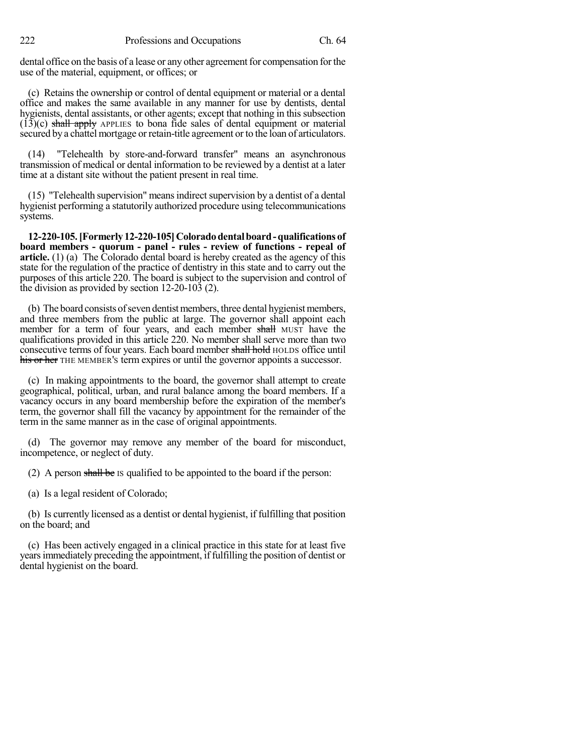dental office on the basis of a lease or any other agreement for compensation for the use of the material, equipment, or offices; or

(c) Retains the ownership or control of dental equipment or material or a dental office and makes the same available in any manner for use by dentists, dental hygienists, dental assistants, or other agents; except that nothing in this subsection (13)(c) ~~shall apply~~ APPLIES to bona fide sales of dental equipment or material secured by a chattel mortgage or retain-title agreement or to the loan of articulators.

(14) "Telehealth by store-and-forward transfer" means an asynchronous transmission of medical or dental information to be reviewed by a dentist at a later time at a distant site without the patient present in real time.

(15) "Telehealth supervision" means indirect supervision by a dentist of a dental hygienist performing a statutorily authorized procedure using telecommunications systems.

**12-220-105. [Formerly 12-220-105] Colorado dental board - qualifications of board members - quorum - panel - rules - review of functions - repeal of article.** (1) (a) The Colorado dental board is hereby created as the agency of this state for the regulation of the practice of dentistry in this state and to carry out the purposes of this article 220. The board is subject to the supervision and control of the division as provided by section 12-20-103 (2).

(b) The board consists of seven dentist members, three dental hygienist members, and three members from the public at large. The governor shall appoint each member for a term of four years, and each member ~~shall~~ MUST have the qualifications provided in this article 220. No member shall serve more than two consecutive terms of four years. Each board member ~~shall hold~~ HOLDS office until ~~his or her~~ THE MEMBER'S term expires or until the governor appoints a successor.

(c) In making appointments to the board, the governor shall attempt to create geographical, political, urban, and rural balance among the board members. If a vacancy occurs in any board membership before the expiration of the member's term, the governor shall fill the vacancy by appointment for the remainder of the term in the same manner as in the case of original appointments.

(d) The governor may remove any member of the board for misconduct, incompetence, or neglect of duty.

(2) A person ~~shall be~~ IS qualified to be appointed to the board if the person:

(a) Is a legal resident of Colorado;

(b) Is currently licensed as a dentist or dental hygienist, if fulfilling that position on the board; and

(c) Has been actively engaged in a clinical practice in this state for at least five years immediately preceding the appointment, if fulfilling the position of dentist or dental hygienist on the board.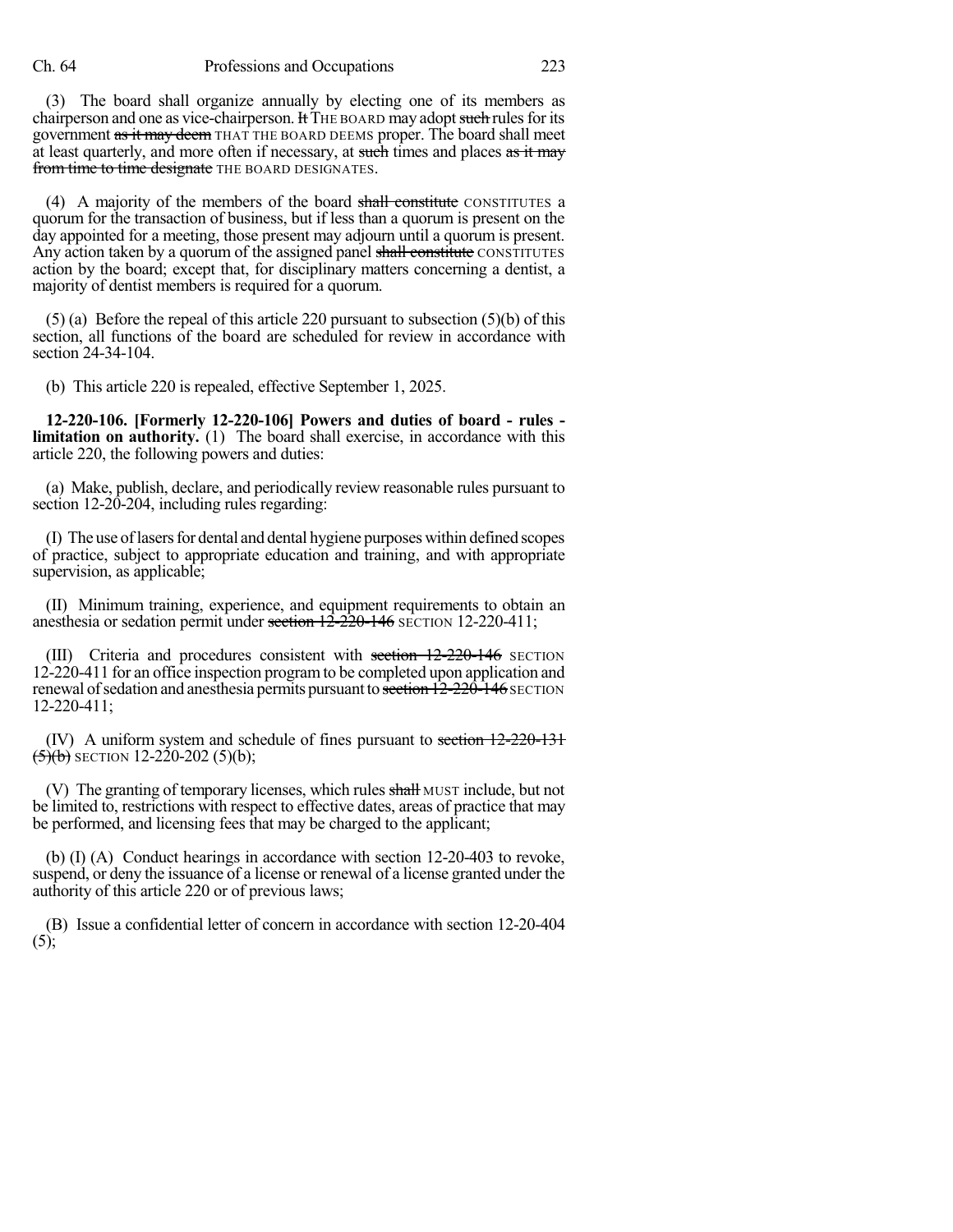(3) The board shall organize annually by electing one of its members as chairperson and one as vice-chairperson. ~~It~~ THE BOARD may adopt ~~such~~ rules for its government ~~as it may deem~~ THAT THE BOARD DEEMS proper. The board shall meet at least quarterly, and more often if necessary, at ~~such~~ times and places ~~as it may from time to time designate~~ THE BOARD DESIGNATES.

(4) A majority of the members of the board ~~shall constitute~~ CONSTITUTES a quorum for the transaction of business, but if less than a quorum is present on the day appointed for a meeting, those present may adjourn until a quorum is present. Any action taken by a quorum of the assigned panel ~~shall constitute~~ CONSTITUTES action by the board; except that, for disciplinary matters concerning a dentist, a majority of dentist members is required for a quorum.

(5) (a) Before the repeal of this article 220 pursuant to subsection (5)(b) of this section, all functions of the board are scheduled for review in accordance with section 24-34-104.

(b) This article 220 is repealed, effective September 1, 2025.

**12-220-106. [Formerly 12-220-106] Powers and duties of board - rules - limitation on authority.** (1) The board shall exercise, in accordance with this article 220, the following powers and duties:

(a) Make, publish, declare, and periodically review reasonable rules pursuant to section 12-20-204, including rules regarding:

(I) The use of lasers for dental and dental hygiene purposes within defined scopes of practice, subject to appropriate education and training, and with appropriate supervision, as applicable;

(II) Minimum training, experience, and equipment requirements to obtain an anesthesia or sedation permit under ~~section 12-220-146~~ SECTION 12-220-411;

(III) Criteria and procedures consistent with ~~section 12-220-146~~ SECTION 12-220-411 for an office inspection program to be completed upon application and renewal of sedation and anesthesia permits pursuant to ~~section 12-220-146~~ SECTION 12-220-411;

(IV) A uniform system and schedule of fines pursuant to ~~section 12-220-131 (5)(b)~~ SECTION 12-220-202 (5)(b);

(V) The granting of temporary licenses, which rules ~~shall~~ MUST include, but not be limited to, restrictions with respect to effective dates, areas of practice that may be performed, and licensing fees that may be charged to the applicant;

(b) (I) (A) Conduct hearings in accordance with section 12-20-403 to revoke, suspend, or deny the issuance of a license or renewal of a license granted under the authority of this article 220 or of previous laws;

(B) Issue a confidential letter of concern in accordance with section 12-20-404 (5);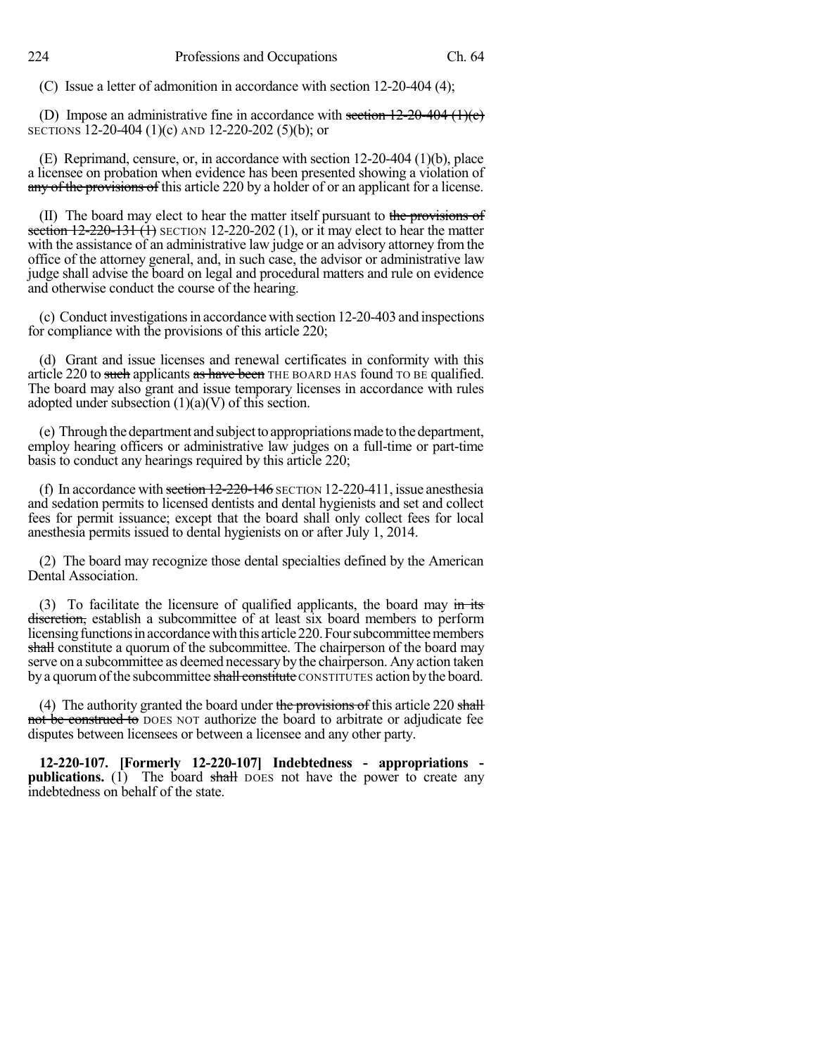(C) Issue a letter of admonition in accordance with section 12-20-404 (4);

(D) Impose an administrative fine in accordance with ~~section 12-20-404 (1)(c)~~ SECTIONS 12-20-404 (1)(c) AND 12-220-202 (5)(b); or

(E) Reprimand, censure, or, in accordance with section 12-20-404 (1)(b), place a licensee on probation when evidence has been presented showing a violation of ~~any of the provisions of~~ this article 220 by a holder of or an applicant for a license.

(II) The board may elect to hear the matter itself pursuant to ~~the provisions of section 12-220-131 (1)~~ SECTION 12-220-202 (1), or it may elect to hear the matter with the assistance of an administrative law judge or an advisory attorney from the office of the attorney general, and, in such case, the advisor or administrative law judge shall advise the board on legal and procedural matters and rule on evidence and otherwise conduct the course of the hearing.

(c) Conduct investigations in accordance with section 12-20-403 and inspections for compliance with the provisions of this article 220;

(d) Grant and issue licenses and renewal certificates in conformity with this article 220 to ~~such~~ applicants ~~as have been~~ THE BOARD HAS found TO BE qualified. The board may also grant and issue temporary licenses in accordance with rules adopted under subsection (1)(a)(V) of this section.

(e) Through the department and subject to appropriations made to the department, employ hearing officers or administrative law judges on a full-time or part-time basis to conduct any hearings required by this article 220;

(f) In accordance with ~~section 12-220-146~~ SECTION 12-220-411, issue anesthesia and sedation permits to licensed dentists and dental hygienists and set and collect fees for permit issuance; except that the board shall only collect fees for local anesthesia permits issued to dental hygienists on or after July 1, 2014.

(2) The board may recognize those dental specialties defined by the American Dental Association.

(3) To facilitate the licensure of qualified applicants, the board may ~~in its discretion,~~ establish a subcommittee of at least six board members to perform licensing functions in accordance with this article 220. Four subcommittee members ~~shall~~ constitute a quorum of the subcommittee. The chairperson of the board may serve on a subcommittee as deemed necessary by the chairperson. Any action taken by a quorum of the subcommittee ~~shall constitute~~ CONSTITUTES action by the board.

(4) The authority granted the board under ~~the provisions of~~ this article 220 ~~shall not be construed to~~ DOES NOT authorize the board to arbitrate or adjudicate fee disputes between licensees or between a licensee and any other party.

**12-220-107. [Formerly 12-220-107] Indebtedness - appropriations - publications.** (1) The board ~~shall~~ DOES not have the power to create any indebtedness on behalf of the state.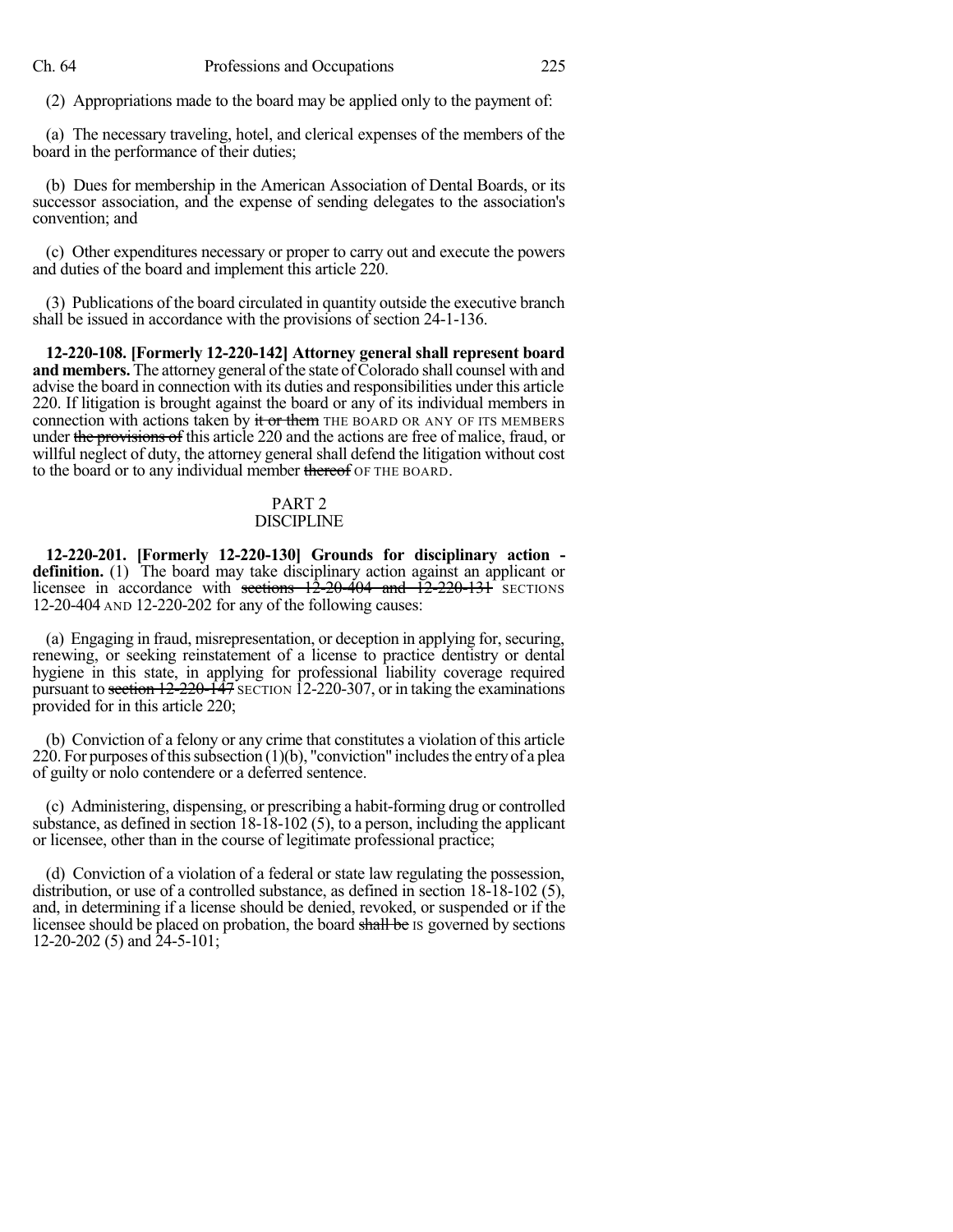(2) Appropriations made to the board may be applied only to the payment of:

(a) The necessary traveling, hotel, and clerical expenses of the members of the board in the performance of their duties;

(b) Dues for membership in the American Association of Dental Boards, or its successor association, and the expense of sending delegates to the association's convention; and

(c) Other expenditures necessary or proper to carry out and execute the powers and duties of the board and implement this article 220.

(3) Publications of the board circulated in quantity outside the executive branch shall be issued in accordance with the provisions of section 24-1-136.

**12-220-108. [Formerly 12-220-142] Attorney general shall represent board and members.** The attorney general of the state of Colorado shall counsel with and advise the board in connection with its duties and responsibilities under this article 220. If litigation is brought against the board or any of its individual members in connection with actions taken by ~~it or them~~ THE BOARD OR ANY OF ITS MEMBERS under ~~the provisions of~~ this article 220 and the actions are free of malice, fraud, or willful neglect of duty, the attorney general shall defend the litigation without cost to the board or to any individual member ~~thereof~~ OF THE BOARD.

## PART 2
## DISCIPLINE

**12-220-201. [Formerly 12-220-130] Grounds for disciplinary action - definition.** (1) The board may take disciplinary action against an applicant or licensee in accordance with ~~sections 12-20-404 and 12-220-131~~ SECTIONS 12-20-404 AND 12-220-202 for any of the following causes:

(a) Engaging in fraud, misrepresentation, or deception in applying for, securing, renewing, or seeking reinstatement of a license to practice dentistry or dental hygiene in this state, in applying for professional liability coverage required pursuant to ~~section 12-220-147~~ SECTION 12-220-307, or in taking the examinations provided for in this article 220;

(b) Conviction of a felony or any crime that constitutes a violation of this article 220. For purposes of this subsection (1)(b), "conviction" includes the entry of a plea of guilty or nolo contendere or a deferred sentence.

(c) Administering, dispensing, or prescribing a habit-forming drug or controlled substance, as defined in section 18-18-102 (5), to a person, including the applicant or licensee, other than in the course of legitimate professional practice;

(d) Conviction of a violation of a federal or state law regulating the possession, distribution, or use of a controlled substance, as defined in section 18-18-102 (5), and, in determining if a license should be denied, revoked, or suspended or if the licensee should be placed on probation, the board ~~shall be~~ IS governed by sections 12-20-202 (5) and 24-5-101;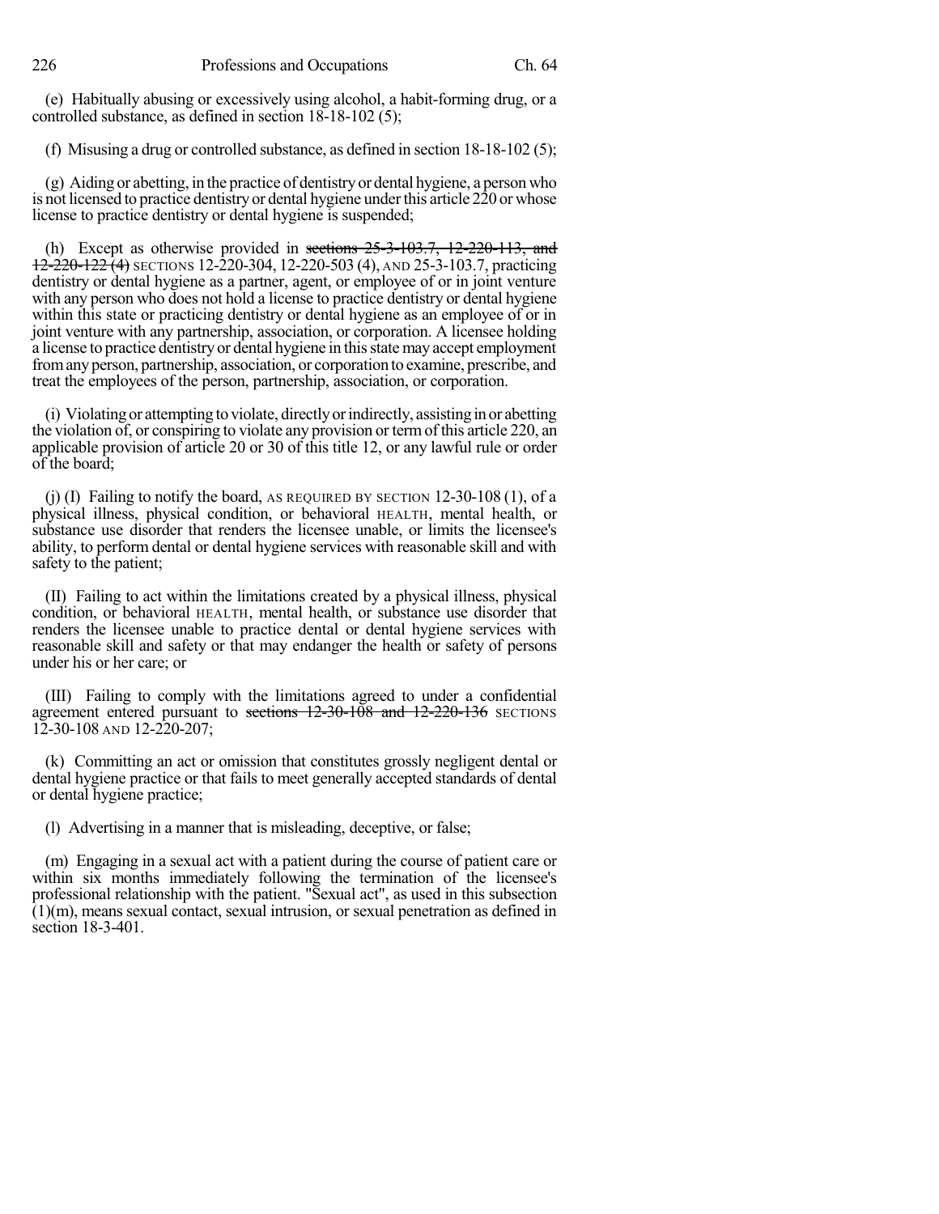(e) Habitually abusing or excessively using alcohol, a habit-forming drug, or a controlled substance, as defined in section 18-18-102 (5);

(f) Misusing a drug or controlled substance, as defined in section 18-18-102 (5);

(g) Aiding or abetting, in the practice of dentistry or dental hygiene, a person who is not licensed to practice dentistry or dental hygiene under this article 220 or whose license to practice dentistry or dental hygiene is suspended;

(h) Except as otherwise provided in ~~sections 25-3-103.7, 12-220-113, and 12-220-122 (4)~~ SECTIONS 12-220-304, 12-220-503 (4), AND 25-3-103.7, practicing dentistry or dental hygiene as a partner, agent, or employee of or in joint venture with any person who does not hold a license to practice dentistry or dental hygiene within this state or practicing dentistry or dental hygiene as an employee of or in joint venture with any partnership, association, or corporation. A licensee holding a license to practice dentistry or dental hygiene in this state may accept employment from any person, partnership, association, or corporation to examine, prescribe, and treat the employees of the person, partnership, association, or corporation.

(i) Violating or attempting to violate, directly or indirectly, assisting in or abetting the violation of, or conspiring to violate any provision or term of this article 220, an applicable provision of article 20 or 30 of this title 12, or any lawful rule or order of the board;

(j) (I) Failing to notify the board, AS REQUIRED BY SECTION 12-30-108 (1), of a physical illness, physical condition, or behavioral HEALTH, mental health, or substance use disorder that renders the licensee unable, or limits the licensee's ability, to perform dental or dental hygiene services with reasonable skill and with safety to the patient;

(II) Failing to act within the limitations created by a physical illness, physical condition, or behavioral HEALTH, mental health, or substance use disorder that renders the licensee unable to practice dental or dental hygiene services with reasonable skill and safety or that may endanger the health or safety of persons under his or her care; or

(III) Failing to comply with the limitations agreed to under a confidential agreement entered pursuant to ~~sections 12-30-108 and 12-220-136~~ SECTIONS 12-30-108 AND 12-220-207;

(k) Committing an act or omission that constitutes grossly negligent dental or dental hygiene practice or that fails to meet generally accepted standards of dental or dental hygiene practice;

(l) Advertising in a manner that is misleading, deceptive, or false;

(m) Engaging in a sexual act with a patient during the course of patient care or within six months immediately following the termination of the licensee's professional relationship with the patient. "Sexual act", as used in this subsection (1)(m), means sexual contact, sexual intrusion, or sexual penetration as defined in section 18-3-401.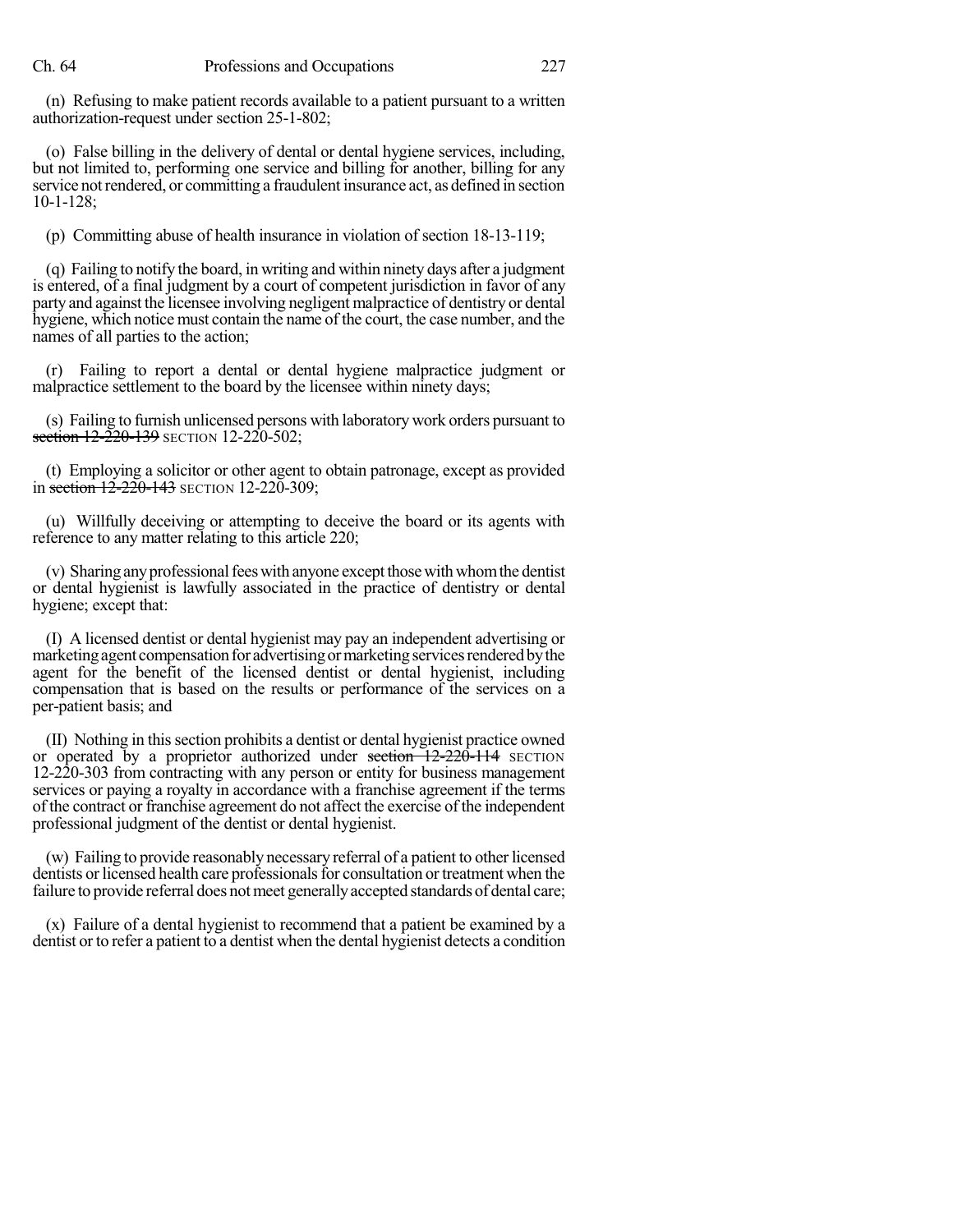(n) Refusing to make patient records available to a patient pursuant to a written authorization-request under section 25-1-802;

(o) False billing in the delivery of dental or dental hygiene services, including, but not limited to, performing one service and billing for another, billing for any service not rendered, or committing a fraudulent insurance act, as defined in section 10-1-128;

(p) Committing abuse of health insurance in violation of section 18-13-119;

(q) Failing to notify the board, in writing and within ninety days after a judgment is entered, of a final judgment by a court of competent jurisdiction in favor of any party and against the licensee involving negligent malpractice of dentistry or dental hygiene, which notice must contain the name of the court, the case number, and the names of all parties to the action;

(r) Failing to report a dental or dental hygiene malpractice judgment or malpractice settlement to the board by the licensee within ninety days;

(s) Failing to furnish unlicensed persons with laboratory work orders pursuant to ~~section 12-220-139~~ SECTION 12-220-502;

(t) Employing a solicitor or other agent to obtain patronage, except as provided in ~~section 12-220-143~~ SECTION 12-220-309;

(u) Willfully deceiving or attempting to deceive the board or its agents with reference to any matter relating to this article 220;

(v) Sharing any professional fees with anyone except those with whom the dentist or dental hygienist is lawfully associated in the practice of dentistry or dental hygiene; except that:

(I) A licensed dentist or dental hygienist may pay an independent advertising or marketing agent compensation for advertising or marketing services rendered by the agent for the benefit of the licensed dentist or dental hygienist, including compensation that is based on the results or performance of the services on a per-patient basis; and

(II) Nothing in this section prohibits a dentist or dental hygienist practice owned or operated by a proprietor authorized under ~~section 12-220-114~~ SECTION 12-220-303 from contracting with any person or entity for business management services or paying a royalty in accordance with a franchise agreement if the terms of the contract or franchise agreement do not affect the exercise of the independent professional judgment of the dentist or dental hygienist.

(w) Failing to provide reasonably necessary referral of a patient to other licensed dentists or licensed health care professionals for consultation or treatment when the failure to provide referral does not meet generally accepted standards of dental care;

(x) Failure of a dental hygienist to recommend that a patient be examined by a dentist or to refer a patient to a dentist when the dental hygienist detects a condition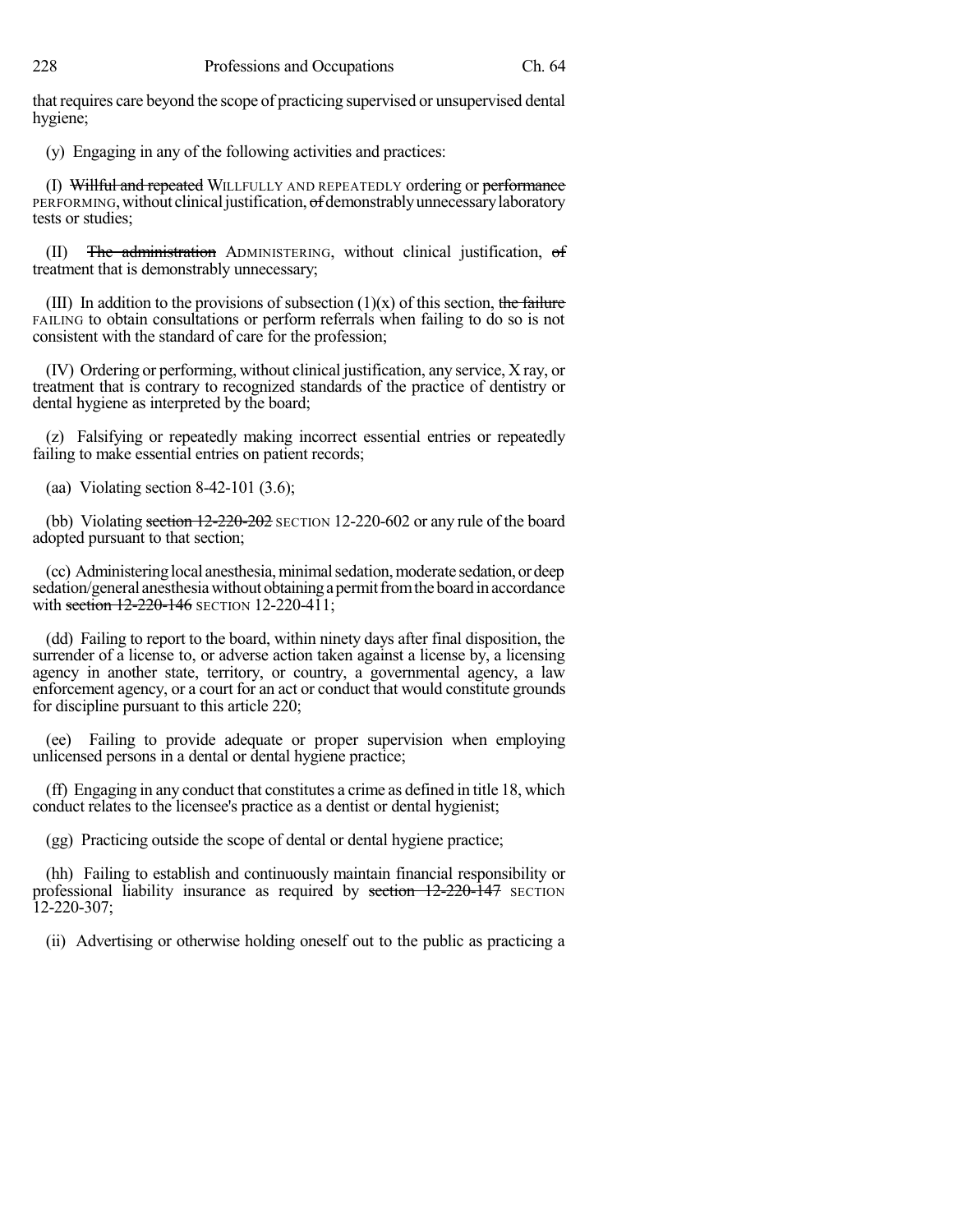that requires care beyond the scope of practicing supervised or unsupervised dental hygiene;

(y) Engaging in any of the following activities and practices:

(I) ~~Willful and repeated~~ WILLFULLY AND REPEATEDLY ordering or ~~performance~~ PERFORMING, without clinical justification, ~~of~~ demonstrably unnecessary laboratory tests or studies;

(II) ~~The administration~~ ADMINISTERING, without clinical justification, ~~of~~ treatment that is demonstrably unnecessary;

(III) In addition to the provisions of subsection (1)(x) of this section, ~~the failure~~ FAILING to obtain consultations or perform referrals when failing to do so is not consistent with the standard of care for the profession;

(IV) Ordering or performing, without clinical justification, any service, X ray, or treatment that is contrary to recognized standards of the practice of dentistry or dental hygiene as interpreted by the board;

(z) Falsifying or repeatedly making incorrect essential entries or repeatedly failing to make essential entries on patient records;

(aa) Violating section 8-42-101 (3.6);

(bb) Violating ~~section 12-220-202~~ SECTION 12-220-602 or any rule of the board adopted pursuant to that section;

(cc) Administering local anesthesia, minimal sedation, moderate sedation, or deep sedation/general anesthesia without obtaining a permit from the board in accordance with ~~section 12-220-146~~ SECTION 12-220-411;

(dd) Failing to report to the board, within ninety days after final disposition, the surrender of a license to, or adverse action taken against a license by, a licensing agency in another state, territory, or country, a governmental agency, a law enforcement agency, or a court for an act or conduct that would constitute grounds for discipline pursuant to this article 220;

(ee) Failing to provide adequate or proper supervision when employing unlicensed persons in a dental or dental hygiene practice;

(ff) Engaging in any conduct that constitutes a crime as defined in title 18, which conduct relates to the licensee's practice as a dentist or dental hygienist;

(gg) Practicing outside the scope of dental or dental hygiene practice;

(hh) Failing to establish and continuously maintain financial responsibility or professional liability insurance as required by ~~section 12-220-147~~ SECTION 12-220-307;

(ii) Advertising or otherwise holding oneself out to the public as practicing a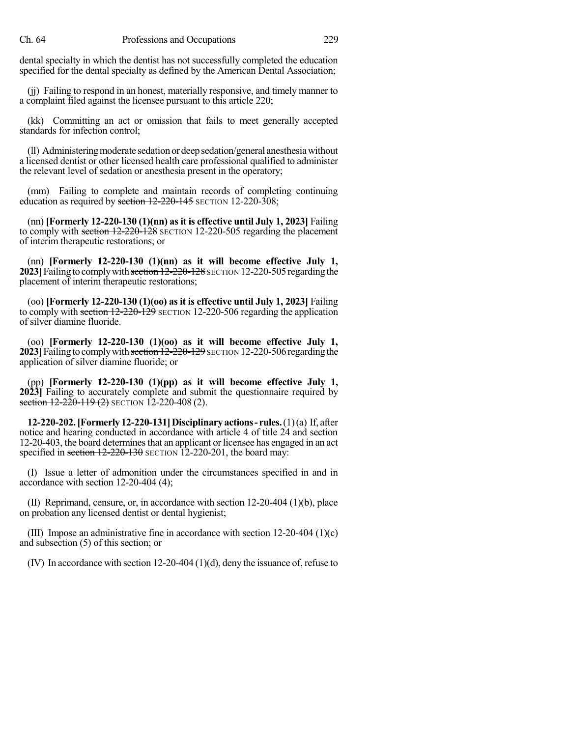dental specialty in which the dentist has not successfully completed the education specified for the dental specialty as defined by the American Dental Association;

(jj) Failing to respond in an honest, materially responsive, and timely manner to a complaint filed against the licensee pursuant to this article 220;

(kk) Committing an act or omission that fails to meet generally accepted standards for infection control;

(ll) Administering moderate sedation or deep sedation/general anesthesia without a licensed dentist or other licensed health care professional qualified to administer the relevant level of sedation or anesthesia present in the operatory;

(mm) Failing to complete and maintain records of completing continuing education as required by ~~section 12-220-145~~ SECTION 12-220-308;

(nn) **[Formerly 12-220-130 (1)(nn) as it is effective until July 1, 2023]** Failing to comply with ~~section 12-220-128~~ SECTION 12-220-505 regarding the placement of interim therapeutic restorations; or

(nn) **[Formerly 12-220-130 (1)(nn) as it will become effective July 1, 2023]** Failing to comply with ~~section 12-220-128~~ SECTION 12-220-505 regarding the placement of interim therapeutic restorations;

(oo) **[Formerly 12-220-130 (1)(oo) as it is effective until July 1, 2023]** Failing to comply with ~~section 12-220-129~~ SECTION 12-220-506 regarding the application of silver diamine fluoride.

(oo) **[Formerly 12-220-130 (1)(oo) as it will become effective July 1, 2023]** Failing to comply with ~~section 12-220-129~~ SECTION 12-220-506 regarding the application of silver diamine fluoride; or

(pp) **[Formerly 12-220-130 (1)(pp) as it will become effective July 1, 2023]** Failing to accurately complete and submit the questionnaire required by ~~section 12-220-119 (2)~~ SECTION 12-220-408 (2).

**12-220-202. [Formerly 12-220-131] Disciplinary actions - rules.** (1) (a) If, after notice and hearing conducted in accordance with article 4 of title 24 and section 12-20-403, the board determines that an applicant or licensee has engaged in an act specified in ~~section 12-220-130~~ SECTION 12-220-201, the board may:

(I) Issue a letter of admonition under the circumstances specified in and in accordance with section 12-20-404 (4);

(II) Reprimand, censure, or, in accordance with section 12-20-404 (1)(b), place on probation any licensed dentist or dental hygienist;

(III) Impose an administrative fine in accordance with section 12-20-404 (1)(c) and subsection (5) of this section; or

(IV) In accordance with section 12-20-404 (1)(d), deny the issuance of, refuse to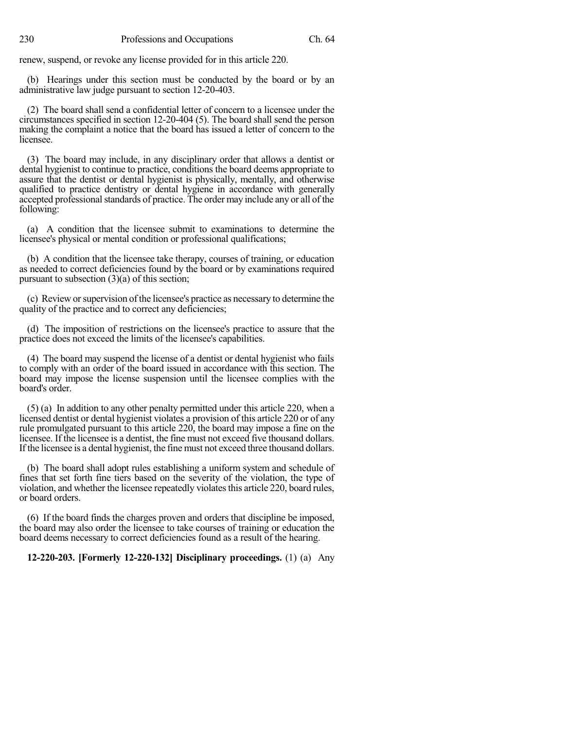renew, suspend, or revoke any license provided for in this article 220.

(b) Hearings under this section must be conducted by the board or by an administrative law judge pursuant to section 12-20-403.

(2) The board shall send a confidential letter of concern to a licensee under the circumstances specified in section 12-20-404 (5). The board shall send the person making the complaint a notice that the board has issued a letter of concern to the licensee.

(3) The board may include, in any disciplinary order that allows a dentist or dental hygienist to continue to practice, conditions the board deems appropriate to assure that the dentist or dental hygienist is physically, mentally, and otherwise qualified to practice dentistry or dental hygiene in accordance with generally accepted professional standards of practice. The order may include any or all of the following:

(a) A condition that the licensee submit to examinations to determine the licensee's physical or mental condition or professional qualifications;

(b) A condition that the licensee take therapy, courses of training, or education as needed to correct deficiencies found by the board or by examinations required pursuant to subsection (3)(a) of this section;

(c) Review or supervision of the licensee's practice as necessary to determine the quality of the practice and to correct any deficiencies;

(d) The imposition of restrictions on the licensee's practice to assure that the practice does not exceed the limits of the licensee's capabilities.

(4) The board may suspend the license of a dentist or dental hygienist who fails to comply with an order of the board issued in accordance with this section. The board may impose the license suspension until the licensee complies with the board's order.

(5) (a) In addition to any other penalty permitted under this article 220, when a licensed dentist or dental hygienist violates a provision of this article 220 or of any rule promulgated pursuant to this article 220, the board may impose a fine on the licensee. If the licensee is a dentist, the fine must not exceed five thousand dollars. If the licensee is a dental hygienist, the fine must not exceed three thousand dollars.

(b) The board shall adopt rules establishing a uniform system and schedule of fines that set forth fine tiers based on the severity of the violation, the type of violation, and whether the licensee repeatedly violates this article 220, board rules, or board orders.

(6) If the board finds the charges proven and orders that discipline be imposed, the board may also order the licensee to take courses of training or education the board deems necessary to correct deficiencies found as a result of the hearing.

**12-220-203. [Formerly 12-220-132] Disciplinary proceedings.** (1) (a) Any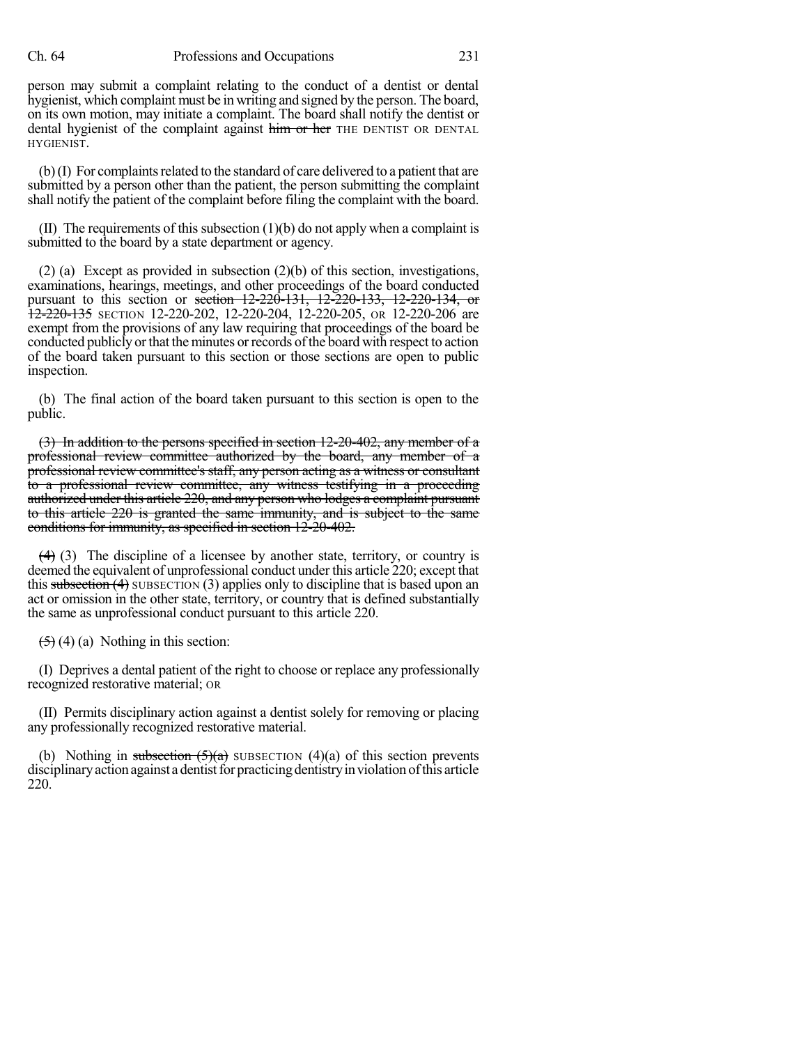person may submit a complaint relating to the conduct of a dentist or dental hygienist, which complaint must be in writing and signed by the person. The board, on its own motion, may initiate a complaint. The board shall notify the dentist or dental hygienist of the complaint against ~~him or her~~ THE DENTIST OR DENTAL HYGIENIST.

(b) (I) For complaints related to the standard of care delivered to a patient that are submitted by a person other than the patient, the person submitting the complaint shall notify the patient of the complaint before filing the complaint with the board.

(II) The requirements of this subsection (1)(b) do not apply when a complaint is submitted to the board by a state department or agency.

(2) (a) Except as provided in subsection (2)(b) of this section, investigations, examinations, hearings, meetings, and other proceedings of the board conducted pursuant to this section or ~~section 12-220-131, 12-220-133, 12-220-134, or 12-220-135~~ SECTION 12-220-202, 12-220-204, 12-220-205, OR 12-220-206 are exempt from the provisions of any law requiring that proceedings of the board be conducted publicly or that the minutes or records of the board with respect to action of the board taken pursuant to this section or those sections are open to public inspection.

(b) The final action of the board taken pursuant to this section is open to the public.

~~(3) In addition to the persons specified in section 12-20-402, any member of a professional review committee authorized by the board, any member of a professional review committee's staff, any person acting as a witness or consultant to a professional review committee, any witness testifying in a proceeding authorized under this article 220, and any person who lodges a complaint pursuant to this article 220 is granted the same immunity, and is subject to the same conditions for immunity, as specified in section 12-20-402.~~

~~(4)~~ (3) The discipline of a licensee by another state, territory, or country is deemed the equivalent of unprofessional conduct under this article 220; except that this ~~subsection (4)~~ SUBSECTION (3) applies only to discipline that is based upon an act or omission in the other state, territory, or country that is defined substantially the same as unprofessional conduct pursuant to this article 220.

~~(5)~~ (4) (a) Nothing in this section:

(I) Deprives a dental patient of the right to choose or replace any professionally recognized restorative material; OR

(II) Permits disciplinary action against a dentist solely for removing or placing any professionally recognized restorative material.

(b) Nothing in ~~subsection (5)(a)~~ SUBSECTION (4)(a) of this section prevents disciplinary action against a dentist for practicing dentistry in violation of this article 220.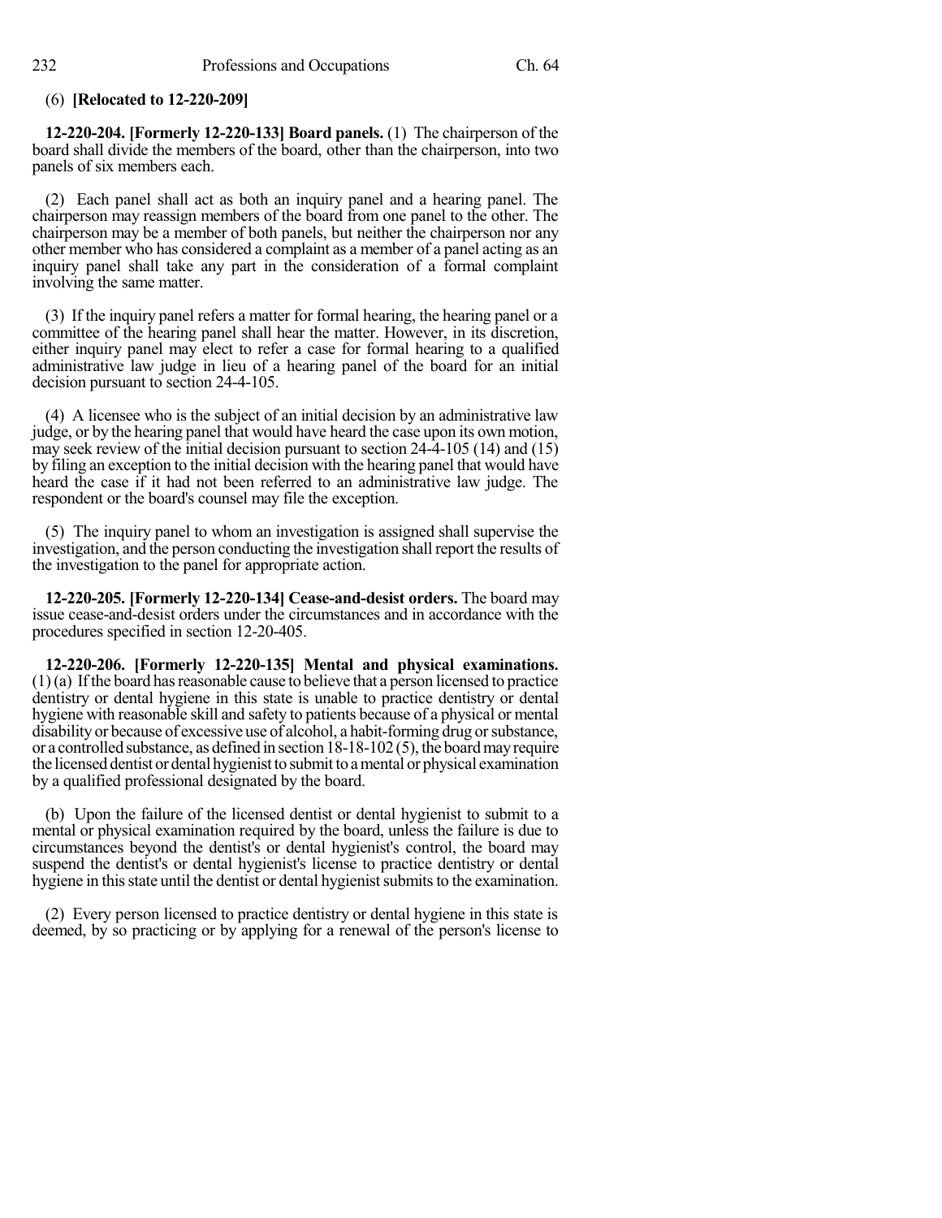(6) **[Relocated to 12-220-209]**

**12-220-204. [Formerly 12-220-133] Board panels.** (1) The chairperson of the board shall divide the members of the board, other than the chairperson, into two panels of six members each.

(2) Each panel shall act as both an inquiry panel and a hearing panel. The chairperson may reassign members of the board from one panel to the other. The chairperson may be a member of both panels, but neither the chairperson nor any other member who has considered a complaint as a member of a panel acting as an inquiry panel shall take any part in the consideration of a formal complaint involving the same matter.

(3) If the inquiry panel refers a matter for formal hearing, the hearing panel or a committee of the hearing panel shall hear the matter. However, in its discretion, either inquiry panel may elect to refer a case for formal hearing to a qualified administrative law judge in lieu of a hearing panel of the board for an initial decision pursuant to section 24-4-105.

(4) A licensee who is the subject of an initial decision by an administrative law judge, or by the hearing panel that would have heard the case upon its own motion, may seek review of the initial decision pursuant to section 24-4-105 (14) and (15) by filing an exception to the initial decision with the hearing panel that would have heard the case if it had not been referred to an administrative law judge. The respondent or the board's counsel may file the exception.

(5) The inquiry panel to whom an investigation is assigned shall supervise the investigation, and the person conducting the investigation shall report the results of the investigation to the panel for appropriate action.

**12-220-205. [Formerly 12-220-134] Cease-and-desist orders.** The board may issue cease-and-desist orders under the circumstances and in accordance with the procedures specified in section 12-20-405.

**12-220-206. [Formerly 12-220-135] Mental and physical examinations.** (1) (a) If the board has reasonable cause to believe that a person licensed to practice dentistry or dental hygiene in this state is unable to practice dentistry or dental hygiene with reasonable skill and safety to patients because of a physical or mental disability or because of excessive use of alcohol, a habit-forming drug or substance, or a controlled substance, as defined in section 18-18-102 (5), the board may require the licensed dentist or dental hygienist to submit to a mental or physical examination by a qualified professional designated by the board.

(b) Upon the failure of the licensed dentist or dental hygienist to submit to a mental or physical examination required by the board, unless the failure is due to circumstances beyond the dentist's or dental hygienist's control, the board may suspend the dentist's or dental hygienist's license to practice dentistry or dental hygiene in this state until the dentist or dental hygienist submits to the examination.

(2) Every person licensed to practice dentistry or dental hygiene in this state is deemed, by so practicing or by applying for a renewal of the person's license to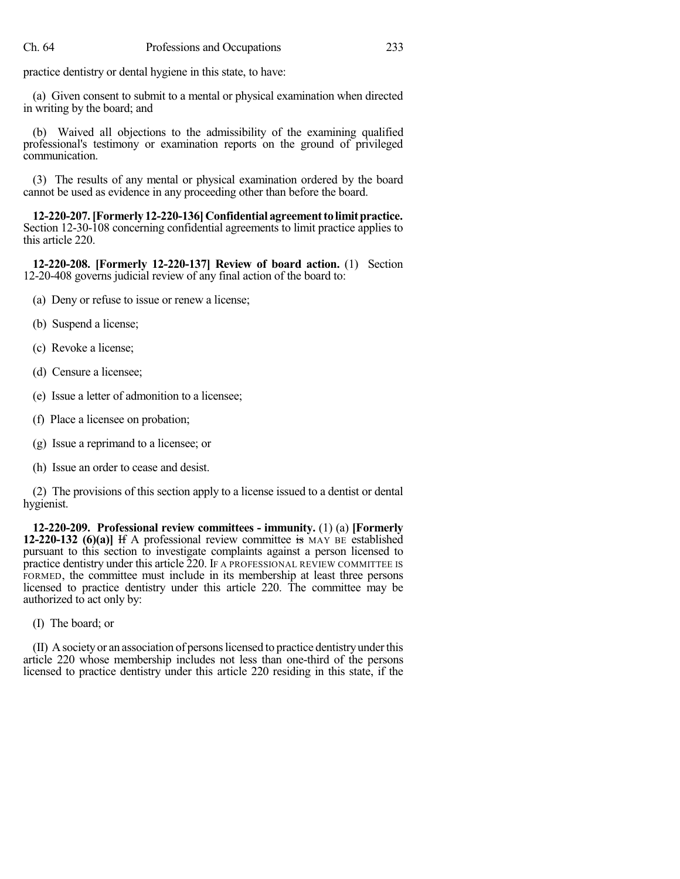practice dentistry or dental hygiene in this state, to have:

(a) Given consent to submit to a mental or physical examination when directed in writing by the board; and

(b) Waived all objections to the admissibility of the examining qualified professional's testimony or examination reports on the ground of privileged communication.

(3) The results of any mental or physical examination ordered by the board cannot be used as evidence in any proceeding other than before the board.

**12-220-207. [Formerly 12-220-136] Confidential agreement to limit practice.** Section 12-30-108 concerning confidential agreements to limit practice applies to this article 220.

**12-220-208. [Formerly 12-220-137] Review of board action.** (1) Section 12-20-408 governs judicial review of any final action of the board to:

(a) Deny or refuse to issue or renew a license;

(b) Suspend a license;

(c) Revoke a license;

(d) Censure a licensee;

(e) Issue a letter of admonition to a licensee;

(f) Place a licensee on probation;

(g) Issue a reprimand to a licensee; or

(h) Issue an order to cease and desist.

(2) The provisions of this section apply to a license issued to a dentist or dental hygienist.

**12-220-209. Professional review committees - immunity.** (1) (a) **[Formerly 12-220-132 (6)(a)]** ~~If~~ A professional review committee ~~is~~ MAY BE established pursuant to this section to investigate complaints against a person licensed to practice dentistry under this article 220. IF A PROFESSIONAL REVIEW COMMITTEE IS FORMED, the committee must include in its membership at least three persons licensed to practice dentistry under this article 220. The committee may be authorized to act only by:

(I) The board; or

(II) A society or an association of persons licensed to practice dentistry under this article 220 whose membership includes not less than one-third of the persons licensed to practice dentistry under this article 220 residing in this state, if the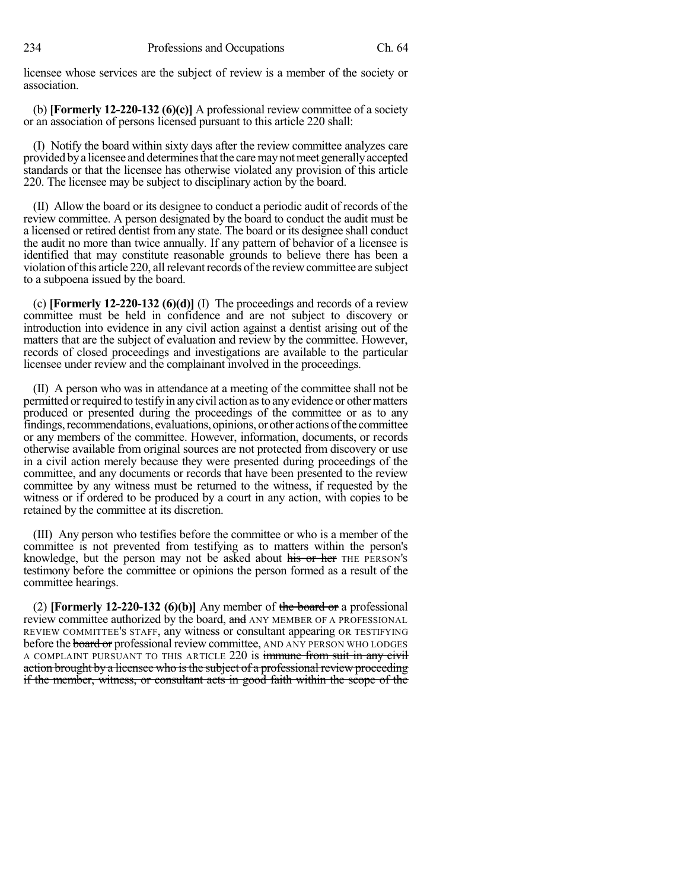licensee whose services are the subject of review is a member of the society or association.

(b) **[Formerly 12-220-132 (6)(c)]** A professional review committee of a society or an association of persons licensed pursuant to this article 220 shall:

(I) Notify the board within sixty days after the review committee analyzes care provided by a licensee and determines that the care may not meet generally accepted standards or that the licensee has otherwise violated any provision of this article 220. The licensee may be subject to disciplinary action by the board.

(II) Allow the board or its designee to conduct a periodic audit of records of the review committee. A person designated by the board to conduct the audit must be a licensed or retired dentist from any state. The board or its designee shall conduct the audit no more than twice annually. If any pattern of behavior of a licensee is identified that may constitute reasonable grounds to believe there has been a violation of this article 220, all relevant records of the review committee are subject to a subpoena issued by the board.

(c) **[Formerly 12-220-132 (6)(d)]** (I) The proceedings and records of a review committee must be held in confidence and are not subject to discovery or introduction into evidence in any civil action against a dentist arising out of the matters that are the subject of evaluation and review by the committee. However, records of closed proceedings and investigations are available to the particular licensee under review and the complainant involved in the proceedings.

(II) A person who was in attendance at a meeting of the committee shall not be permitted or required to testify in any civil action as to any evidence or other matters produced or presented during the proceedings of the committee or as to any findings, recommendations, evaluations, opinions, or other actions of the committee or any members of the committee. However, information, documents, or records otherwise available from original sources are not protected from discovery or use in a civil action merely because they were presented during proceedings of the committee, and any documents or records that have been presented to the review committee by any witness must be returned to the witness, if requested by the witness or if ordered to be produced by a court in any action, with copies to be retained by the committee at its discretion.

(III) Any person who testifies before the committee or who is a member of the committee is not prevented from testifying as to matters within the person's knowledge, but the person may not be asked about ~~his or her~~ THE PERSON'S testimony before the committee or opinions the person formed as a result of the committee hearings.

(2) **[Formerly 12-220-132 (6)(b)]** Any member of ~~the board or~~ a professional review committee authorized by the board, ~~and~~ ANY MEMBER OF A PROFESSIONAL REVIEW COMMITTEE'S STAFF, any witness or consultant appearing OR TESTIFYING before the ~~board or~~ professional review committee, AND ANY PERSON WHO LODGES A COMPLAINT PURSUANT TO THIS ARTICLE 220 is ~~immune from suit in any civil action brought by a licensee who is the subject of a professional review proceeding if the member, witness, or consultant acts in good faith within the scope of the~~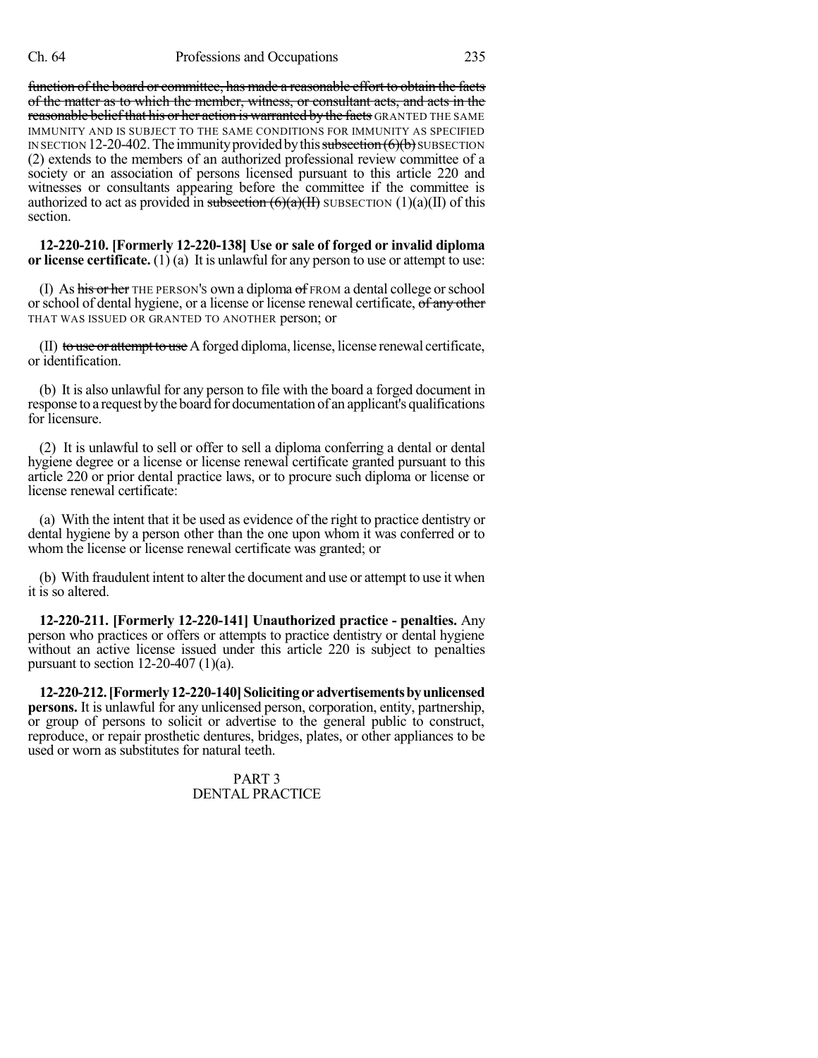~~function of the board or committee, has made a reasonable effort to obtain the facts of the matter as to which the member, witness, or consultant acts, and acts in the reasonable belief that his or her action is warranted by the facts~~ GRANTED THE SAME IMMUNITY AND IS SUBJECT TO THE SAME CONDITIONS FOR IMMUNITY AS SPECIFIED IN SECTION 12-20-402. The immunity provided by this ~~subsection (6)(b)~~ SUBSECTION (2) extends to the members of an authorized professional review committee of a society or an association of persons licensed pursuant to this article 220 and witnesses or consultants appearing before the committee if the committee is authorized to act as provided in ~~subsection (6)(a)(II)~~ SUBSECTION (1)(a)(II) of this section.

**12-220-210. [Formerly 12-220-138] Use or sale of forged or invalid diploma or license certificate.** (1) (a) It is unlawful for any person to use or attempt to use:

(I) As ~~his or her~~ THE PERSON'S own a diploma ~~of~~ FROM a dental college or school or school of dental hygiene, or a license or license renewal certificate, ~~of any other~~ THAT WAS ISSUED OR GRANTED TO ANOTHER person; or

(II) ~~to use or attempt to use~~ A forged diploma, license, license renewal certificate, or identification.

(b) It is also unlawful for any person to file with the board a forged document in response to a request by the board for documentation of an applicant's qualifications for licensure.

(2) It is unlawful to sell or offer to sell a diploma conferring a dental or dental hygiene degree or a license or license renewal certificate granted pursuant to this article 220 or prior dental practice laws, or to procure such diploma or license or license renewal certificate:

(a) With the intent that it be used as evidence of the right to practice dentistry or dental hygiene by a person other than the one upon whom it was conferred or to whom the license or license renewal certificate was granted; or

(b) With fraudulent intent to alter the document and use or attempt to use it when it is so altered.

**12-220-211. [Formerly 12-220-141] Unauthorized practice - penalties.** Any person who practices or offers or attempts to practice dentistry or dental hygiene without an active license issued under this article 220 is subject to penalties pursuant to section 12-20-407 (1)(a).

**12-220-212. [Formerly 12-220-140] Soliciting or advertisements by unlicensed persons.** It is unlawful for any unlicensed person, corporation, entity, partnership, or group of persons to solicit or advertise to the general public to construct, reproduce, or repair prosthetic dentures, bridges, plates, or other appliances to be used or worn as substitutes for natural teeth.

## PART 3
## DENTAL PRACTICE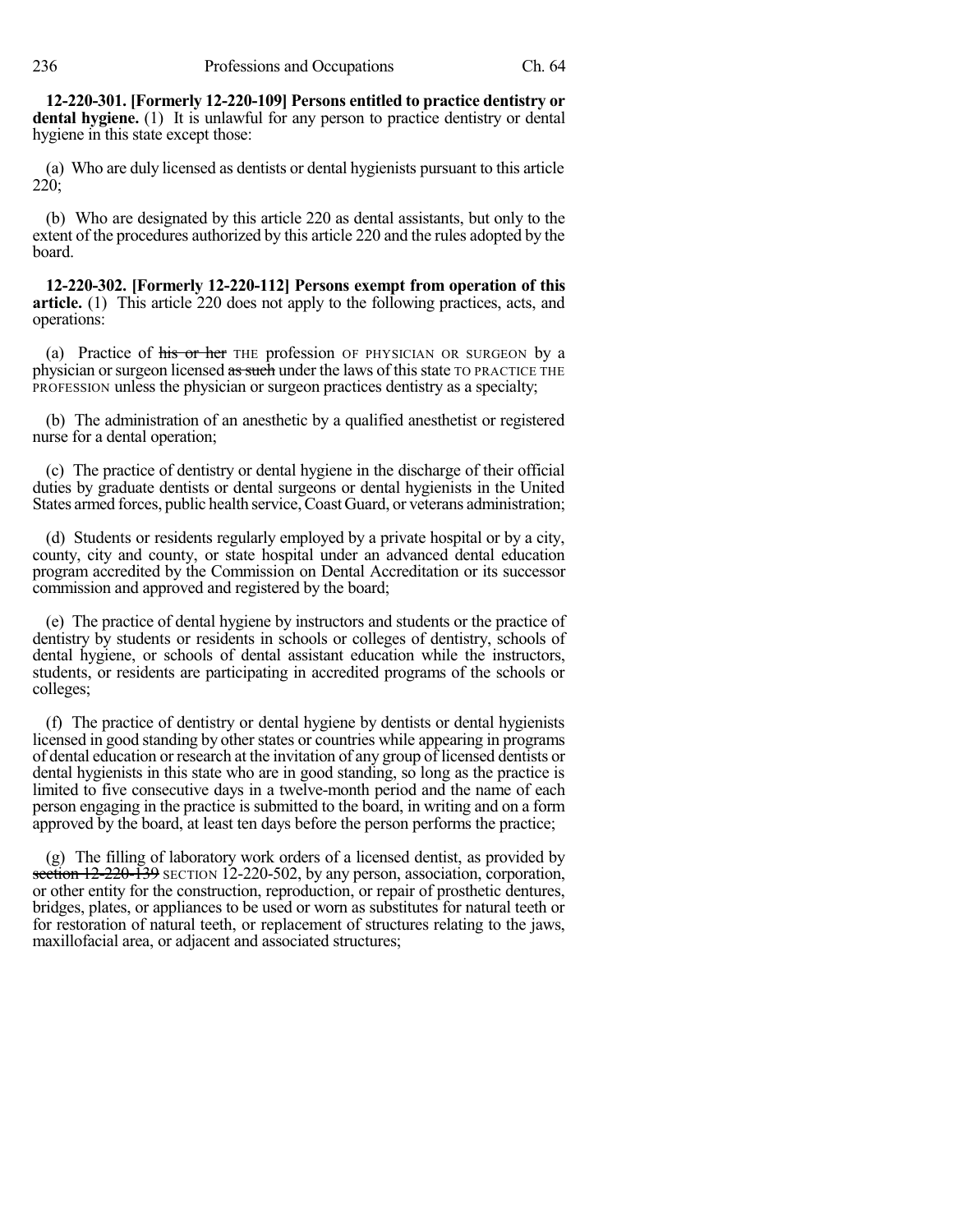**12-220-301. [Formerly 12-220-109] Persons entitled to practice dentistry or dental hygiene.** (1) It is unlawful for any person to practice dentistry or dental hygiene in this state except those:

(a) Who are duly licensed as dentists or dental hygienists pursuant to this article 220;

(b) Who are designated by this article 220 as dental assistants, but only to the extent of the procedures authorized by this article 220 and the rules adopted by the board.

**12-220-302. [Formerly 12-220-112] Persons exempt from operation of this article.** (1) This article 220 does not apply to the following practices, acts, and operations:

(a) Practice of ~~his or her~~ THE profession OF PHYSICIAN OR SURGEON by a physician or surgeon licensed ~~as such~~ under the laws of this state TO PRACTICE THE PROFESSION unless the physician or surgeon practices dentistry as a specialty;

(b) The administration of an anesthetic by a qualified anesthetist or registered nurse for a dental operation;

(c) The practice of dentistry or dental hygiene in the discharge of their official duties by graduate dentists or dental surgeons or dental hygienists in the United States armed forces, public health service, Coast Guard, or veterans administration;

(d) Students or residents regularly employed by a private hospital or by a city, county, city and county, or state hospital under an advanced dental education program accredited by the Commission on Dental Accreditation or its successor commission and approved and registered by the board;

(e) The practice of dental hygiene by instructors and students or the practice of dentistry by students or residents in schools or colleges of dentistry, schools of dental hygiene, or schools of dental assistant education while the instructors, students, or residents are participating in accredited programs of the schools or colleges;

(f) The practice of dentistry or dental hygiene by dentists or dental hygienists licensed in good standing by other states or countries while appearing in programs of dental education or research at the invitation of any group of licensed dentists or dental hygienists in this state who are in good standing, so long as the practice is limited to five consecutive days in a twelve-month period and the name of each person engaging in the practice is submitted to the board, in writing and on a form approved by the board, at least ten days before the person performs the practice;

(g) The filling of laboratory work orders of a licensed dentist, as provided by ~~section 12-220-139~~ SECTION 12-220-502, by any person, association, corporation, or other entity for the construction, reproduction, or repair of prosthetic dentures, bridges, plates, or appliances to be used or worn as substitutes for natural teeth or for restoration of natural teeth, or replacement of structures relating to the jaws, maxillofacial area, or adjacent and associated structures;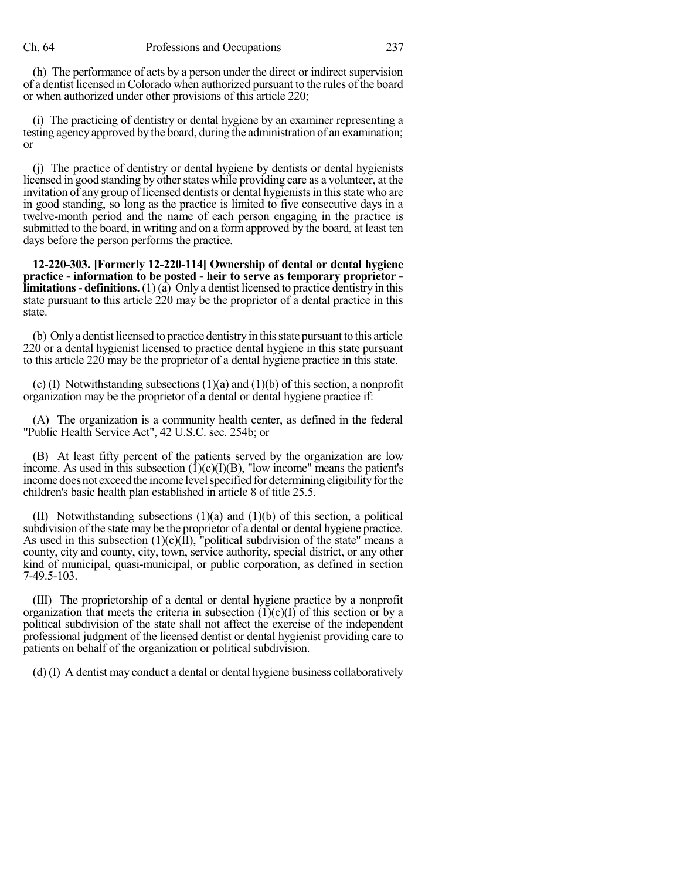(h) The performance of acts by a person under the direct or indirect supervision of a dentist licensed in Colorado when authorized pursuant to the rules of the board or when authorized under other provisions of this article 220;

(i) The practicing of dentistry or dental hygiene by an examiner representing a testing agency approved by the board, during the administration of an examination; or

(j) The practice of dentistry or dental hygiene by dentists or dental hygienists licensed in good standing by other states while providing care as a volunteer, at the invitation of any group of licensed dentists or dental hygienists in this state who are in good standing, so long as the practice is limited to five consecutive days in a twelve-month period and the name of each person engaging in the practice is submitted to the board, in writing and on a form approved by the board, at least ten days before the person performs the practice.

**12-220-303. [Formerly 12-220-114] Ownership of dental or dental hygiene practice - information to be posted - heir to serve as temporary proprietor - limitations - definitions.** (1) (a) Only a dentist licensed to practice dentistry in this state pursuant to this article 220 may be the proprietor of a dental practice in this state.

(b) Only a dentist licensed to practice dentistry in this state pursuant to this article 220 or a dental hygienist licensed to practice dental hygiene in this state pursuant to this article 220 may be the proprietor of a dental hygiene practice in this state.

(c) (I) Notwithstanding subsections (1)(a) and (1)(b) of this section, a nonprofit organization may be the proprietor of a dental or dental hygiene practice if:

(A) The organization is a community health center, as defined in the federal "Public Health Service Act", 42 U.S.C. sec. 254b; or

(B) At least fifty percent of the patients served by the organization are low income. As used in this subsection (1)(c)(I)(B), "low income" means the patient's income does not exceed the income level specified for determining eligibility for the children's basic health plan established in article 8 of title 25.5.

(II) Notwithstanding subsections (1)(a) and (1)(b) of this section, a political subdivision of the state may be the proprietor of a dental or dental hygiene practice. As used in this subsection (1)(c)(II), "political subdivision of the state" means a county, city and county, city, town, service authority, special district, or any other kind of municipal, quasi-municipal, or public corporation, as defined in section 7-49.5-103.

(III) The proprietorship of a dental or dental hygiene practice by a nonprofit organization that meets the criteria in subsection (1)(c)(I) of this section or by a political subdivision of the state shall not affect the exercise of the independent professional judgment of the licensed dentist or dental hygienist providing care to patients on behalf of the organization or political subdivision.

(d) (I) A dentist may conduct a dental or dental hygiene business collaboratively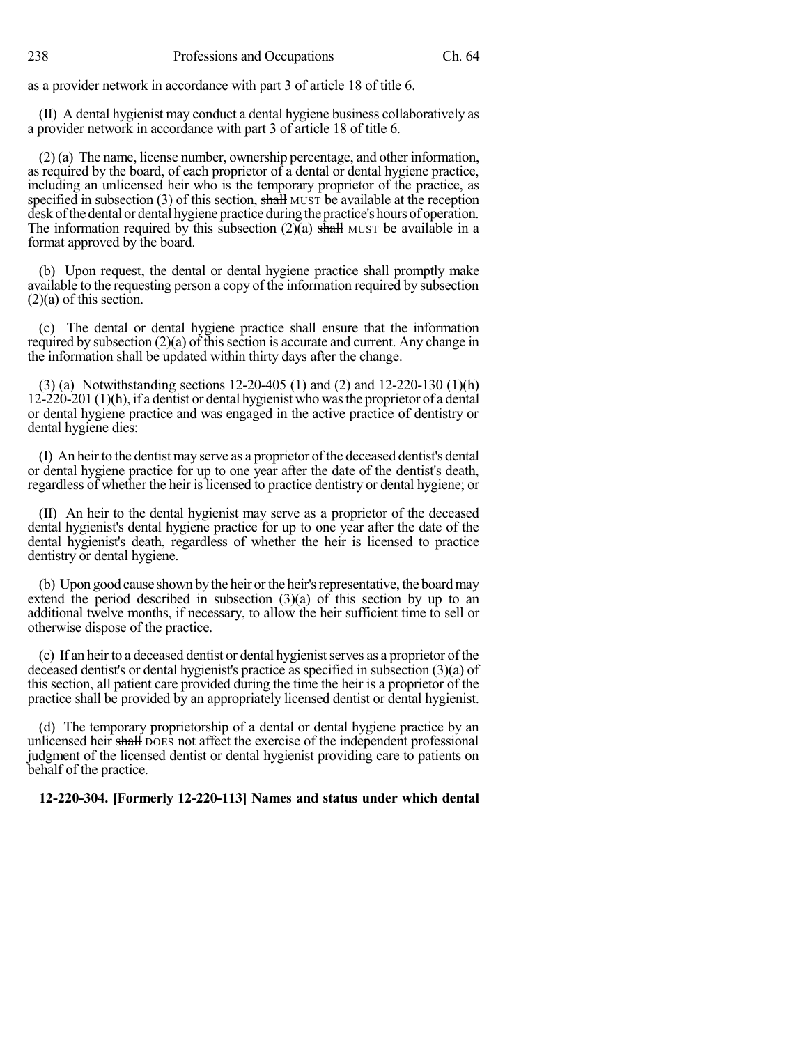as a provider network in accordance with part 3 of article 18 of title 6.

(II) A dental hygienist may conduct a dental hygiene business collaboratively as a provider network in accordance with part 3 of article 18 of title 6.

(2) (a) The name, license number, ownership percentage, and other information, as required by the board, of each proprietor of a dental or dental hygiene practice, including an unlicensed heir who is the temporary proprietor of the practice, as specified in subsection (3) of this section, ~~shall~~ MUST be available at the reception desk of the dental or dental hygiene practice during the practice's hours of operation. The information required by this subsection (2)(a) ~~shall~~ MUST be available in a format approved by the board.

(b) Upon request, the dental or dental hygiene practice shall promptly make available to the requesting person a copy of the information required by subsection (2)(a) of this section.

(c) The dental or dental hygiene practice shall ensure that the information required by subsection (2)(a) of this section is accurate and current. Any change in the information shall be updated within thirty days after the change.

(3) (a) Notwithstanding sections 12-20-405 (1) and (2) and ~~12-220-130 (1)(h)~~ 12-220-201 (1)(h), if a dentist or dental hygienist who was the proprietor of a dental or dental hygiene practice and was engaged in the active practice of dentistry or dental hygiene dies:

(I) An heir to the dentist may serve as a proprietor of the deceased dentist's dental or dental hygiene practice for up to one year after the date of the dentist's death, regardless of whether the heir is licensed to practice dentistry or dental hygiene; or

(II) An heir to the dental hygienist may serve as a proprietor of the deceased dental hygienist's dental hygiene practice for up to one year after the date of the dental hygienist's death, regardless of whether the heir is licensed to practice dentistry or dental hygiene.

(b) Upon good cause shown by the heir or the heir's representative, the board may extend the period described in subsection (3)(a) of this section by up to an additional twelve months, if necessary, to allow the heir sufficient time to sell or otherwise dispose of the practice.

(c) If an heir to a deceased dentist or dental hygienist serves as a proprietor of the deceased dentist's or dental hygienist's practice as specified in subsection (3)(a) of this section, all patient care provided during the time the heir is a proprietor of the practice shall be provided by an appropriately licensed dentist or dental hygienist.

(d) The temporary proprietorship of a dental or dental hygiene practice by an unlicensed heir ~~shall~~ DOES not affect the exercise of the independent professional judgment of the licensed dentist or dental hygienist providing care to patients on behalf of the practice.

**12-220-304. [Formerly 12-220-113] Names and status under which dental**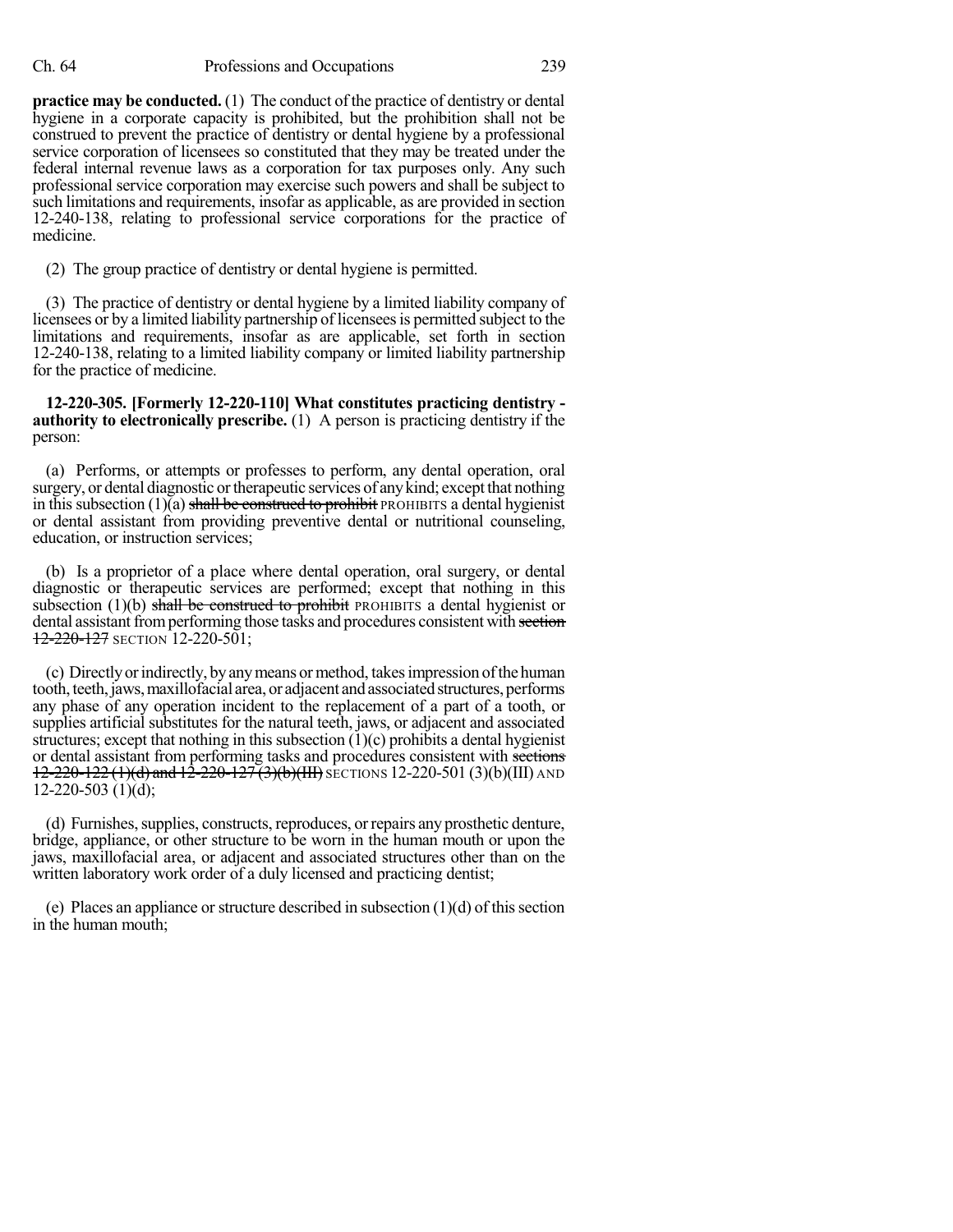**practice may be conducted.** (1) The conduct of the practice of dentistry or dental hygiene in a corporate capacity is prohibited, but the prohibition shall not be construed to prevent the practice of dentistry or dental hygiene by a professional service corporation of licensees so constituted that they may be treated under the federal internal revenue laws as a corporation for tax purposes only. Any such professional service corporation may exercise such powers and shall be subject to such limitations and requirements, insofar as applicable, as are provided in section 12-240-138, relating to professional service corporations for the practice of medicine.

(2) The group practice of dentistry or dental hygiene is permitted.

(3) The practice of dentistry or dental hygiene by a limited liability company of licensees or by a limited liability partnership of licensees is permitted subject to the limitations and requirements, insofar as are applicable, set forth in section 12-240-138, relating to a limited liability company or limited liability partnership for the practice of medicine.

**12-220-305. [Formerly 12-220-110] What constitutes practicing dentistry - authority to electronically prescribe.** (1) A person is practicing dentistry if the person:

(a) Performs, or attempts or professes to perform, any dental operation, oral surgery, or dental diagnostic or therapeutic services of any kind; except that nothing in this subsection (1)(a) ~~shall be construed to prohibit~~ PROHIBITS a dental hygienist or dental assistant from providing preventive dental or nutritional counseling, education, or instruction services;

(b) Is a proprietor of a place where dental operation, oral surgery, or dental diagnostic or therapeutic services are performed; except that nothing in this subsection (1)(b) ~~shall be construed to prohibit~~ PROHIBITS a dental hygienist or dental assistant from performing those tasks and procedures consistent with ~~section 12-220-127~~ SECTION 12-220-501;

(c) Directly or indirectly, by any means or method, takes impression of the human tooth, teeth, jaws, maxillofacial area, or adjacent and associated structures, performs any phase of any operation incident to the replacement of a part of a tooth, or supplies artificial substitutes for the natural teeth, jaws, or adjacent and associated structures; except that nothing in this subsection (1)(c) prohibits a dental hygienist or dental assistant from performing tasks and procedures consistent with ~~sections 12-220-122 (1)(d) and 12-220-127 (3)(b)(III)~~ SECTIONS 12-220-501 (3)(b)(III) AND 12-220-503 (1)(d);

(d) Furnishes, supplies, constructs, reproduces, or repairs any prosthetic denture, bridge, appliance, or other structure to be worn in the human mouth or upon the jaws, maxillofacial area, or adjacent and associated structures other than on the written laboratory work order of a duly licensed and practicing dentist;

(e) Places an appliance or structure described in subsection (1)(d) of this section in the human mouth;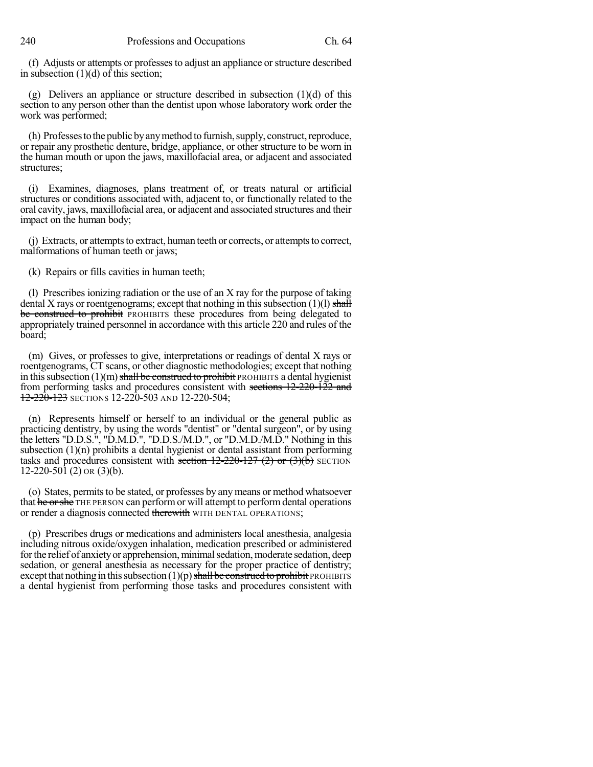(f) Adjusts or attempts or professes to adjust an appliance or structure described in subsection (1)(d) of this section;

(g) Delivers an appliance or structure described in subsection (1)(d) of this section to any person other than the dentist upon whose laboratory work order the work was performed;

(h) Professes to the public by any method to furnish, supply, construct, reproduce, or repair any prosthetic denture, bridge, appliance, or other structure to be worn in the human mouth or upon the jaws, maxillofacial area, or adjacent and associated structures;

(i) Examines, diagnoses, plans treatment of, or treats natural or artificial structures or conditions associated with, adjacent to, or functionally related to the oral cavity, jaws, maxillofacial area, or adjacent and associated structures and their impact on the human body;

(j) Extracts, or attempts to extract, human teeth or corrects, or attempts to correct, malformations of human teeth or jaws;

(k) Repairs or fills cavities in human teeth;

(l) Prescribes ionizing radiation or the use of an X ray for the purpose of taking dental X rays or roentgenograms; except that nothing in this subsection (1)(l) ~~shall be construed to prohibit~~ PROHIBITS these procedures from being delegated to appropriately trained personnel in accordance with this article 220 and rules of the board;

(m) Gives, or professes to give, interpretations or readings of dental X rays or roentgenograms, CT scans, or other diagnostic methodologies; except that nothing in this subsection (1)(m) ~~shall be construed to prohibit~~ PROHIBITS a dental hygienist from performing tasks and procedures consistent with ~~sections 12-220-122 and 12-220-123~~ SECTIONS 12-220-503 AND 12-220-504;

(n) Represents himself or herself to an individual or the general public as practicing dentistry, by using the words "dentist" or "dental surgeon", or by using the letters "D.D.S.", "D.M.D.", "D.D.S./M.D.", or "D.M.D./M.D." Nothing in this subsection (1)(n) prohibits a dental hygienist or dental assistant from performing tasks and procedures consistent with ~~section 12-220-127 (2) or (3)(b)~~ SECTION 12-220-501 (2) OR (3)(b).

(o) States, permits to be stated, or professes by any means or method whatsoever that ~~he or she~~ THE PERSON can perform or will attempt to perform dental operations or render a diagnosis connected ~~therewith~~ WITH DENTAL OPERATIONS;

(p) Prescribes drugs or medications and administers local anesthesia, analgesia including nitrous oxide/oxygen inhalation, medication prescribed or administered for the relief of anxiety or apprehension, minimal sedation, moderate sedation, deep sedation, or general anesthesia as necessary for the proper practice of dentistry; except that nothing in this subsection (1)(p) ~~shall be construed to prohibit~~ PROHIBITS a dental hygienist from performing those tasks and procedures consistent with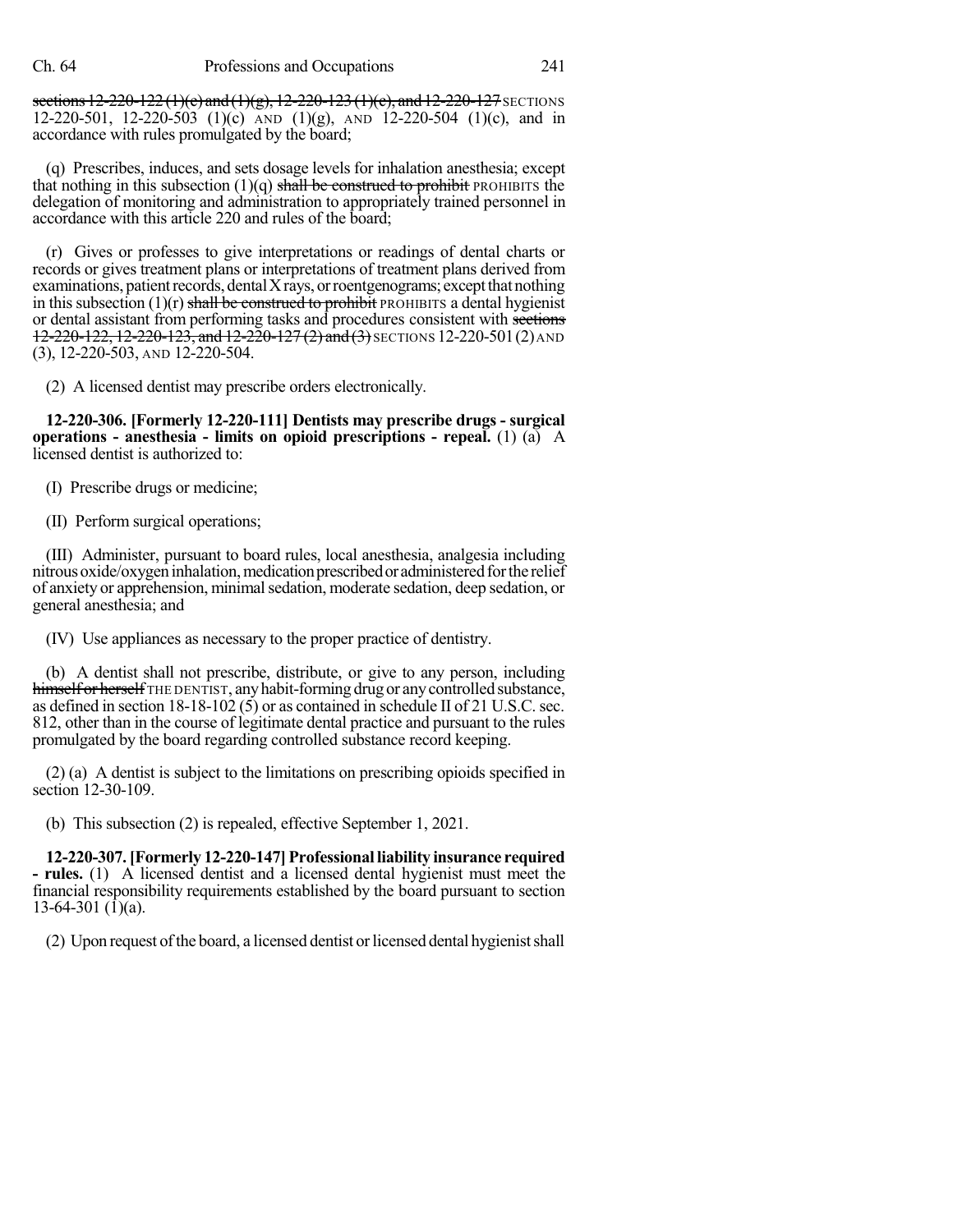~~sections 12-220-122 (1)(c) and (1)(g), 12-220-123 (1)(c), and 12-220-127~~ SECTIONS 12-220-501, 12-220-503 (1)(c) AND (1)(g), AND 12-220-504 (1)(c), and in accordance with rules promulgated by the board;

(q) Prescribes, induces, and sets dosage levels for inhalation anesthesia; except that nothing in this subsection (1)(q) ~~shall be construed to prohibit~~ PROHIBITS the delegation of monitoring and administration to appropriately trained personnel in accordance with this article 220 and rules of the board;

(r) Gives or professes to give interpretations or readings of dental charts or records or gives treatment plans or interpretations of treatment plans derived from examinations, patient records, dental X rays, or roentgenograms; except that nothing in this subsection (1)(r) ~~shall be construed to prohibit~~ PROHIBITS a dental hygienist or dental assistant from performing tasks and procedures consistent with ~~sections 12-220-122, 12-220-123, and 12-220-127 (2) and (3)~~ SECTIONS 12-220-501 (2) AND (3), 12-220-503, AND 12-220-504.

(2) A licensed dentist may prescribe orders electronically.

**12-220-306. [Formerly 12-220-111] Dentists may prescribe drugs - surgical operations - anesthesia - limits on opioid prescriptions - repeal.** (1) (a) A licensed dentist is authorized to:

(I) Prescribe drugs or medicine;

(II) Perform surgical operations;

(III) Administer, pursuant to board rules, local anesthesia, analgesia including nitrous oxide/oxygen inhalation, medication prescribed or administered for the relief of anxiety or apprehension, minimal sedation, moderate sedation, deep sedation, or general anesthesia; and

(IV) Use appliances as necessary to the proper practice of dentistry.

(b) A dentist shall not prescribe, distribute, or give to any person, including ~~himself or herself~~ THE DENTIST, any habit-forming drug or any controlled substance, as defined in section 18-18-102 (5) or as contained in schedule II of 21 U.S.C. sec. 812, other than in the course of legitimate dental practice and pursuant to the rules promulgated by the board regarding controlled substance record keeping.

(2) (a) A dentist is subject to the limitations on prescribing opioids specified in section 12-30-109.

(b) This subsection (2) is repealed, effective September 1, 2021.

**12-220-307. [Formerly 12-220-147] Professional liability insurance required - rules.** (1) A licensed dentist and a licensed dental hygienist must meet the financial responsibility requirements established by the board pursuant to section 13-64-301 (1)(a).

(2) Upon request of the board, a licensed dentist or licensed dental hygienist shall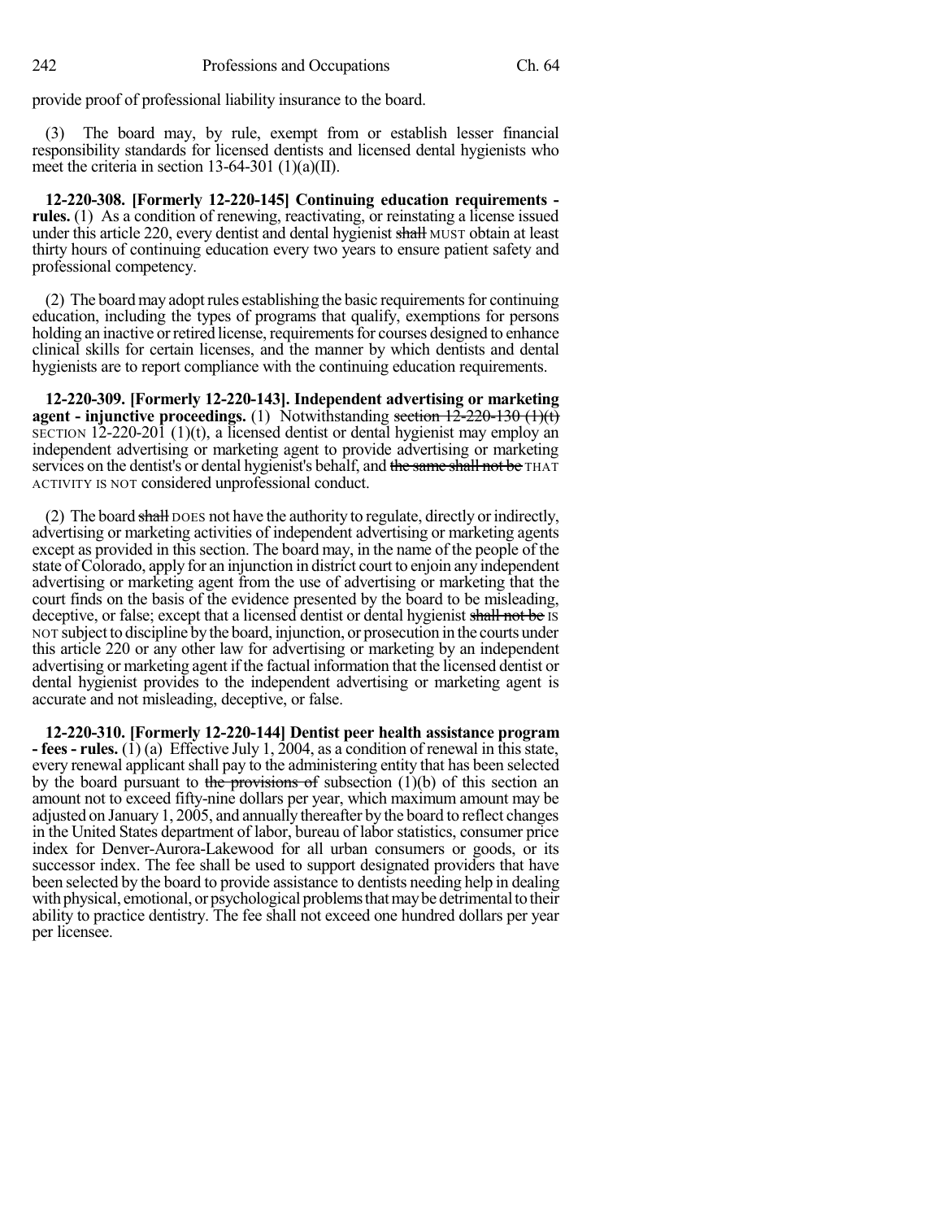provide proof of professional liability insurance to the board.

(3) The board may, by rule, exempt from or establish lesser financial responsibility standards for licensed dentists and licensed dental hygienists who meet the criteria in section 13-64-301 (1)(a)(II).

**12-220-308. [Formerly 12-220-145] Continuing education requirements - rules.** (1) As a condition of renewing, reactivating, or reinstating a license issued under this article 220, every dentist and dental hygienist ~~shall~~ MUST obtain at least thirty hours of continuing education every two years to ensure patient safety and professional competency.

(2) The board may adopt rules establishing the basic requirements for continuing education, including the types of programs that qualify, exemptions for persons holding an inactive or retired license, requirements for courses designed to enhance clinical skills for certain licenses, and the manner by which dentists and dental hygienists are to report compliance with the continuing education requirements.

**12-220-309. [Formerly 12-220-143]. Independent advertising or marketing agent - injunctive proceedings.** (1) Notwithstanding ~~section 12-220-130 (1)(t)~~ SECTION 12-220-201 (1)(t), a licensed dentist or dental hygienist may employ an independent advertising or marketing agent to provide advertising or marketing services on the dentist's or dental hygienist's behalf, and ~~the same shall not be~~ THAT ACTIVITY IS NOT considered unprofessional conduct.

(2) The board ~~shall~~ DOES not have the authority to regulate, directly or indirectly, advertising or marketing activities of independent advertising or marketing agents except as provided in this section. The board may, in the name of the people of the state of Colorado, apply for an injunction in district court to enjoin any independent advertising or marketing agent from the use of advertising or marketing that the court finds on the basis of the evidence presented by the board to be misleading, deceptive, or false; except that a licensed dentist or dental hygienist ~~shall not be~~ IS NOT subject to discipline by the board, injunction, or prosecution in the courts under this article 220 or any other law for advertising or marketing by an independent advertising or marketing agent if the factual information that the licensed dentist or dental hygienist provides to the independent advertising or marketing agent is accurate and not misleading, deceptive, or false.

**12-220-310. [Formerly 12-220-144] Dentist peer health assistance program - fees - rules.** (1) (a) Effective July 1, 2004, as a condition of renewal in this state, every renewal applicant shall pay to the administering entity that has been selected by the board pursuant to ~~the provisions of~~ subsection (1)(b) of this section an amount not to exceed fifty-nine dollars per year, which maximum amount may be adjusted on January 1, 2005, and annually thereafter by the board to reflect changes in the United States department of labor, bureau of labor statistics, consumer price index for Denver-Aurora-Lakewood for all urban consumers or goods, or its successor index. The fee shall be used to support designated providers that have been selected by the board to provide assistance to dentists needing help in dealing with physical, emotional, or psychological problems that may be detrimental to their ability to practice dentistry. The fee shall not exceed one hundred dollars per year per licensee.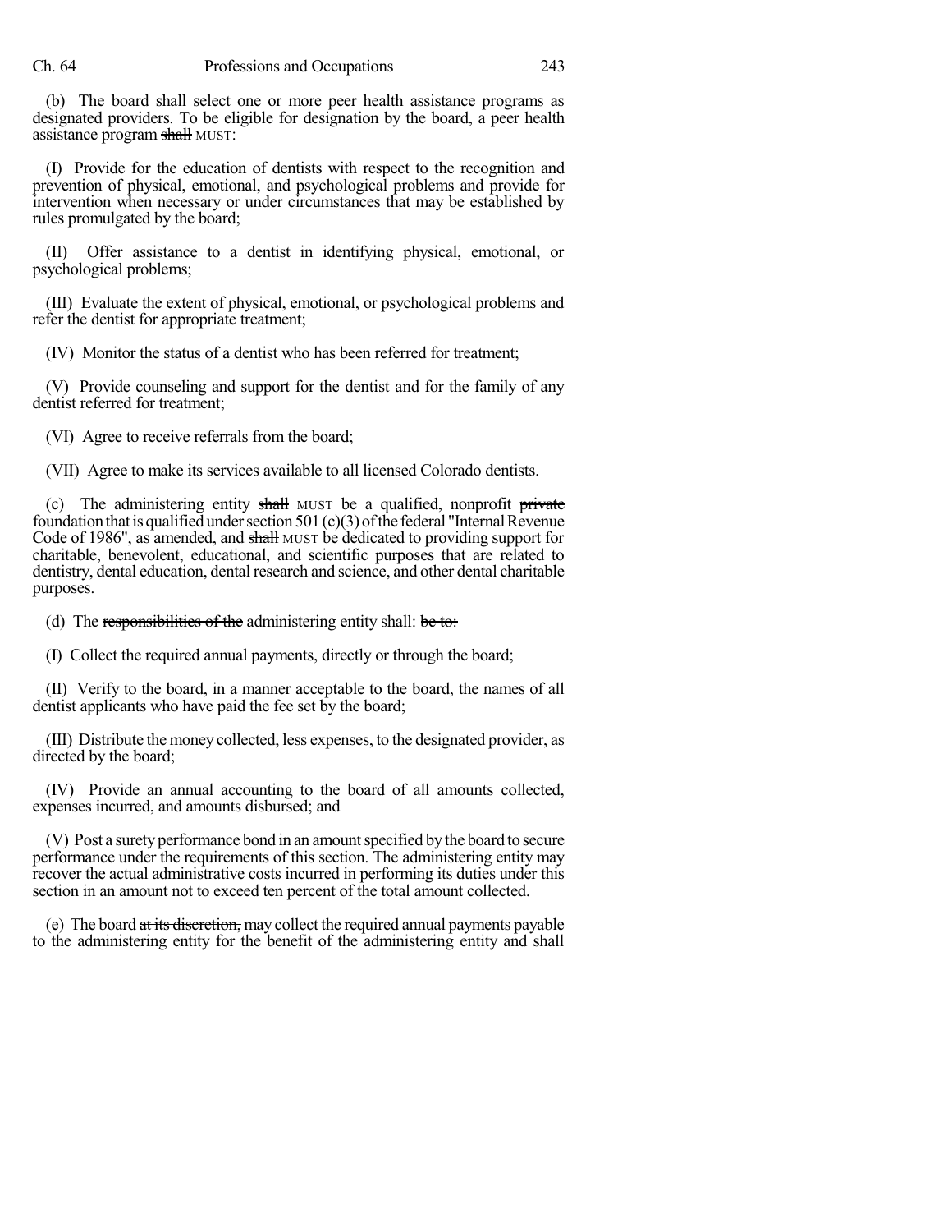(b) The board shall select one or more peer health assistance programs as designated providers. To be eligible for designation by the board, a peer health assistance program ~~shall~~ MUST:

(I) Provide for the education of dentists with respect to the recognition and prevention of physical, emotional, and psychological problems and provide for intervention when necessary or under circumstances that may be established by rules promulgated by the board;

(II) Offer assistance to a dentist in identifying physical, emotional, or psychological problems;

(III) Evaluate the extent of physical, emotional, or psychological problems and refer the dentist for appropriate treatment;

(IV) Monitor the status of a dentist who has been referred for treatment;

(V) Provide counseling and support for the dentist and for the family of any dentist referred for treatment;

(VI) Agree to receive referrals from the board;

(VII) Agree to make its services available to all licensed Colorado dentists.

(c) The administering entity ~~shall~~ MUST be a qualified, nonprofit ~~private~~ foundation that is qualified under section 501 (c)(3) of the federal "Internal Revenue Code of 1986", as amended, and ~~shall~~ MUST be dedicated to providing support for charitable, benevolent, educational, and scientific purposes that are related to dentistry, dental education, dental research and science, and other dental charitable purposes.

(d) The ~~responsibilities of the~~ administering entity shall: ~~be to:~~

(I) Collect the required annual payments, directly or through the board;

(II) Verify to the board, in a manner acceptable to the board, the names of all dentist applicants who have paid the fee set by the board;

(III) Distribute the money collected, less expenses, to the designated provider, as directed by the board;

(IV) Provide an annual accounting to the board of all amounts collected, expenses incurred, and amounts disbursed; and

(V) Post a surety performance bond in an amount specified by the board to secure performance under the requirements of this section. The administering entity may recover the actual administrative costs incurred in performing its duties under this section in an amount not to exceed ten percent of the total amount collected.

(e) The board ~~at its discretion,~~ may collect the required annual payments payable to the administering entity for the benefit of the administering entity and shall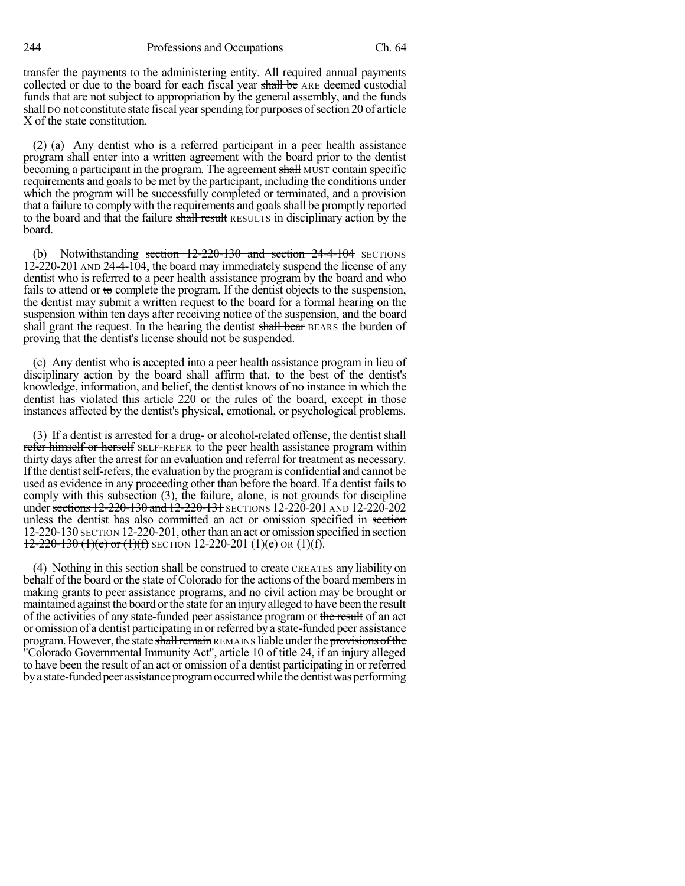transfer the payments to the administering entity. All required annual payments collected or due to the board for each fiscal year ~~shall be~~ ARE deemed custodial funds that are not subject to appropriation by the general assembly, and the funds ~~shall~~ DO not constitute state fiscal year spending for purposes of section 20 of article X of the state constitution.

(2) (a) Any dentist who is a referred participant in a peer health assistance program shall enter into a written agreement with the board prior to the dentist becoming a participant in the program. The agreement ~~shall~~ MUST contain specific requirements and goals to be met by the participant, including the conditions under which the program will be successfully completed or terminated, and a provision that a failure to comply with the requirements and goals shall be promptly reported to the board and that the failure ~~shall result~~ RESULTS in disciplinary action by the board.

(b) Notwithstanding ~~section 12-220-130 and section 24-4-104~~ SECTIONS 12-220-201 AND 24-4-104, the board may immediately suspend the license of any dentist who is referred to a peer health assistance program by the board and who fails to attend or ~~to~~ complete the program. If the dentist objects to the suspension, the dentist may submit a written request to the board for a formal hearing on the suspension within ten days after receiving notice of the suspension, and the board shall grant the request. In the hearing the dentist ~~shall bear~~ BEARS the burden of proving that the dentist's license should not be suspended.

(c) Any dentist who is accepted into a peer health assistance program in lieu of disciplinary action by the board shall affirm that, to the best of the dentist's knowledge, information, and belief, the dentist knows of no instance in which the dentist has violated this article 220 or the rules of the board, except in those instances affected by the dentist's physical, emotional, or psychological problems.

(3) If a dentist is arrested for a drug- or alcohol-related offense, the dentist shall ~~refer himself or herself~~ SELF-REFER to the peer health assistance program within thirty days after the arrest for an evaluation and referral for treatment as necessary. If the dentist self-refers, the evaluation by the program is confidential and cannot be used as evidence in any proceeding other than before the board. If a dentist fails to comply with this subsection (3), the failure, alone, is not grounds for discipline under ~~sections 12-220-130 and 12-220-131~~ SECTIONS 12-220-201 AND 12-220-202 unless the dentist has also committed an act or omission specified in ~~section 12-220-130~~ SECTION 12-220-201, other than an act or omission specified in ~~section 12-220-130 (1)(e) or (1)(f)~~ SECTION 12-220-201 (1)(e) OR (1)(f).

(4) Nothing in this section ~~shall be construed to create~~ CREATES any liability on behalf of the board or the state of Colorado for the actions of the board members in making grants to peer assistance programs, and no civil action may be brought or maintained against the board or the state for an injury alleged to have been the result of the activities of any state-funded peer assistance program or ~~the result~~ of an act or omission of a dentist participating in or referred by a state-funded peer assistance program. However, the state ~~shall remain~~ REMAINS liable under the ~~provisions of the~~ "Colorado Governmental Immunity Act", article 10 of title 24, if an injury alleged to have been the result of an act or omission of a dentist participating in or referred by a state-funded peer assistance program occurred while the dentist was performing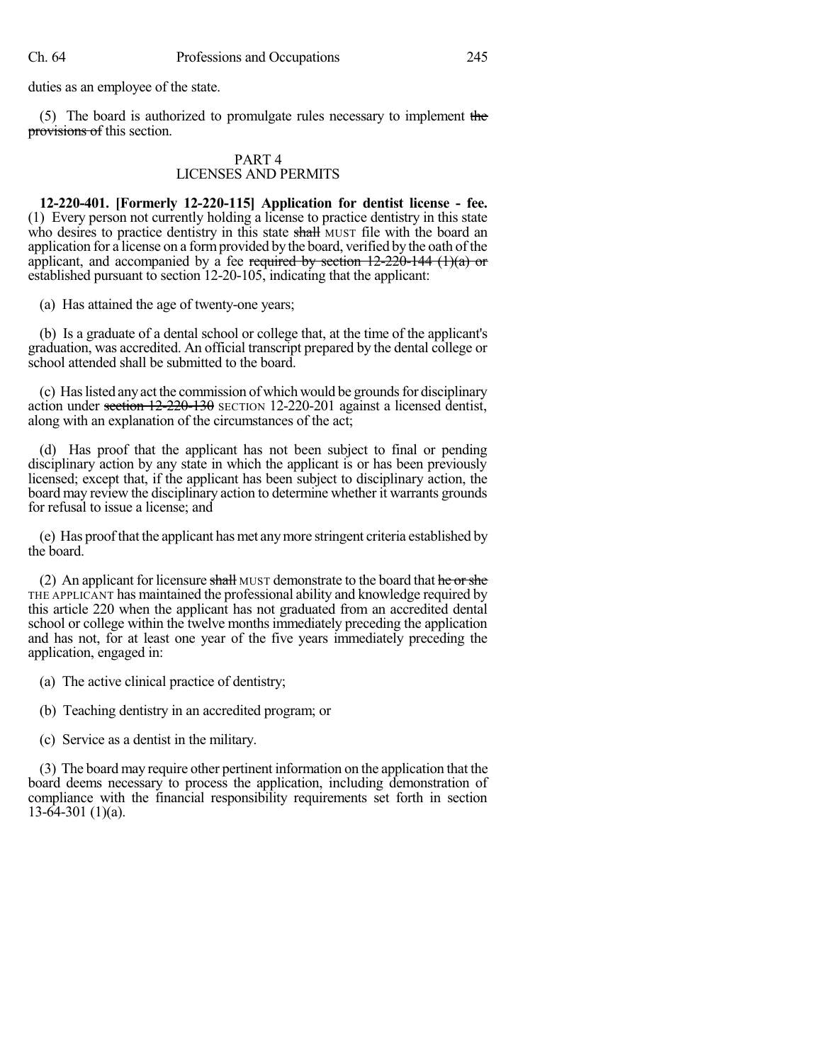duties as an employee of the state.

(5) The board is authorized to promulgate rules necessary to implement ~~the provisions of~~ this section.

## PART 4
## LICENSES AND PERMITS

**12-220-401. [Formerly 12-220-115] Application for dentist license - fee.** (1) Every person not currently holding a license to practice dentistry in this state who desires to practice dentistry in this state ~~shall~~ MUST file with the board an application for a license on a form provided by the board, verified by the oath of the applicant, and accompanied by a fee ~~required by section 12-220-144 (1)(a) or~~ established pursuant to section 12-20-105, indicating that the applicant:

(a) Has attained the age of twenty-one years;

(b) Is a graduate of a dental school or college that, at the time of the applicant's graduation, was accredited. An official transcript prepared by the dental college or school attended shall be submitted to the board.

(c) Has listed any act the commission of which would be grounds for disciplinary action under ~~section 12-220-130~~ SECTION 12-220-201 against a licensed dentist, along with an explanation of the circumstances of the act;

(d) Has proof that the applicant has not been subject to final or pending disciplinary action by any state in which the applicant is or has been previously licensed; except that, if the applicant has been subject to disciplinary action, the board may review the disciplinary action to determine whether it warrants grounds for refusal to issue a license; and

(e) Has proof that the applicant has met any more stringent criteria established by the board.

(2) An applicant for licensure ~~shall~~ MUST demonstrate to the board that ~~he or she~~ THE APPLICANT has maintained the professional ability and knowledge required by this article 220 when the applicant has not graduated from an accredited dental school or college within the twelve months immediately preceding the application and has not, for at least one year of the five years immediately preceding the application, engaged in:

(a) The active clinical practice of dentistry;

(b) Teaching dentistry in an accredited program; or

(c) Service as a dentist in the military.

(3) The board may require other pertinent information on the application that the board deems necessary to process the application, including demonstration of compliance with the financial responsibility requirements set forth in section 13-64-301 (1)(a).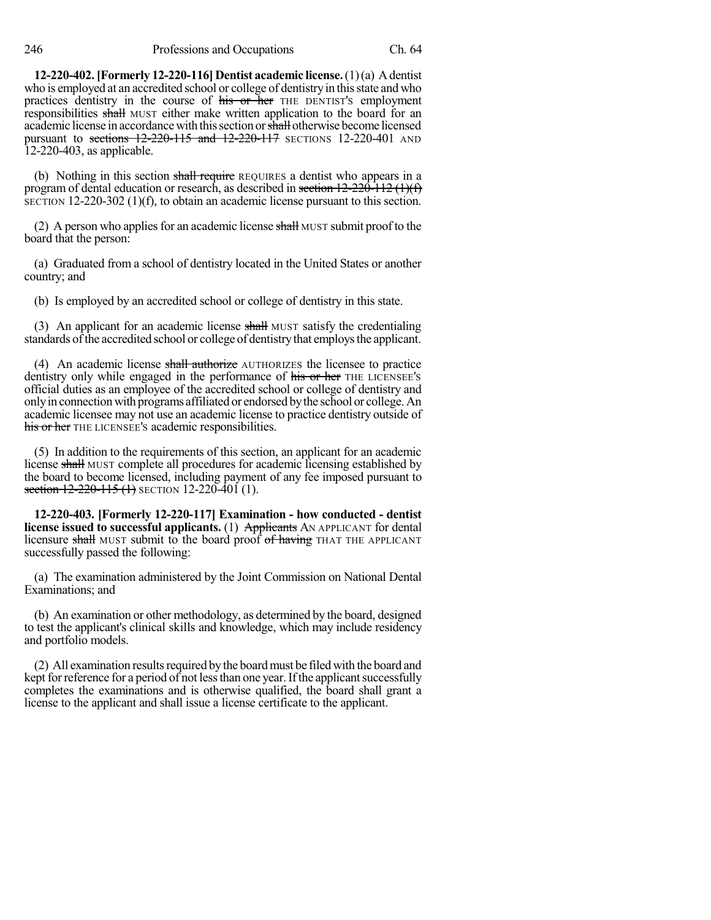**12-220-402. [Formerly 12-220-116] Dentist academic license.** (1) (a) A dentist who is employed at an accredited school or college of dentistry in this state and who practices dentistry in the course of ~~his or her~~ THE DENTIST'S employment responsibilities ~~shall~~ MUST either make written application to the board for an academic license in accordance with this section or ~~shall~~ otherwise become licensed pursuant to ~~sections 12-220-115 and 12-220-117~~ SECTIONS 12-220-401 AND 12-220-403, as applicable.

(b) Nothing in this section ~~shall require~~ REQUIRES a dentist who appears in a program of dental education or research, as described in ~~section 12-220-112 (1)(f)~~ SECTION 12-220-302 (1)(f), to obtain an academic license pursuant to this section.

(2) A person who applies for an academic license ~~shall~~ MUST submit proof to the board that the person:

(a) Graduated from a school of dentistry located in the United States or another country; and

(b) Is employed by an accredited school or college of dentistry in this state.

(3) An applicant for an academic license ~~shall~~ MUST satisfy the credentialing standards of the accredited school or college of dentistry that employs the applicant.

(4) An academic license ~~shall authorize~~ AUTHORIZES the licensee to practice dentistry only while engaged in the performance of ~~his or her~~ THE LICENSEE'S official duties as an employee of the accredited school or college of dentistry and only in connection with programs affiliated or endorsed by the school or college. An academic licensee may not use an academic license to practice dentistry outside of ~~his or her~~ THE LICENSEE'S academic responsibilities.

(5) In addition to the requirements of this section, an applicant for an academic license ~~shall~~ MUST complete all procedures for academic licensing established by the board to become licensed, including payment of any fee imposed pursuant to ~~section 12-220-115 (1)~~ SECTION 12-220-401 (1).

**12-220-403. [Formerly 12-220-117] Examination - how conducted - dentist license issued to successful applicants.** (1) ~~Applicants~~ AN APPLICANT for dental licensure ~~shall~~ MUST submit to the board proof ~~of having~~ THAT THE APPLICANT successfully passed the following:

(a) The examination administered by the Joint Commission on National Dental Examinations; and

(b) An examination or other methodology, as determined by the board, designed to test the applicant's clinical skills and knowledge, which may include residency and portfolio models.

(2) All examination results required by the board must be filed with the board and kept for reference for a period of not less than one year. If the applicant successfully completes the examinations and is otherwise qualified, the board shall grant a license to the applicant and shall issue a license certificate to the applicant.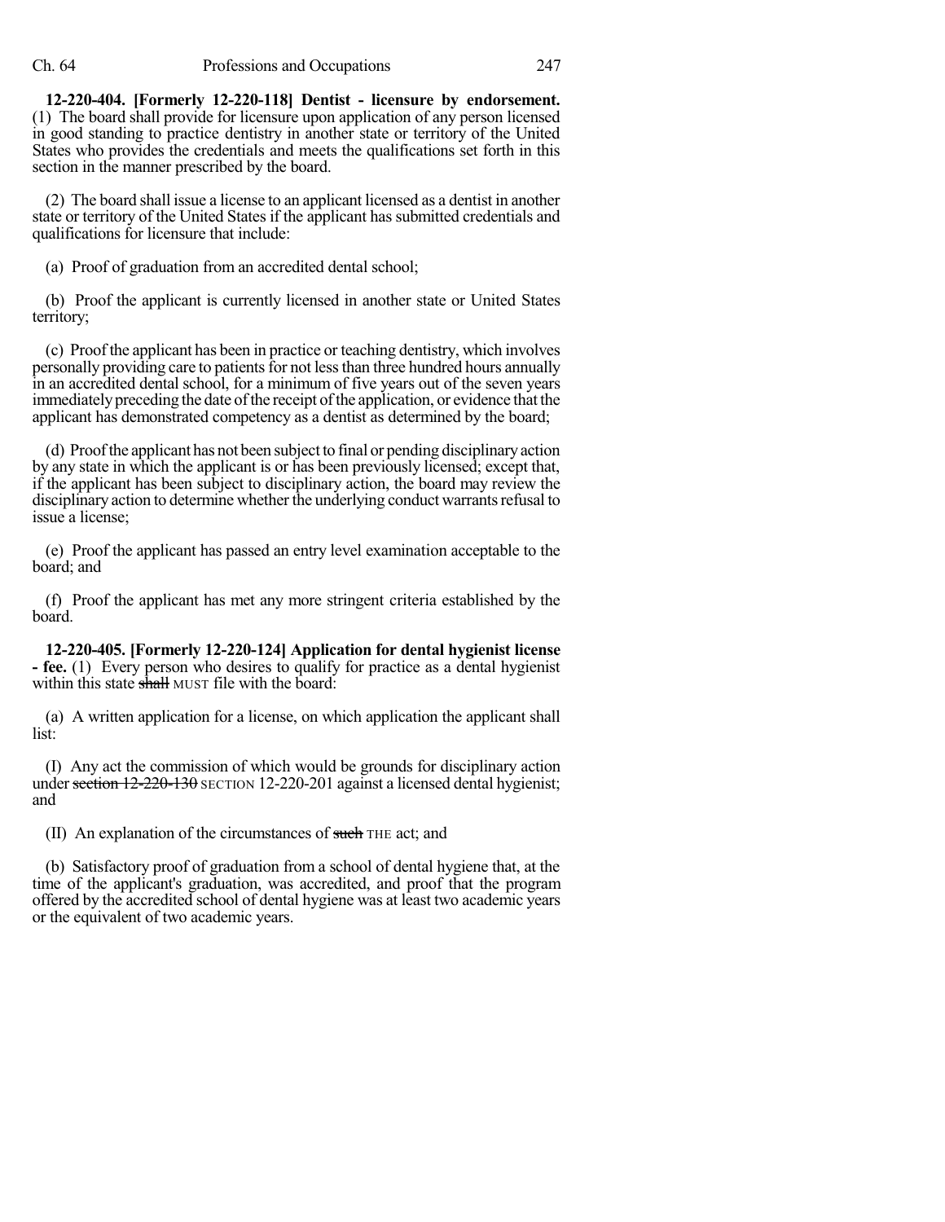**12-220-404. [Formerly 12-220-118] Dentist - licensure by endorsement.** (1) The board shall provide for licensure upon application of any person licensed in good standing to practice dentistry in another state or territory of the United States who provides the credentials and meets the qualifications set forth in this section in the manner prescribed by the board.

(2) The board shall issue a license to an applicant licensed as a dentist in another state or territory of the United States if the applicant has submitted credentials and qualifications for licensure that include:

(a) Proof of graduation from an accredited dental school;

(b) Proof the applicant is currently licensed in another state or United States territory;

(c) Proof the applicant has been in practice or teaching dentistry, which involves personally providing care to patients for not less than three hundred hours annually in an accredited dental school, for a minimum of five years out of the seven years immediately preceding the date of the receipt of the application, or evidence that the applicant has demonstrated competency as a dentist as determined by the board;

(d) Proof the applicant has not been subject to final or pending disciplinary action by any state in which the applicant is or has been previously licensed; except that, if the applicant has been subject to disciplinary action, the board may review the disciplinary action to determine whether the underlying conduct warrants refusal to issue a license;

(e) Proof the applicant has passed an entry level examination acceptable to the board; and

(f) Proof the applicant has met any more stringent criteria established by the board.

**12-220-405. [Formerly 12-220-124] Application for dental hygienist license - fee.** (1) Every person who desires to qualify for practice as a dental hygienist within this state ~~shall~~ MUST file with the board:

(a) A written application for a license, on which application the applicant shall list:

(I) Any act the commission of which would be grounds for disciplinary action under ~~section 12-220-130~~ SECTION 12-220-201 against a licensed dental hygienist; and

(II) An explanation of the circumstances of ~~such~~ THE act; and

(b) Satisfactory proof of graduation from a school of dental hygiene that, at the time of the applicant's graduation, was accredited, and proof that the program offered by the accredited school of dental hygiene was at least two academic years or the equivalent of two academic years.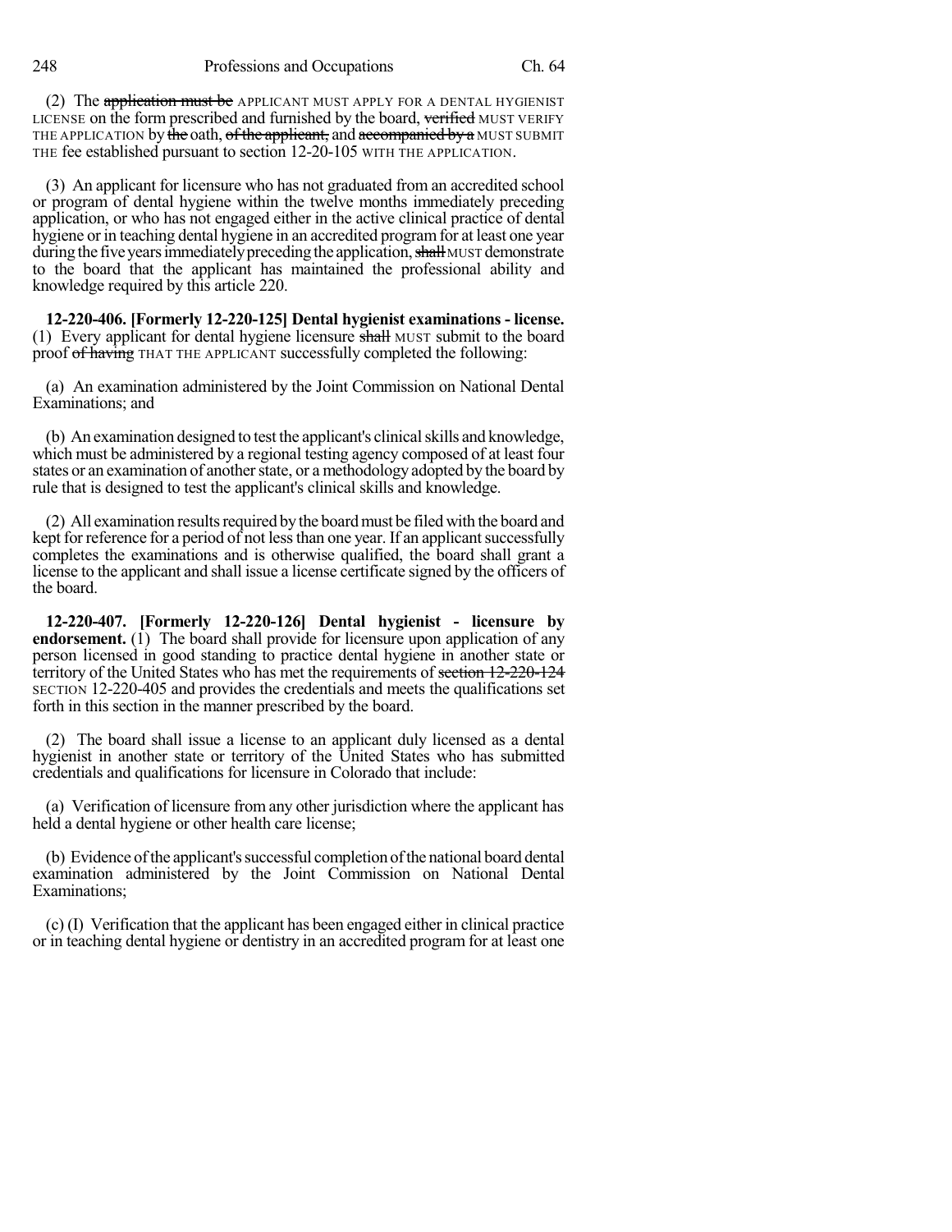(2) The ~~application must be~~ APPLICANT MUST APPLY FOR A DENTAL HYGIENIST LICENSE on the form prescribed and furnished by the board, ~~verified~~ MUST VERIFY THE APPLICATION by ~~the~~ oath, ~~of the applicant,~~ and ~~accompanied by a~~ MUST SUBMIT THE fee established pursuant to section 12-20-105 WITH THE APPLICATION.

(3) An applicant for licensure who has not graduated from an accredited school or program of dental hygiene within the twelve months immediately preceding application, or who has not engaged either in the active clinical practice of dental hygiene or in teaching dental hygiene in an accredited program for at least one year during the five years immediately preceding the application, ~~shall~~ MUST demonstrate to the board that the applicant has maintained the professional ability and knowledge required by this article 220.

**12-220-406. [Formerly 12-220-125] Dental hygienist examinations - license.** (1) Every applicant for dental hygiene licensure ~~shall~~ MUST submit to the board proof ~~of having~~ THAT THE APPLICANT successfully completed the following:

(a) An examination administered by the Joint Commission on National Dental Examinations; and

(b) An examination designed to test the applicant's clinical skills and knowledge, which must be administered by a regional testing agency composed of at least four states or an examination of another state, or a methodology adopted by the board by rule that is designed to test the applicant's clinical skills and knowledge.

(2) All examination results required by the board must be filed with the board and kept for reference for a period of not less than one year. If an applicant successfully completes the examinations and is otherwise qualified, the board shall grant a license to the applicant and shall issue a license certificate signed by the officers of the board.

**12-220-407. [Formerly 12-220-126] Dental hygienist - licensure by endorsement.** (1) The board shall provide for licensure upon application of any person licensed in good standing to practice dental hygiene in another state or territory of the United States who has met the requirements of ~~section 12-220-124~~ SECTION 12-220-405 and provides the credentials and meets the qualifications set forth in this section in the manner prescribed by the board.

(2) The board shall issue a license to an applicant duly licensed as a dental hygienist in another state or territory of the United States who has submitted credentials and qualifications for licensure in Colorado that include:

(a) Verification of licensure from any other jurisdiction where the applicant has held a dental hygiene or other health care license;

(b) Evidence of the applicant's successful completion of the national board dental examination administered by the Joint Commission on National Dental Examinations;

(c) (I) Verification that the applicant has been engaged either in clinical practice or in teaching dental hygiene or dentistry in an accredited program for at least one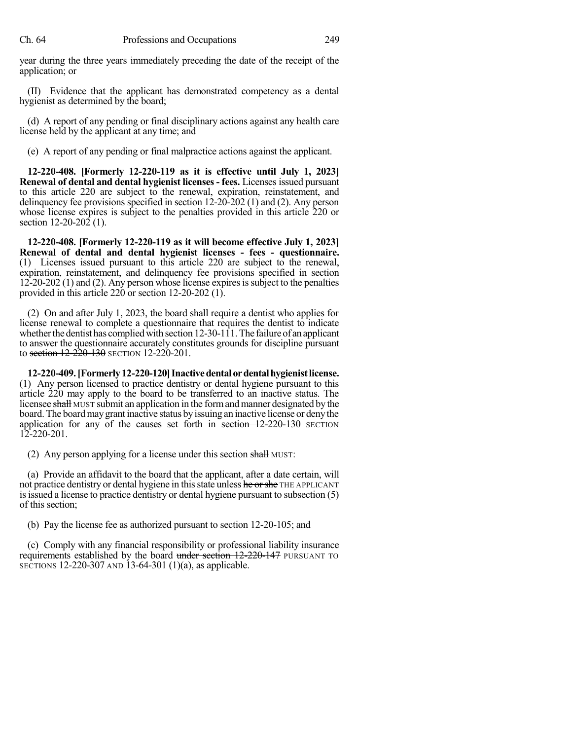year during the three years immediately preceding the date of the receipt of the application; or

(II) Evidence that the applicant has demonstrated competency as a dental hygienist as determined by the board;

(d) A report of any pending or final disciplinary actions against any health care license held by the applicant at any time; and

(e) A report of any pending or final malpractice actions against the applicant.

**12-220-408. [Formerly 12-220-119 as it is effective until July 1, 2023] Renewal of dental and dental hygienist licenses - fees.** Licenses issued pursuant to this article 220 are subject to the renewal, expiration, reinstatement, and delinquency fee provisions specified in section 12-20-202 (1) and (2). Any person whose license expires is subject to the penalties provided in this article 220 or section 12-20-202 (1).

**12-220-408. [Formerly 12-220-119 as it will become effective July 1, 2023] Renewal of dental and dental hygienist licenses - fees - questionnaire.** (1) Licenses issued pursuant to this article 220 are subject to the renewal, expiration, reinstatement, and delinquency fee provisions specified in section 12-20-202 (1) and (2). Any person whose license expires is subject to the penalties provided in this article 220 or section 12-20-202 (1).

(2) On and after July 1, 2023, the board shall require a dentist who applies for license renewal to complete a questionnaire that requires the dentist to indicate whether the dentist has complied with section 12-30-111. The failure of an applicant to answer the questionnaire accurately constitutes grounds for discipline pursuant to ~~section 12-220-130~~ SECTION 12-220-201.

**12-220-409. [Formerly 12-220-120] Inactive dental or dental hygienist license.** (1) Any person licensed to practice dentistry or dental hygiene pursuant to this article 220 may apply to the board to be transferred to an inactive status. The licensee ~~shall~~ MUST submit an application in the form and manner designated by the board. The board may grant inactive status by issuing an inactive license or deny the application for any of the causes set forth in ~~section 12-220-130~~ SECTION 12-220-201.

(2) Any person applying for a license under this section ~~shall~~ MUST:

(a) Provide an affidavit to the board that the applicant, after a date certain, will not practice dentistry or dental hygiene in this state unless ~~he or she~~ THE APPLICANT is issued a license to practice dentistry or dental hygiene pursuant to subsection (5) of this section;

(b) Pay the license fee as authorized pursuant to section 12-20-105; and

(c) Comply with any financial responsibility or professional liability insurance requirements established by the board ~~under section 12-220-147~~ PURSUANT TO SECTIONS 12-220-307 AND 13-64-301 (1)(a), as applicable.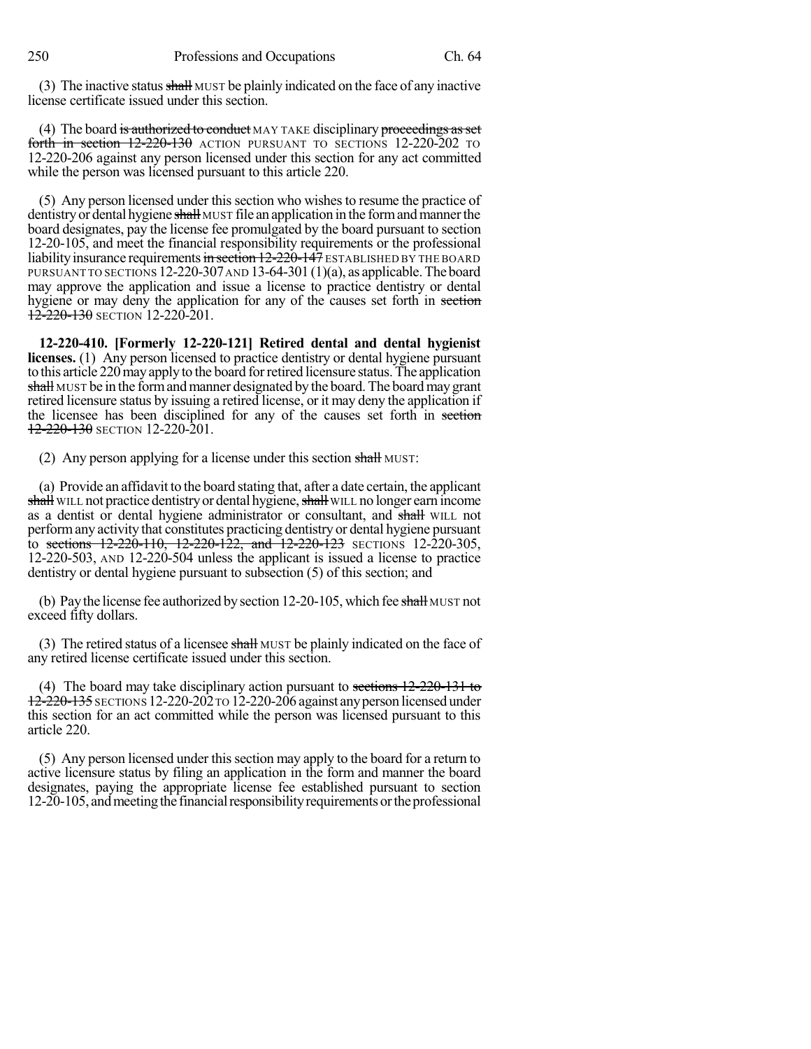(3) The inactive status ~~shall~~ MUST be plainly indicated on the face of any inactive license certificate issued under this section.

(4) The board ~~is authorized to conduct~~ MAY TAKE disciplinary ~~proceedings as set forth in section 12-220-130~~ ACTION PURSUANT TO SECTIONS 12-220-202 TO 12-220-206 against any person licensed under this section for any act committed while the person was licensed pursuant to this article 220.

(5) Any person licensed under this section who wishes to resume the practice of dentistry or dental hygiene ~~shall~~ MUST file an application in the form and manner the board designates, pay the license fee promulgated by the board pursuant to section 12-20-105, and meet the financial responsibility requirements or the professional liability insurance requirements ~~in section 12-220-147~~ ESTABLISHED BY THE BOARD PURSUANT TO SECTIONS 12-220-307 AND 13-64-301 (1)(a), as applicable. The board may approve the application and issue a license to practice dentistry or dental hygiene or may deny the application for any of the causes set forth in ~~section 12-220-130~~ SECTION 12-220-201.

**12-220-410. [Formerly 12-220-121] Retired dental and dental hygienist licenses.** (1) Any person licensed to practice dentistry or dental hygiene pursuant to this article 220 may apply to the board for retired licensure status. The application ~~shall~~ MUST be in the form and manner designated by the board. The board may grant retired licensure status by issuing a retired license, or it may deny the application if the licensee has been disciplined for any of the causes set forth in ~~section 12-220-130~~ SECTION 12-220-201.

(2) Any person applying for a license under this section ~~shall~~ MUST:

(a) Provide an affidavit to the board stating that, after a date certain, the applicant ~~shall~~ WILL not practice dentistry or dental hygiene, ~~shall~~ WILL no longer earn income as a dentist or dental hygiene administrator or consultant, and ~~shall~~ WILL not perform any activity that constitutes practicing dentistry or dental hygiene pursuant to ~~sections 12-220-110, 12-220-122, and 12-220-123~~ SECTIONS 12-220-305, 12-220-503, AND 12-220-504 unless the applicant is issued a license to practice dentistry or dental hygiene pursuant to subsection (5) of this section; and

(b) Pay the license fee authorized by section 12-20-105, which fee ~~shall~~ MUST not exceed fifty dollars.

(3) The retired status of a licensee ~~shall~~ MUST be plainly indicated on the face of any retired license certificate issued under this section.

(4) The board may take disciplinary action pursuant to ~~sections 12-220-131 to 12-220-135~~ SECTIONS 12-220-202 TO 12-220-206 against any person licensed under this section for an act committed while the person was licensed pursuant to this article 220.

(5) Any person licensed under this section may apply to the board for a return to active licensure status by filing an application in the form and manner the board designates, paying the appropriate license fee established pursuant to section 12-20-105, and meeting the financial responsibility requirements or the professional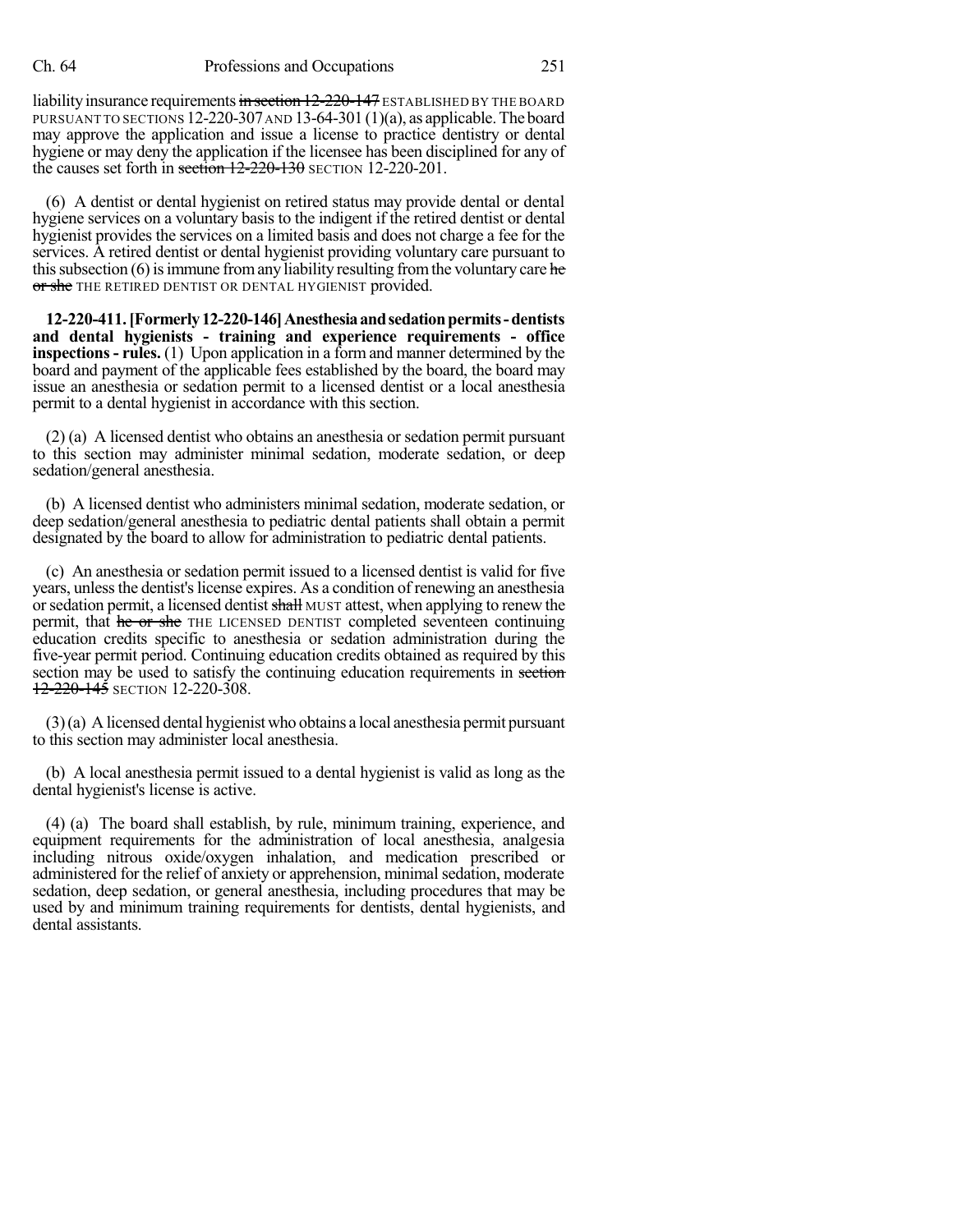liability insurance requirements ~~in section 12-220-147~~ ESTABLISHED BY THE BOARD PURSUANT TO SECTIONS 12-220-307 AND 13-64-301 (1)(a), as applicable. The board may approve the application and issue a license to practice dentistry or dental hygiene or may deny the application if the licensee has been disciplined for any of the causes set forth in ~~section 12-220-130~~ SECTION 12-220-201.

(6) A dentist or dental hygienist on retired status may provide dental or dental hygiene services on a voluntary basis to the indigent if the retired dentist or dental hygienist provides the services on a limited basis and does not charge a fee for the services. A retired dentist or dental hygienist providing voluntary care pursuant to this subsection (6) is immune from any liability resulting from the voluntary care ~~he or she~~ THE RETIRED DENTIST OR DENTAL HYGIENIST provided.

**12-220-411. [Formerly 12-220-146] Anesthesia and sedation permits - dentists and dental hygienists - training and experience requirements - office inspections - rules.** (1) Upon application in a form and manner determined by the board and payment of the applicable fees established by the board, the board may issue an anesthesia or sedation permit to a licensed dentist or a local anesthesia permit to a dental hygienist in accordance with this section.

(2) (a) A licensed dentist who obtains an anesthesia or sedation permit pursuant to this section may administer minimal sedation, moderate sedation, or deep sedation/general anesthesia.

(b) A licensed dentist who administers minimal sedation, moderate sedation, or deep sedation/general anesthesia to pediatric dental patients shall obtain a permit designated by the board to allow for administration to pediatric dental patients.

(c) An anesthesia or sedation permit issued to a licensed dentist is valid for five years, unless the dentist's license expires. As a condition of renewing an anesthesia or sedation permit, a licensed dentist ~~shall~~ MUST attest, when applying to renew the permit, that ~~he or she~~ THE LICENSED DENTIST completed seventeen continuing education credits specific to anesthesia or sedation administration during the five-year permit period. Continuing education credits obtained as required by this section may be used to satisfy the continuing education requirements in ~~section 12-220-145~~ SECTION 12-220-308.

(3) (a) A licensed dental hygienist who obtains a local anesthesia permit pursuant to this section may administer local anesthesia.

(b) A local anesthesia permit issued to a dental hygienist is valid as long as the dental hygienist's license is active.

(4) (a) The board shall establish, by rule, minimum training, experience, and equipment requirements for the administration of local anesthesia, analgesia including nitrous oxide/oxygen inhalation, and medication prescribed or administered for the relief of anxiety or apprehension, minimal sedation, moderate sedation, deep sedation, or general anesthesia, including procedures that may be used by and minimum training requirements for dentists, dental hygienists, and dental assistants.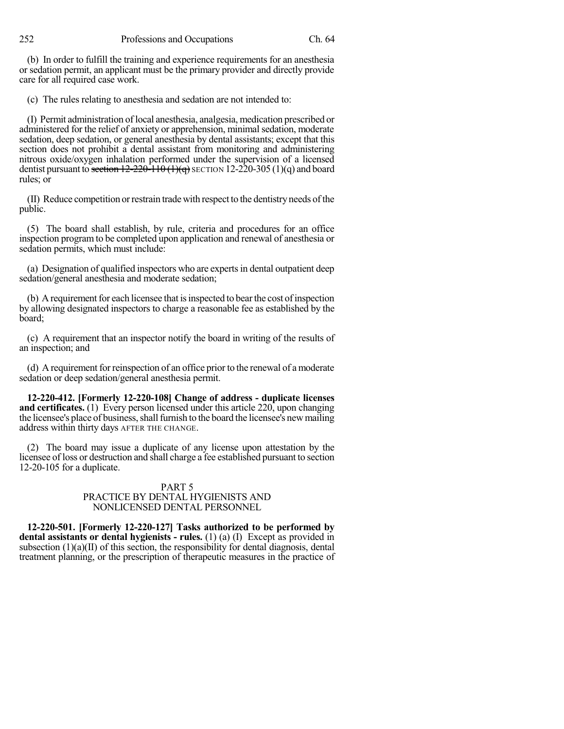(b) In order to fulfill the training and experience requirements for an anesthesia or sedation permit, an applicant must be the primary provider and directly provide care for all required case work.

(c) The rules relating to anesthesia and sedation are not intended to:

(I) Permit administration of local anesthesia, analgesia, medication prescribed or administered for the relief of anxiety or apprehension, minimal sedation, moderate sedation, deep sedation, or general anesthesia by dental assistants; except that this section does not prohibit a dental assistant from monitoring and administering nitrous oxide/oxygen inhalation performed under the supervision of a licensed dentist pursuant to ~~section 12-220-110 (1)(q)~~ SECTION 12-220-305 (1)(q) and board rules; or

(II) Reduce competition or restrain trade with respect to the dentistry needs of the public.

(5) The board shall establish, by rule, criteria and procedures for an office inspection program to be completed upon application and renewal of anesthesia or sedation permits, which must include:

(a) Designation of qualified inspectors who are experts in dental outpatient deep sedation/general anesthesia and moderate sedation;

(b) A requirement for each licensee that is inspected to bear the cost of inspection by allowing designated inspectors to charge a reasonable fee as established by the board;

(c) A requirement that an inspector notify the board in writing of the results of an inspection; and

(d) A requirement for reinspection of an office prior to the renewal of a moderate sedation or deep sedation/general anesthesia permit.

**12-220-412. [Formerly 12-220-108] Change of address - duplicate licenses and certificates.** (1) Every person licensed under this article 220, upon changing the licensee's place of business, shall furnish to the board the licensee's new mailing address within thirty days AFTER THE CHANGE.

(2) The board may issue a duplicate of any license upon attestation by the licensee of loss or destruction and shall charge a fee established pursuant to section 12-20-105 for a duplicate.

PART 5
PRACTICE BY DENTAL HYGIENISTS AND NONLICENSED DENTAL PERSONNEL

**12-220-501. [Formerly 12-220-127] Tasks authorized to be performed by dental assistants or dental hygienists - rules.** (1) (a) (I) Except as provided in subsection (1)(a)(II) of this section, the responsibility for dental diagnosis, dental treatment planning, or the prescription of therapeutic measures in the practice of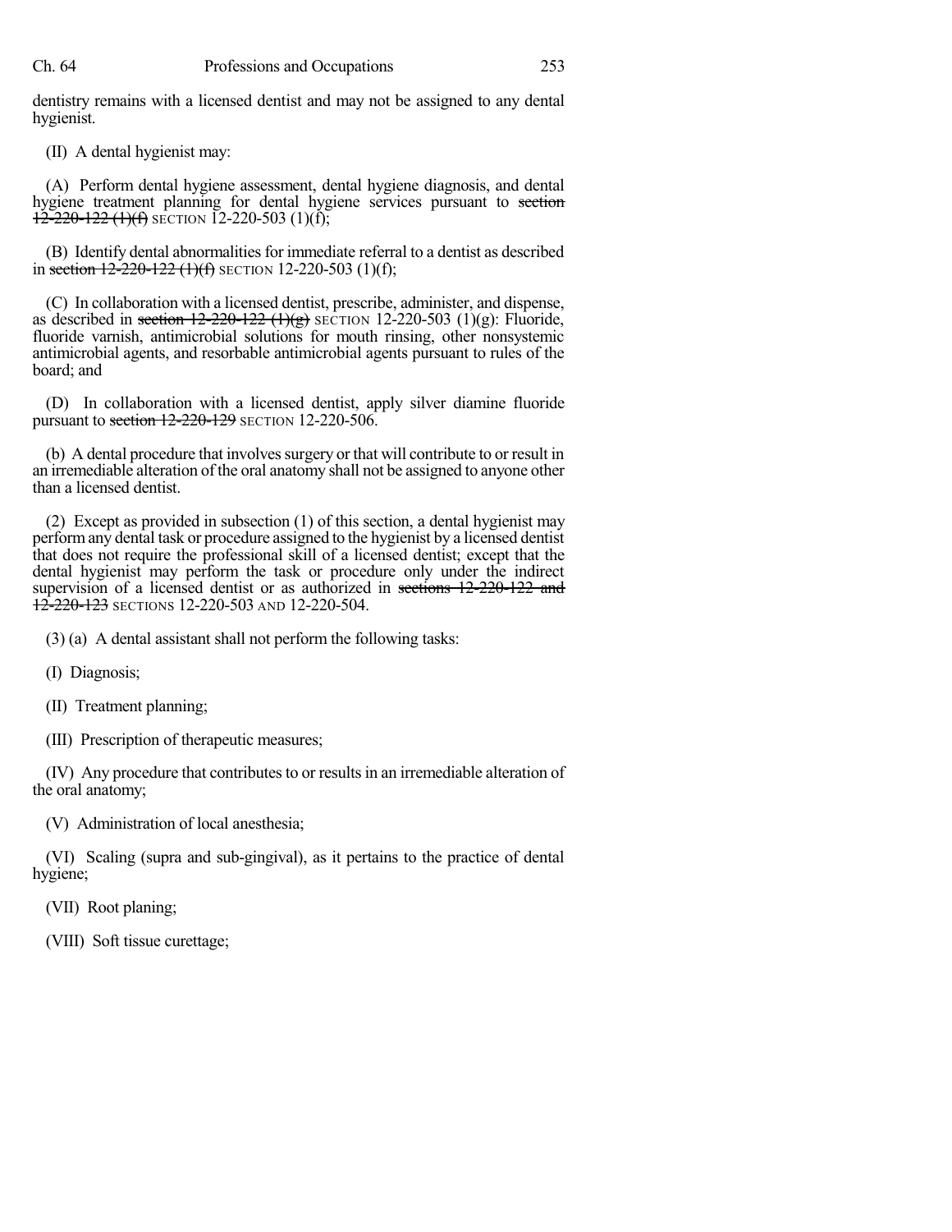dentistry remains with a licensed dentist and may not be assigned to any dental hygienist.

(II) A dental hygienist may:

(A) Perform dental hygiene assessment, dental hygiene diagnosis, and dental hygiene treatment planning for dental hygiene services pursuant to ~~section 12-220-122 (1)(f)~~ SECTION 12-220-503 (1)(f);

(B) Identify dental abnormalities for immediate referral to a dentist as described in ~~section 12-220-122 (1)(f)~~ SECTION 12-220-503 (1)(f);

(C) In collaboration with a licensed dentist, prescribe, administer, and dispense, as described in ~~section 12-220-122 (1)(g)~~ SECTION 12-220-503 (1)(g): Fluoride, fluoride varnish, antimicrobial solutions for mouth rinsing, other nonsystemic antimicrobial agents, and resorbable antimicrobial agents pursuant to rules of the board; and

(D) In collaboration with a licensed dentist, apply silver diamine fluoride pursuant to ~~section 12-220-129~~ SECTION 12-220-506.

(b) A dental procedure that involves surgery or that will contribute to or result in an irremediable alteration of the oral anatomy shall not be assigned to anyone other than a licensed dentist.

(2) Except as provided in subsection (1) of this section, a dental hygienist may perform any dental task or procedure assigned to the hygienist by a licensed dentist that does not require the professional skill of a licensed dentist; except that the dental hygienist may perform the task or procedure only under the indirect supervision of a licensed dentist or as authorized in ~~sections 12-220-122 and 12-220-123~~ SECTIONS 12-220-503 AND 12-220-504.

(3) (a) A dental assistant shall not perform the following tasks:

(I) Diagnosis;

(II) Treatment planning;

(III) Prescription of therapeutic measures;

(IV) Any procedure that contributes to or results in an irremediable alteration of the oral anatomy;

(V) Administration of local anesthesia;

(VI) Scaling (supra and sub-gingival), as it pertains to the practice of dental hygiene;

(VII) Root planing;

(VIII) Soft tissue curettage;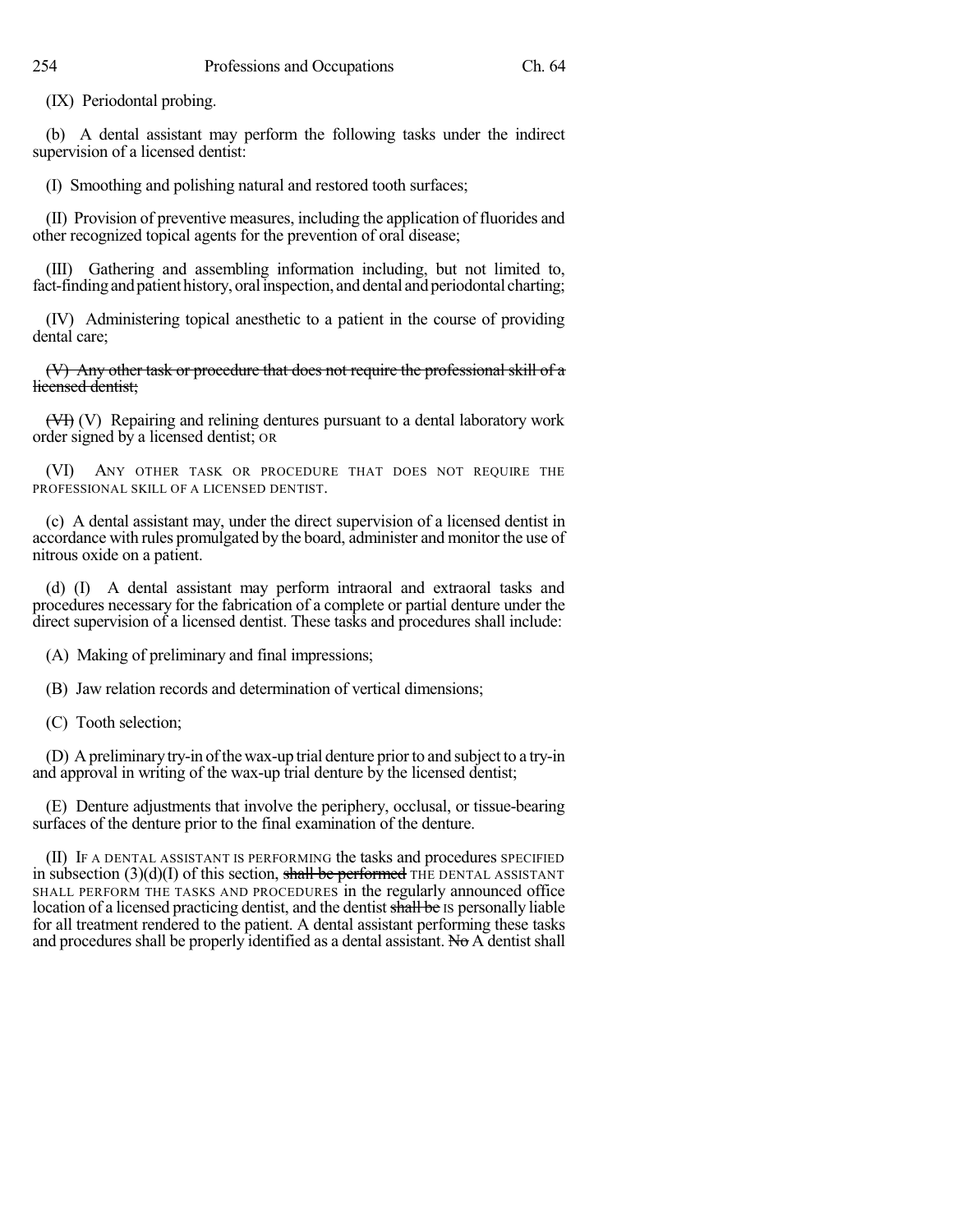(IX) Periodontal probing.

(b) A dental assistant may perform the following tasks under the indirect supervision of a licensed dentist:

(I) Smoothing and polishing natural and restored tooth surfaces;

(II) Provision of preventive measures, including the application of fluorides and other recognized topical agents for the prevention of oral disease;

(III) Gathering and assembling information including, but not limited to, fact-finding and patient history, oral inspection, and dental and periodontal charting;

(IV) Administering topical anesthetic to a patient in the course of providing dental care;

~~(V) Any other task or procedure that does not require the professional skill of a licensed dentist;~~

~~(VI)~~ (V) Repairing and relining dentures pursuant to a dental laboratory work order signed by a licensed dentist; OR

(VI) ANY OTHER TASK OR PROCEDURE THAT DOES NOT REQUIRE THE PROFESSIONAL SKILL OF A LICENSED DENTIST.

(c) A dental assistant may, under the direct supervision of a licensed dentist in accordance with rules promulgated by the board, administer and monitor the use of nitrous oxide on a patient.

(d) (I) A dental assistant may perform intraoral and extraoral tasks and procedures necessary for the fabrication of a complete or partial denture under the direct supervision of a licensed dentist. These tasks and procedures shall include:

(A) Making of preliminary and final impressions;

(B) Jaw relation records and determination of vertical dimensions;

(C) Tooth selection;

(D) A preliminary try-in of the wax-up trial denture prior to and subject to a try-in and approval in writing of the wax-up trial denture by the licensed dentist;

(E) Denture adjustments that involve the periphery, occlusal, or tissue-bearing surfaces of the denture prior to the final examination of the denture.

(II) IF A DENTAL ASSISTANT IS PERFORMING the tasks and procedures SPECIFIED in subsection (3)(d)(I) of this section, ~~shall be performed~~ THE DENTAL ASSISTANT SHALL PERFORM THE TASKS AND PROCEDURES in the regularly announced office location of a licensed practicing dentist, and the dentist ~~shall be~~ IS personally liable for all treatment rendered to the patient. A dental assistant performing these tasks and procedures shall be properly identified as a dental assistant. ~~No~~ A dentist shall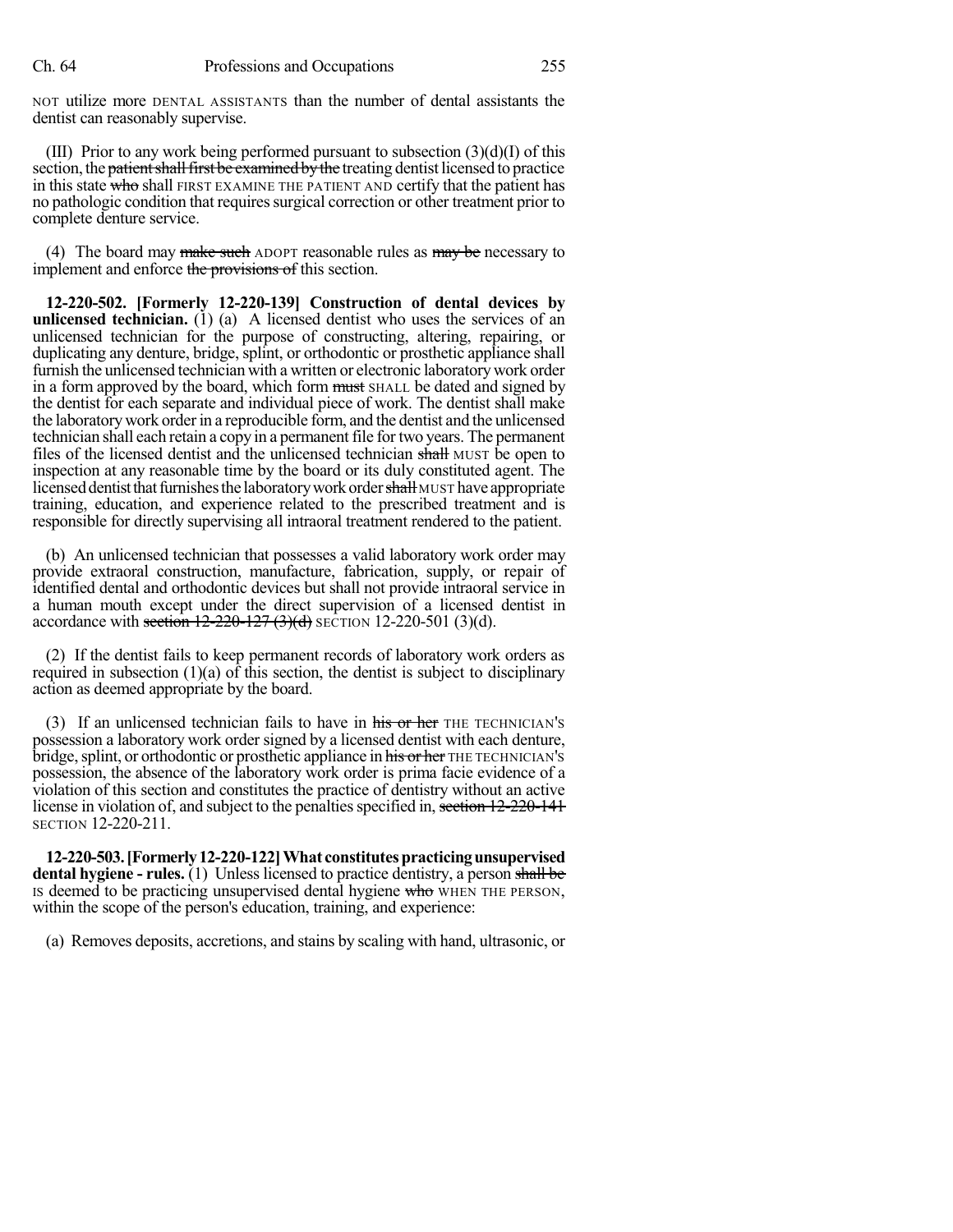NOT utilize more DENTAL ASSISTANTS than the number of dental assistants the dentist can reasonably supervise.

(III) Prior to any work being performed pursuant to subsection (3)(d)(I) of this section, the ~~patient shall first be examined by the~~ treating dentist licensed to practice in this state ~~who~~ shall FIRST EXAMINE THE PATIENT AND certify that the patient has no pathologic condition that requires surgical correction or other treatment prior to complete denture service.

(4) The board may ~~make such~~ ADOPT reasonable rules as ~~may be~~ necessary to implement and enforce ~~the provisions of~~ this section.

**12-220-502. [Formerly 12-220-139] Construction of dental devices by unlicensed technician.** (1) (a) A licensed dentist who uses the services of an unlicensed technician for the purpose of constructing, altering, repairing, or duplicating any denture, bridge, splint, or orthodontic or prosthetic appliance shall furnish the unlicensed technician with a written or electronic laboratory work order in a form approved by the board, which form ~~must~~ SHALL be dated and signed by the dentist for each separate and individual piece of work. The dentist shall make the laboratory work order in a reproducible form, and the dentist and the unlicensed technician shall each retain a copy in a permanent file for two years. The permanent files of the licensed dentist and the unlicensed technician ~~shall~~ MUST be open to inspection at any reasonable time by the board or its duly constituted agent. The licensed dentist that furnishes the laboratory work order ~~shall~~ MUST have appropriate training, education, and experience related to the prescribed treatment and is responsible for directly supervising all intraoral treatment rendered to the patient.

(b) An unlicensed technician that possesses a valid laboratory work order may provide extraoral construction, manufacture, fabrication, supply, or repair of identified dental and orthodontic devices but shall not provide intraoral service in a human mouth except under the direct supervision of a licensed dentist in accordance with ~~section 12-220-127 (3)(d)~~ SECTION 12-220-501 (3)(d).

(2) If the dentist fails to keep permanent records of laboratory work orders as required in subsection (1)(a) of this section, the dentist is subject to disciplinary action as deemed appropriate by the board.

(3) If an unlicensed technician fails to have in ~~his or her~~ THE TECHNICIAN'S possession a laboratory work order signed by a licensed dentist with each denture, bridge, splint, or orthodontic or prosthetic appliance in ~~his or her~~ THE TECHNICIAN'S possession, the absence of the laboratory work order is prima facie evidence of a violation of this section and constitutes the practice of dentistry without an active license in violation of, and subject to the penalties specified in, ~~section 12-220-141~~ SECTION 12-220-211.

**12-220-503. [Formerly 12-220-122] What constitutes practicing unsupervised dental hygiene - rules.** (1) Unless licensed to practice dentistry, a person ~~shall be~~ IS deemed to be practicing unsupervised dental hygiene ~~who~~ WHEN THE PERSON, within the scope of the person's education, training, and experience:

(a) Removes deposits, accretions, and stains by scaling with hand, ultrasonic, or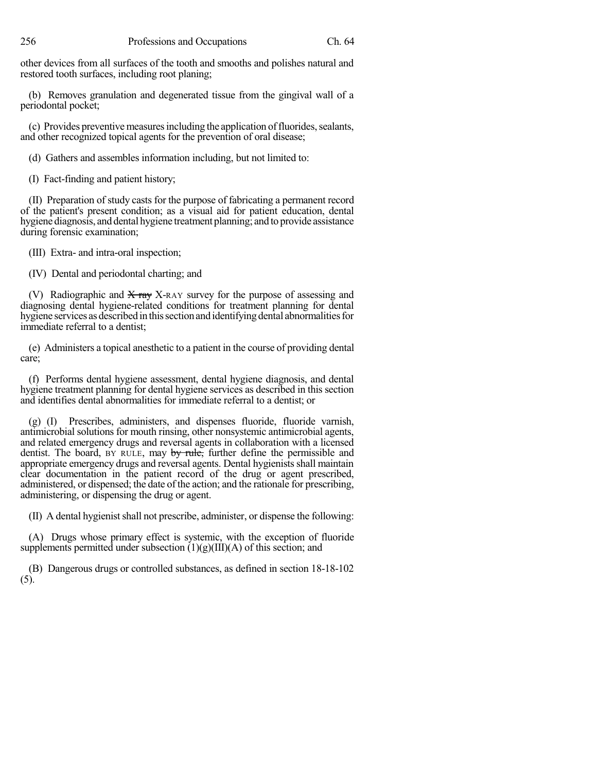other devices from all surfaces of the tooth and smooths and polishes natural and restored tooth surfaces, including root planing;

(b) Removes granulation and degenerated tissue from the gingival wall of a periodontal pocket;

(c) Provides preventive measures including the application of fluorides, sealants, and other recognized topical agents for the prevention of oral disease;

(d) Gathers and assembles information including, but not limited to:

(I) Fact-finding and patient history;

(II) Preparation of study casts for the purpose of fabricating a permanent record of the patient's present condition; as a visual aid for patient education, dental hygiene diagnosis, and dental hygiene treatment planning; and to provide assistance during forensic examination;

(III) Extra- and intra-oral inspection;

(IV) Dental and periodontal charting; and

(V) Radiographic and ~~X ray~~ X-RAY survey for the purpose of assessing and diagnosing dental hygiene-related conditions for treatment planning for dental hygiene services as described in this section and identifying dental abnormalities for immediate referral to a dentist;

(e) Administers a topical anesthetic to a patient in the course of providing dental care;

(f) Performs dental hygiene assessment, dental hygiene diagnosis, and dental hygiene treatment planning for dental hygiene services as described in this section and identifies dental abnormalities for immediate referral to a dentist; or

(g) (I) Prescribes, administers, and dispenses fluoride, fluoride varnish, antimicrobial solutions for mouth rinsing, other nonsystemic antimicrobial agents, and related emergency drugs and reversal agents in collaboration with a licensed dentist. The board, BY RULE, may ~~by rule,~~ further define the permissible and appropriate emergency drugs and reversal agents. Dental hygienists shall maintain clear documentation in the patient record of the drug or agent prescribed, administered, or dispensed; the date of the action; and the rationale for prescribing, administering, or dispensing the drug or agent.

(II) A dental hygienist shall not prescribe, administer, or dispense the following:

(A) Drugs whose primary effect is systemic, with the exception of fluoride supplements permitted under subsection (1)(g)(III)(A) of this section; and

(B) Dangerous drugs or controlled substances, as defined in section 18-18-102 (5).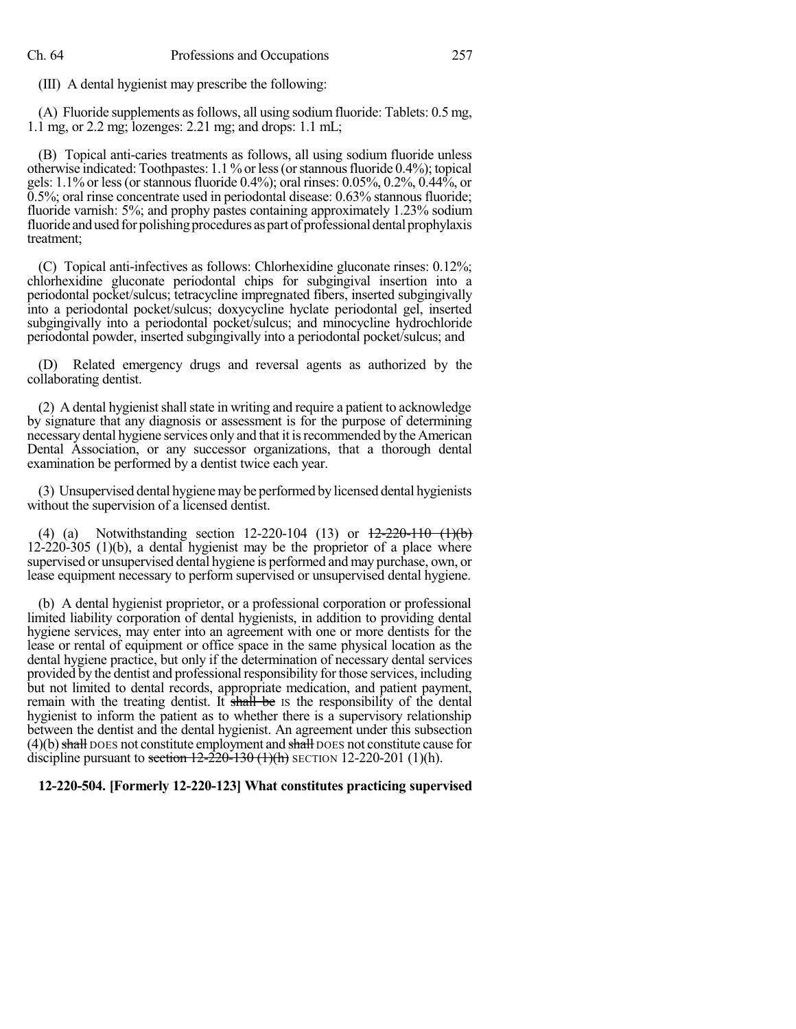(III) A dental hygienist may prescribe the following:

(A) Fluoride supplements as follows, all using sodium fluoride: Tablets: 0.5 mg, 1.1 mg, or 2.2 mg; lozenges: 2.21 mg; and drops: 1.1 mL;

(B) Topical anti-caries treatments as follows, all using sodium fluoride unless otherwise indicated: Toothpastes: 1.1% or less (or stannous fluoride 0.4%); topical gels: 1.1% or less (or stannous fluoride 0.4%); oral rinses: 0.05%, 0.2%, 0.44%, or 0.5%; oral rinse concentrate used in periodontal disease: 0.63% stannous fluoride; fluoride varnish: 5%; and prophy pastes containing approximately 1.23% sodium fluoride and used for polishing procedures as part of professional dental prophylaxis treatment;

(C) Topical anti-infectives as follows: Chlorhexidine gluconate rinses: 0.12%; chlorhexidine gluconate periodontal chips for subgingival insertion into a periodontal pocket/sulcus; tetracycline impregnated fibers, inserted subgingivally into a periodontal pocket/sulcus; doxycycline hyclate periodontal gel, inserted subgingivally into a periodontal pocket/sulcus; and minocycline hydrochloride periodontal powder, inserted subgingivally into a periodontal pocket/sulcus; and

(D) Related emergency drugs and reversal agents as authorized by the collaborating dentist.

(2) A dental hygienist shall state in writing and require a patient to acknowledge by signature that any diagnosis or assessment is for the purpose of determining necessary dental hygiene services only and that it is recommended by the American Dental Association, or any successor organizations, that a thorough dental examination be performed by a dentist twice each year.

(3) Unsupervised dental hygiene may be performed by licensed dental hygienists without the supervision of a licensed dentist.

(4) (a) Notwithstanding section 12-220-104 (13) or ~~12-220-110 (1)(b)~~ 12-220-305 (1)(b), a dental hygienist may be the proprietor of a place where supervised or unsupervised dental hygiene is performed and may purchase, own, or lease equipment necessary to perform supervised or unsupervised dental hygiene.

(b) A dental hygienist proprietor, or a professional corporation or professional limited liability corporation of dental hygienists, in addition to providing dental hygiene services, may enter into an agreement with one or more dentists for the lease or rental of equipment or office space in the same physical location as the dental hygiene practice, but only if the determination of necessary dental services provided by the dentist and professional responsibility for those services, including but not limited to dental records, appropriate medication, and patient payment, remain with the treating dentist. It ~~shall be~~ IS the responsibility of the dental hygienist to inform the patient as to whether there is a supervisory relationship between the dentist and the dental hygienist. An agreement under this subsection (4)(b) ~~shall~~ DOES not constitute employment and ~~shall~~ DOES not constitute cause for discipline pursuant to ~~section 12-220-130 (1)(h)~~ SECTION 12-220-201 (1)(h).

**12-220-504. [Formerly 12-220-123] What constitutes practicing supervised**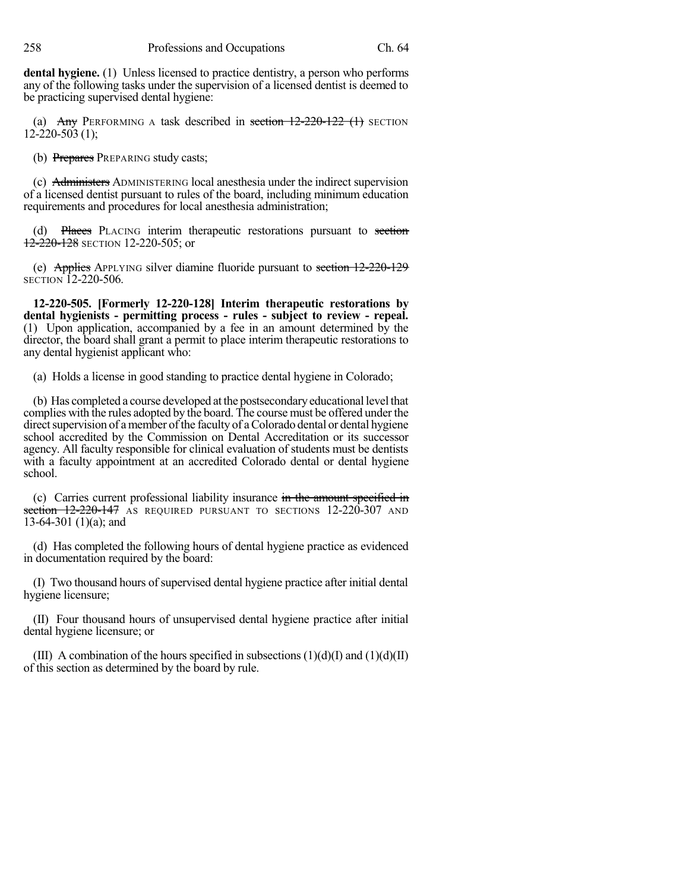**dental hygiene.** (1) Unless licensed to practice dentistry, a person who performs any of the following tasks under the supervision of a licensed dentist is deemed to be practicing supervised dental hygiene:

(a) ~~Any~~ PERFORMING A task described in ~~section 12-220-122 (1)~~ SECTION 12-220-503 (1);

(b) ~~Prepares~~ PREPARING study casts;

(c) ~~Administers~~ ADMINISTERING local anesthesia under the indirect supervision of a licensed dentist pursuant to rules of the board, including minimum education requirements and procedures for local anesthesia administration;

(d) ~~Places~~ PLACING interim therapeutic restorations pursuant to ~~section 12-220-128~~ SECTION 12-220-505; or

(e) ~~Applies~~ APPLYING silver diamine fluoride pursuant to ~~section 12-220-129~~ SECTION 12-220-506.

**12-220-505. [Formerly 12-220-128] Interim therapeutic restorations by dental hygienists - permitting process - rules - subject to review - repeal.** (1) Upon application, accompanied by a fee in an amount determined by the director, the board shall grant a permit to place interim therapeutic restorations to any dental hygienist applicant who:

(a) Holds a license in good standing to practice dental hygiene in Colorado;

(b) Has completed a course developed at the postsecondary educational level that complies with the rules adopted by the board. The course must be offered under the direct supervision of a member of the faculty of a Colorado dental or dental hygiene school accredited by the Commission on Dental Accreditation or its successor agency. All faculty responsible for clinical evaluation of students must be dentists with a faculty appointment at an accredited Colorado dental or dental hygiene school.

(c) Carries current professional liability insurance ~~in the amount specified in section 12-220-147~~ AS REQUIRED PURSUANT TO SECTIONS 12-220-307 AND 13-64-301 (1)(a); and

(d) Has completed the following hours of dental hygiene practice as evidenced in documentation required by the board:

(I) Two thousand hours of supervised dental hygiene practice after initial dental hygiene licensure;

(II) Four thousand hours of unsupervised dental hygiene practice after initial dental hygiene licensure; or

(III) A combination of the hours specified in subsections (1)(d)(I) and (1)(d)(II) of this section as determined by the board by rule.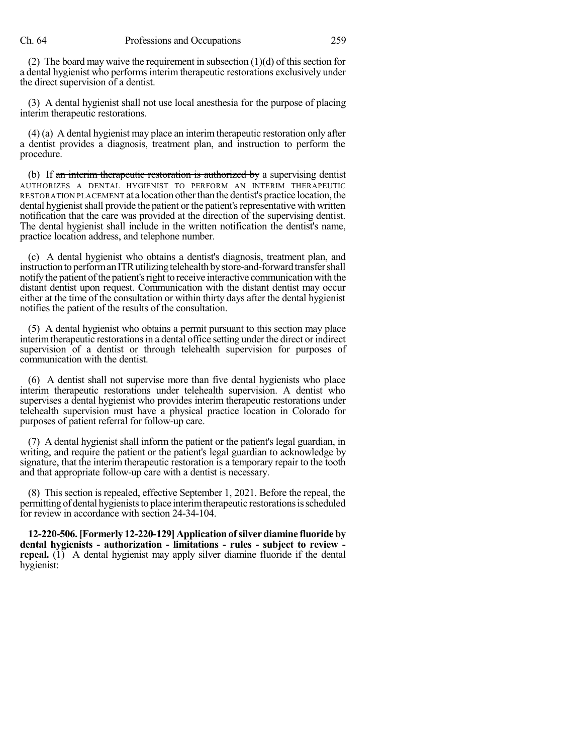(2) The board may waive the requirement in subsection (1)(d) of this section for a dental hygienist who performs interim therapeutic restorations exclusively under the direct supervision of a dentist.

(3) A dental hygienist shall not use local anesthesia for the purpose of placing interim therapeutic restorations.

(4) (a) A dental hygienist may place an interim therapeutic restoration only after a dentist provides a diagnosis, treatment plan, and instruction to perform the procedure.

(b) If ~~an interim therapeutic restoration is authorized by~~ a supervising dentist AUTHORIZES A DENTAL HYGIENIST TO PERFORM AN INTERIM THERAPEUTIC RESTORATION PLACEMENT at a location other than the dentist's practice location, the dental hygienist shall provide the patient or the patient's representative with written notification that the care was provided at the direction of the supervising dentist. The dental hygienist shall include in the written notification the dentist's name, practice location address, and telephone number.

(c) A dental hygienist who obtains a dentist's diagnosis, treatment plan, and instruction to perform an ITR utilizing telehealth by store-and-forward transfer shall notify the patient of the patient's right to receive interactive communication with the distant dentist upon request. Communication with the distant dentist may occur either at the time of the consultation or within thirty days after the dental hygienist notifies the patient of the results of the consultation.

(5) A dental hygienist who obtains a permit pursuant to this section may place interim therapeutic restorations in a dental office setting under the direct or indirect supervision of a dentist or through telehealth supervision for purposes of communication with the dentist.

(6) A dentist shall not supervise more than five dental hygienists who place interim therapeutic restorations under telehealth supervision. A dentist who supervises a dental hygienist who provides interim therapeutic restorations under telehealth supervision must have a physical practice location in Colorado for purposes of patient referral for follow-up care.

(7) A dental hygienist shall inform the patient or the patient's legal guardian, in writing, and require the patient or the patient's legal guardian to acknowledge by signature, that the interim therapeutic restoration is a temporary repair to the tooth and that appropriate follow-up care with a dentist is necessary.

(8) This section is repealed, effective September 1, 2021. Before the repeal, the permitting of dental hygienists to place interim therapeutic restorations is scheduled for review in accordance with section 24-34-104.

**12-220-506. [Formerly 12-220-129] Application of silver diamine fluoride by dental hygienists - authorization - limitations - rules - subject to review - repeal.** (1) A dental hygienist may apply silver diamine fluoride if the dental hygienist: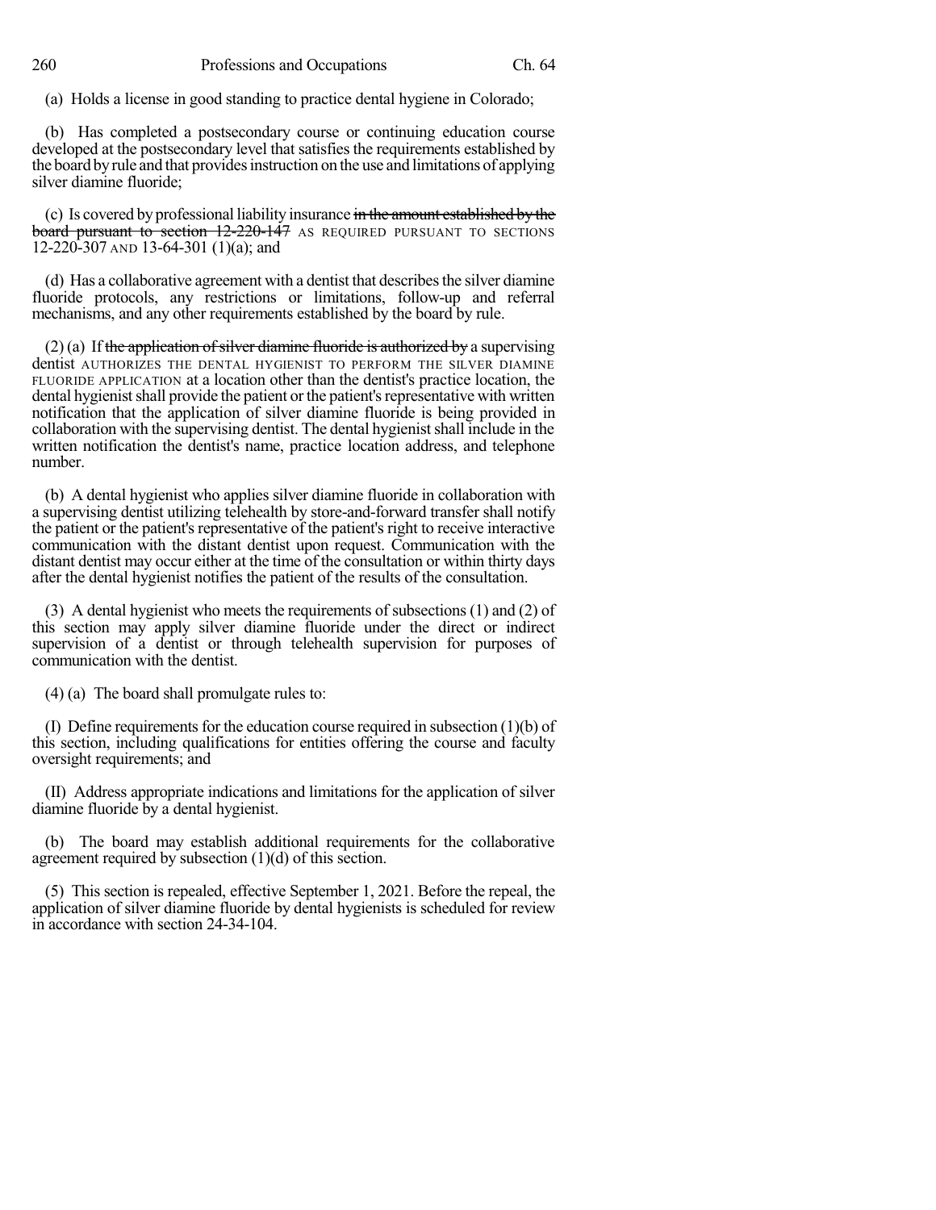(a) Holds a license in good standing to practice dental hygiene in Colorado;

(b) Has completed a postsecondary course or continuing education course developed at the postsecondary level that satisfies the requirements established by the board by rule and that provides instruction on the use and limitations of applying silver diamine fluoride;

(c) Is covered by professional liability insurance ~~in the amount established by the board pursuant to section 12-220-147~~ AS REQUIRED PURSUANT TO SECTIONS 12-220-307 AND 13-64-301 (1)(a); and

(d) Has a collaborative agreement with a dentist that describes the silver diamine fluoride protocols, any restrictions or limitations, follow-up and referral mechanisms, and any other requirements established by the board by rule.

(2) (a) If ~~the application of silver diamine fluoride is authorized by~~ a supervising dentist AUTHORIZES THE DENTAL HYGIENIST TO PERFORM THE SILVER DIAMINE FLUORIDE APPLICATION at a location other than the dentist's practice location, the dental hygienist shall provide the patient or the patient's representative with written notification that the application of silver diamine fluoride is being provided in collaboration with the supervising dentist. The dental hygienist shall include in the written notification the dentist's name, practice location address, and telephone number.

(b) A dental hygienist who applies silver diamine fluoride in collaboration with a supervising dentist utilizing telehealth by store-and-forward transfer shall notify the patient or the patient's representative of the patient's right to receive interactive communication with the distant dentist upon request. Communication with the distant dentist may occur either at the time of the consultation or within thirty days after the dental hygienist notifies the patient of the results of the consultation.

(3) A dental hygienist who meets the requirements of subsections (1) and (2) of this section may apply silver diamine fluoride under the direct or indirect supervision of a dentist or through telehealth supervision for purposes of communication with the dentist.

(4) (a) The board shall promulgate rules to:

(I) Define requirements for the education course required in subsection (1)(b) of this section, including qualifications for entities offering the course and faculty oversight requirements; and

(II) Address appropriate indications and limitations for the application of silver diamine fluoride by a dental hygienist.

(b) The board may establish additional requirements for the collaborative agreement required by subsection (1)(d) of this section.

(5) This section is repealed, effective September 1, 2021. Before the repeal, the application of silver diamine fluoride by dental hygienists is scheduled for review in accordance with section 24-34-104.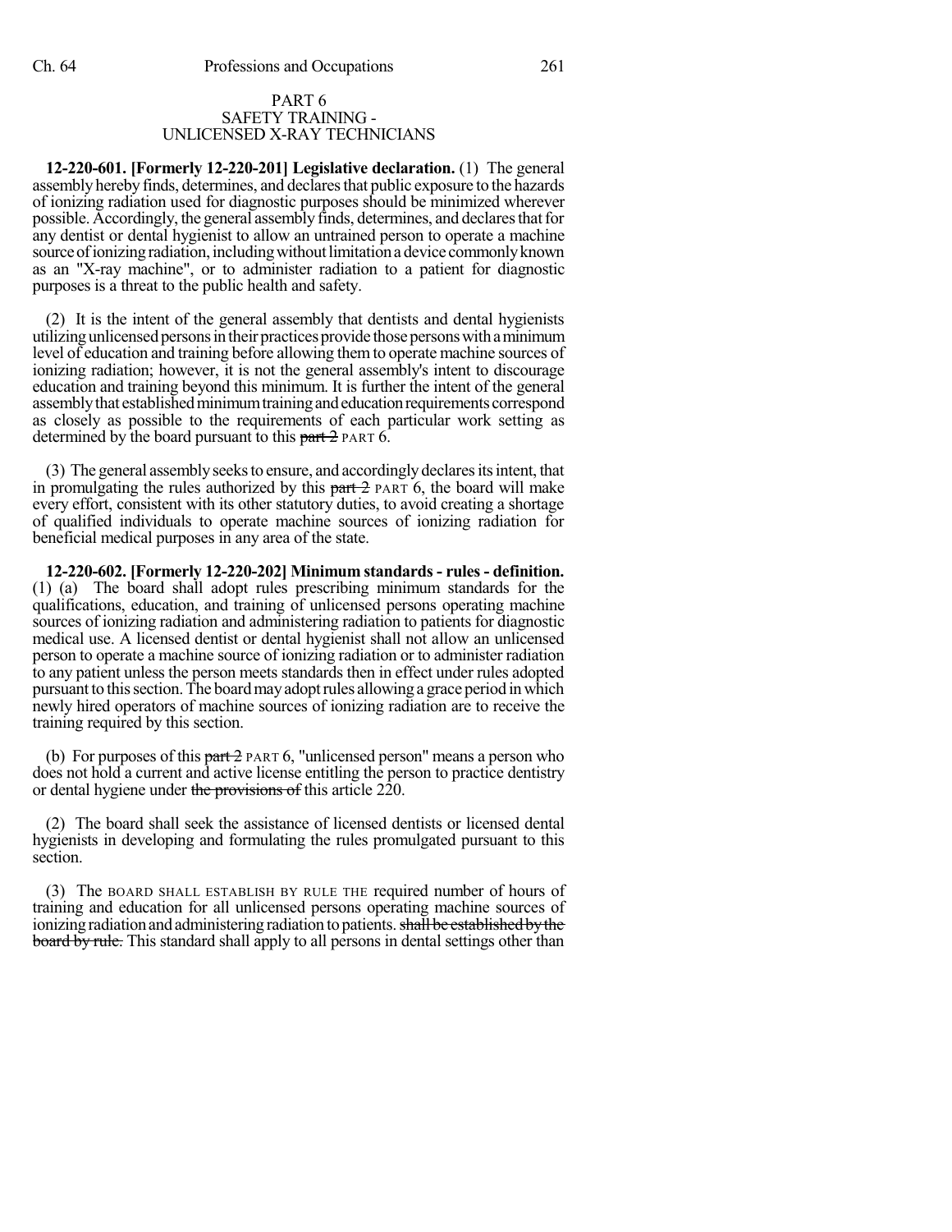## PART 6
## SAFETY TRAINING - UNLICENSED X-RAY TECHNICIANS

**12-220-601. [Formerly 12-220-201] Legislative declaration.** (1) The general assembly hereby finds, determines, and declares that public exposure to the hazards of ionizing radiation used for diagnostic purposes should be minimized wherever possible. Accordingly, the general assembly finds, determines, and declares that for any dentist or dental hygienist to allow an untrained person to operate a machine source of ionizing radiation, including without limitation a device commonly known as an "X-ray machine", or to administer radiation to a patient for diagnostic purposes is a threat to the public health and safety.

(2) It is the intent of the general assembly that dentists and dental hygienists utilizing unlicensed persons in their practices provide those persons with a minimum level of education and training before allowing them to operate machine sources of ionizing radiation; however, it is not the general assembly's intent to discourage education and training beyond this minimum. It is further the intent of the general assembly that established minimum training and education requirements correspond as closely as possible to the requirements of each particular work setting as determined by the board pursuant to this ~~part 2~~ PART 6.

(3) The general assembly seeks to ensure, and accordingly declares its intent, that in promulgating the rules authorized by this ~~part 2~~ PART 6, the board will make every effort, consistent with its other statutory duties, to avoid creating a shortage of qualified individuals to operate machine sources of ionizing radiation for beneficial medical purposes in any area of the state.

**12-220-602. [Formerly 12-220-202] Minimum standards - rules - definition.** (1) (a) The board shall adopt rules prescribing minimum standards for the qualifications, education, and training of unlicensed persons operating machine sources of ionizing radiation and administering radiation to patients for diagnostic medical use. A licensed dentist or dental hygienist shall not allow an unlicensed person to operate a machine source of ionizing radiation or to administer radiation to any patient unless the person meets standards then in effect under rules adopted pursuant to this section. The board may adopt rules allowing a grace period in which newly hired operators of machine sources of ionizing radiation are to receive the training required by this section.

(b) For purposes of this ~~part 2~~ PART 6, "unlicensed person" means a person who does not hold a current and active license entitling the person to practice dentistry or dental hygiene under ~~the provisions of~~ this article 220.

(2) The board shall seek the assistance of licensed dentists or licensed dental hygienists in developing and formulating the rules promulgated pursuant to this section.

(3) The BOARD SHALL ESTABLISH BY RULE THE required number of hours of training and education for all unlicensed persons operating machine sources of ionizing radiation and administering radiation to patients. ~~shall be established by the board by rule.~~ This standard shall apply to all persons in dental settings other than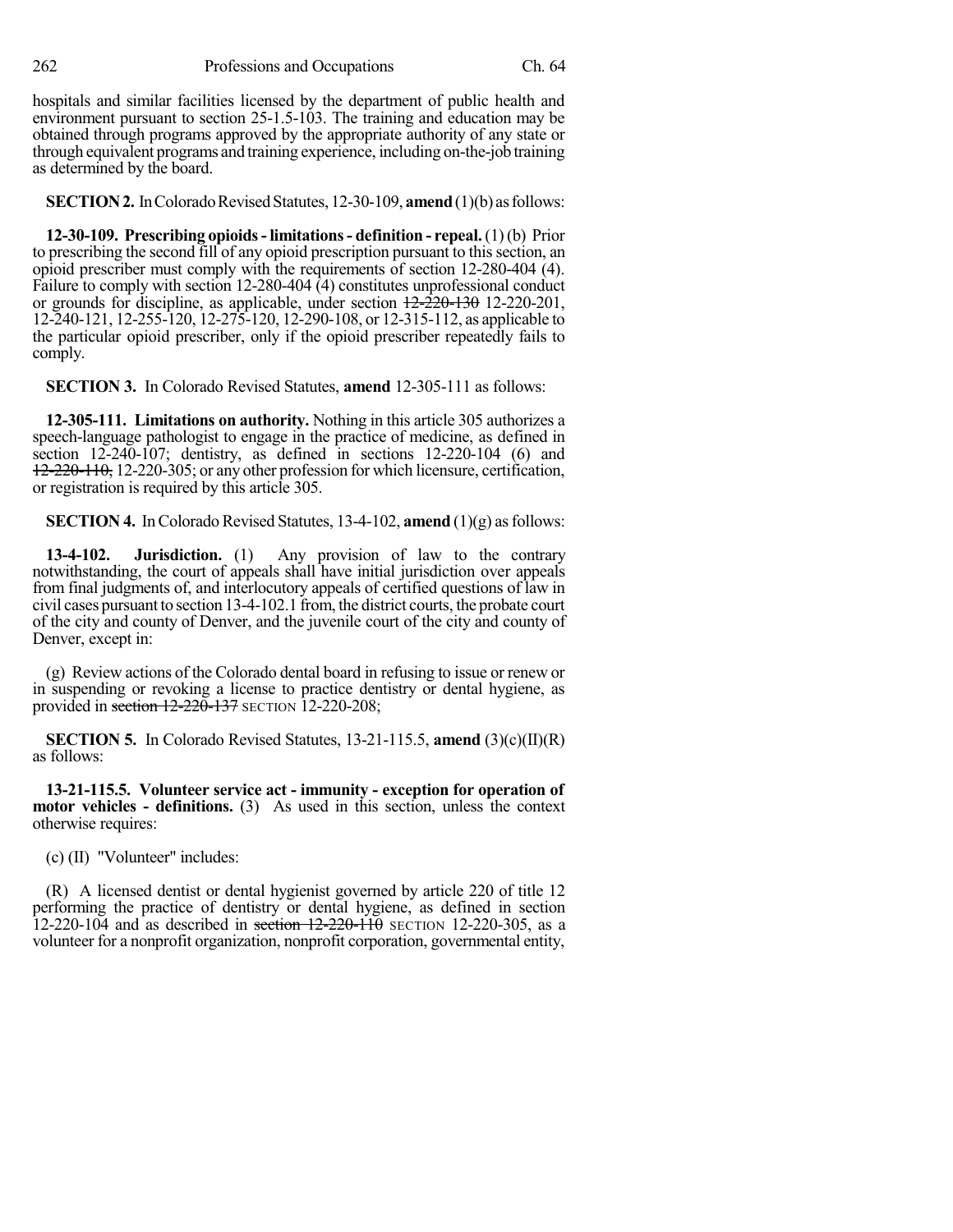hospitals and similar facilities licensed by the department of public health and environment pursuant to section 25-1.5-103. The training and education may be obtained through programs approved by the appropriate authority of any state or through equivalent programs and training experience, including on-the-job training as determined by the board.

**SECTION 2.** In Colorado Revised Statutes, 12-30-109, **amend** (1)(b) as follows:

**12-30-109. Prescribing opioids - limitations - definition - repeal.** (1) (b) Prior to prescribing the second fill of any opioid prescription pursuant to this section, an opioid prescriber must comply with the requirements of section 12-280-404 (4). Failure to comply with section 12-280-404 (4) constitutes unprofessional conduct or grounds for discipline, as applicable, under section ~~12-220-130~~ 12-220-201, 12-240-121, 12-255-120, 12-275-120, 12-290-108, or 12-315-112, as applicable to the particular opioid prescriber, only if the opioid prescriber repeatedly fails to comply.

**SECTION 3.** In Colorado Revised Statutes, **amend** 12-305-111 as follows:

**12-305-111. Limitations on authority.** Nothing in this article 305 authorizes a speech-language pathologist to engage in the practice of medicine, as defined in section 12-240-107; dentistry, as defined in sections 12-220-104 (6) and ~~12-220-110,~~ 12-220-305; or any other profession for which licensure, certification, or registration is required by this article 305.

**SECTION 4.** In Colorado Revised Statutes, 13-4-102, **amend** (1)(g) as follows:

**13-4-102. Jurisdiction.** (1) Any provision of law to the contrary notwithstanding, the court of appeals shall have initial jurisdiction over appeals from final judgments of, and interlocutory appeals of certified questions of law in civil cases pursuant to section 13-4-102.1 from, the district courts, the probate court of the city and county of Denver, and the juvenile court of the city and county of Denver, except in:

(g) Review actions of the Colorado dental board in refusing to issue or renew or in suspending or revoking a license to practice dentistry or dental hygiene, as provided in ~~section 12-220-137~~ SECTION 12-220-208;

**SECTION 5.** In Colorado Revised Statutes, 13-21-115.5, **amend** (3)(c)(II)(R) as follows:

**13-21-115.5. Volunteer service act - immunity - exception for operation of motor vehicles - definitions.** (3) As used in this section, unless the context otherwise requires:

(c) (II) "Volunteer" includes:

(R) A licensed dentist or dental hygienist governed by article 220 of title 12 performing the practice of dentistry or dental hygiene, as defined in section 12-220-104 and as described in ~~section 12-220-110~~ SECTION 12-220-305, as a volunteer for a nonprofit organization, nonprofit corporation, governmental entity,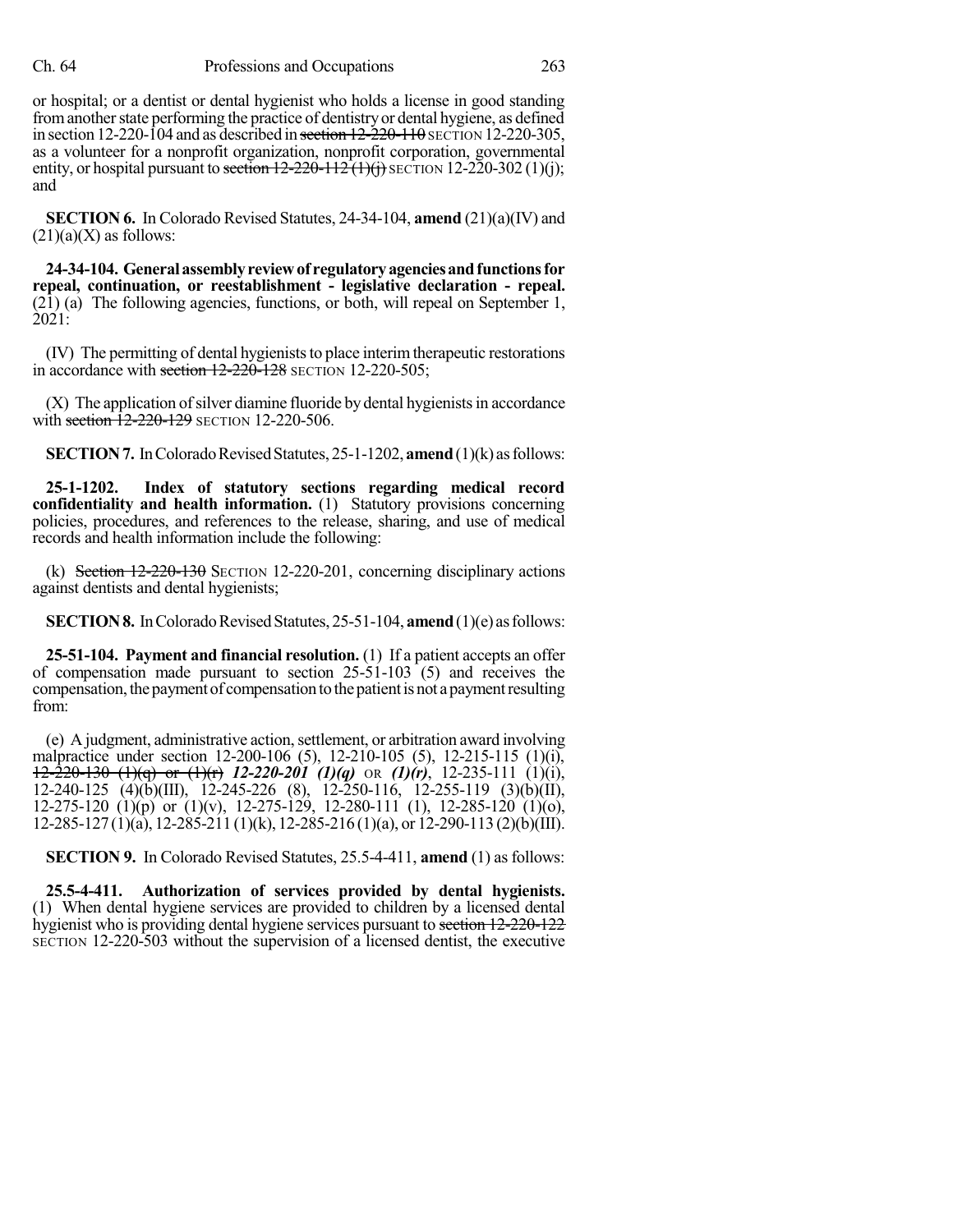or hospital; or a dentist or dental hygienist who holds a license in good standing from another state performing the practice of dentistry or dental hygiene, as defined in section 12-220-104 and as described in ~~section 12-220-110~~ SECTION 12-220-305, as a volunteer for a nonprofit organization, nonprofit corporation, governmental entity, or hospital pursuant to ~~section 12-220-112 (1)(j)~~ SECTION 12-220-302 (1)(j); and

**SECTION 6.** In Colorado Revised Statutes, 24-34-104, **amend** (21)(a)(IV) and (21)(a)(X) as follows:

**24-34-104. General assembly review of regulatory agencies and functions for repeal, continuation, or reestablishment - legislative declaration - repeal.** (21) (a) The following agencies, functions, or both, will repeal on September 1, 2021:

(IV) The permitting of dental hygienists to place interim therapeutic restorations in accordance with ~~section 12-220-128~~ SECTION 12-220-505;

(X) The application of silver diamine fluoride by dental hygienists in accordance with ~~section 12-220-129~~ SECTION 12-220-506.

**SECTION 7.** In Colorado Revised Statutes, 25-1-1202, **amend** (1)(k) as follows:

**25-1-1202. Index of statutory sections regarding medical record confidentiality and health information.** (1) Statutory provisions concerning policies, procedures, and references to the release, sharing, and use of medical records and health information include the following:

(k) ~~Section 12-220-130~~ SECTION 12-220-201, concerning disciplinary actions against dentists and dental hygienists;

**SECTION 8.** In Colorado Revised Statutes, 25-51-104, **amend** (1)(e) as follows:

**25-51-104. Payment and financial resolution.** (1) If a patient accepts an offer of compensation made pursuant to section 25-51-103 (5) and receives the compensation, the payment of compensation to the patient is not a payment resulting from:

(e) A judgment, administrative action, settlement, or arbitration award involving malpractice under section 12-200-106 (5), 12-210-105 (5), 12-215-115 (1)(i), ~~12-220-130 (1)(q) or (1)(r)~~ ***12-220-201 (1)(q)*** OR ***(1)(r)***, 12-235-111 (1)(i), 12-240-125 (4)(b)(III), 12-245-226 (8), 12-250-116, 12-255-119 (3)(b)(II), 12-275-120 (1)(p) or (1)(v), 12-275-129, 12-280-111 (1), 12-285-120 (1)(o), 12-285-127 (1)(a), 12-285-211 (1)(k), 12-285-216 (1)(a), or 12-290-113 (2)(b)(III).

**SECTION 9.** In Colorado Revised Statutes, 25.5-4-411, **amend** (1) as follows:

**25.5-4-411. Authorization of services provided by dental hygienists.** (1) When dental hygiene services are provided to children by a licensed dental hygienist who is providing dental hygiene services pursuant to ~~section 12-220-122~~ SECTION 12-220-503 without the supervision of a licensed dentist, the executive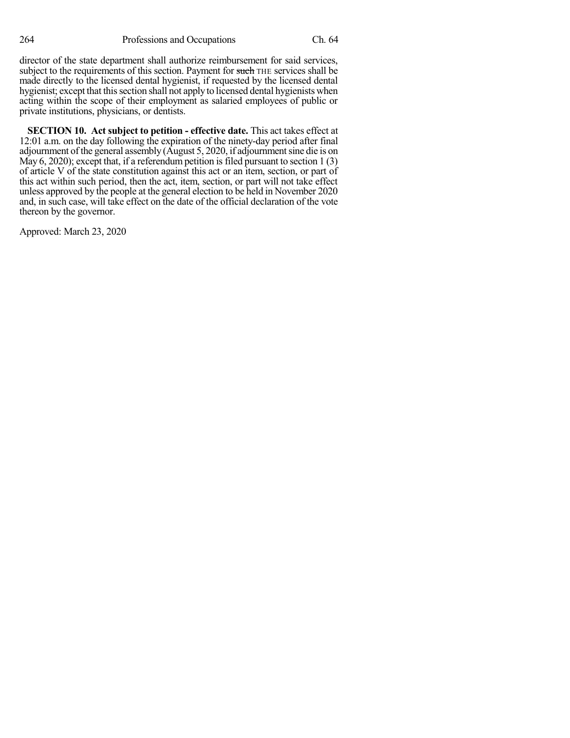director of the state department shall authorize reimbursement for said services, subject to the requirements of this section. Payment for ~~such~~ THE services shall be made directly to the licensed dental hygienist, if requested by the licensed dental hygienist; except that this section shall not apply to licensed dental hygienists when acting within the scope of their employment as salaried employees of public or private institutions, physicians, or dentists.

**SECTION 10. Act subject to petition - effective date.** This act takes effect at 12:01 a.m. on the day following the expiration of the ninety-day period after final adjournment of the general assembly (August 5, 2020, if adjournment sine die is on May 6, 2020); except that, if a referendum petition is filed pursuant to section 1 (3) of article V of the state constitution against this act or an item, section, or part of this act within such period, then the act, item, section, or part will not take effect unless approved by the people at the general election to be held in November 2020 and, in such case, will take effect on the date of the official declaration of the vote thereon by the governor.

Approved: March 23, 2020